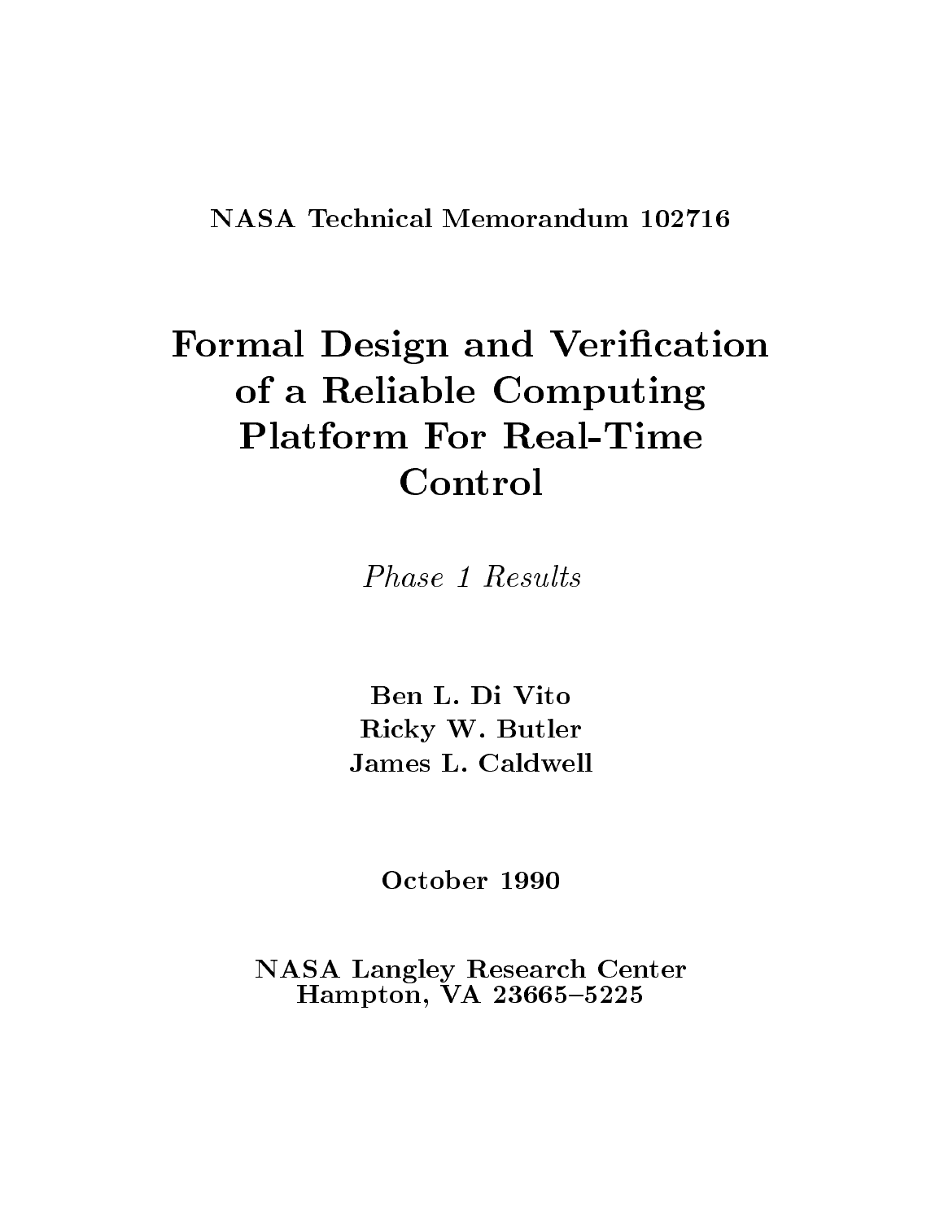NASA Technical Memorandum 102716

# Formal Design and Verification of a Reliable Computing Platform For Real-Time Control

*Phase 1 Results*

**Ben L. Di Vito**
**Ricky W. Butler**
**James L. Caldwell**

**October 1990**

**NASA Langley Research Center**
**Hampton, VA 23665–5225**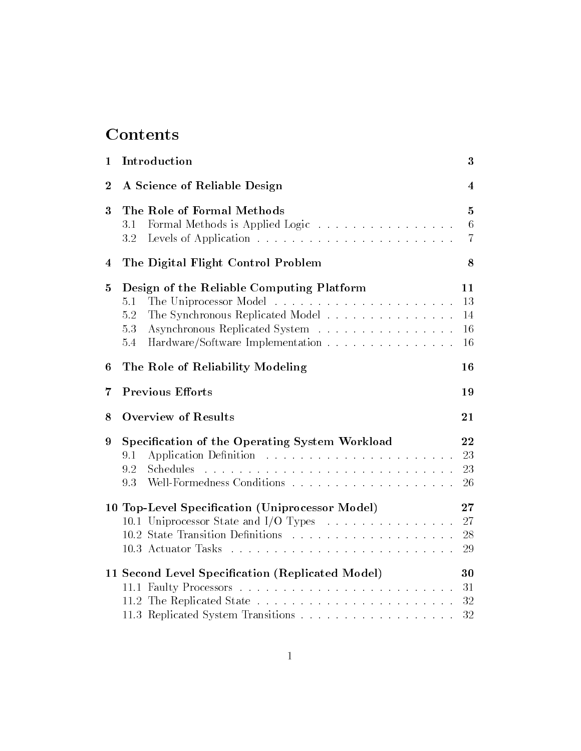# Contents

| | | |
|---|---|---|
| **1** | **Introduction** | **3** |
| **2** | **A Science of Reliable Design** | **4** |
| **3** | **The Role of Formal Methods** | **5** |
| | 3.1 Formal Methods is Applied Logic | 6 |
| | 3.2 Levels of Application | 7 |
| **4** | **The Digital Flight Control Problem** | **8** |
| **5** | **Design of the Reliable Computing Platform** | **11** |
| | 5.1 The Uniprocessor Model | 13 |
| | 5.2 The Synchronous Replicated Model | 14 |
| | 5.3 Asynchronous Replicated System | 16 |
| | 5.4 Hardware/Software Implementation | 16 |
| **6** | **The Role of Reliability Modeling** | **16** |
| **7** | **Previous Efforts** | **19** |
| **8** | **Overview of Results** | **21** |
| **9** | **Specification of the Operating System Workload** | **22** |
| | 9.1 Application Definition | 23 |
| | 9.2 Schedules | 23 |
| | 9.3 Well-Formedness Conditions | 26 |
| **10** | **Top-Level Specification (Uniprocessor Model)** | **27** |
| | 10.1 Uniprocessor State and I/O Types | 27 |
| | 10.2 State Transition Definitions | 28 |
| | 10.3 Actuator Tasks | 29 |
| **11** | **Second Level Specification (Replicated Model)** | **30** |
| | 11.1 Faulty Processors | 31 |
| | 11.2 The Replicated State | 32 |
| | 11.3 Replicated System Transitions | 32 |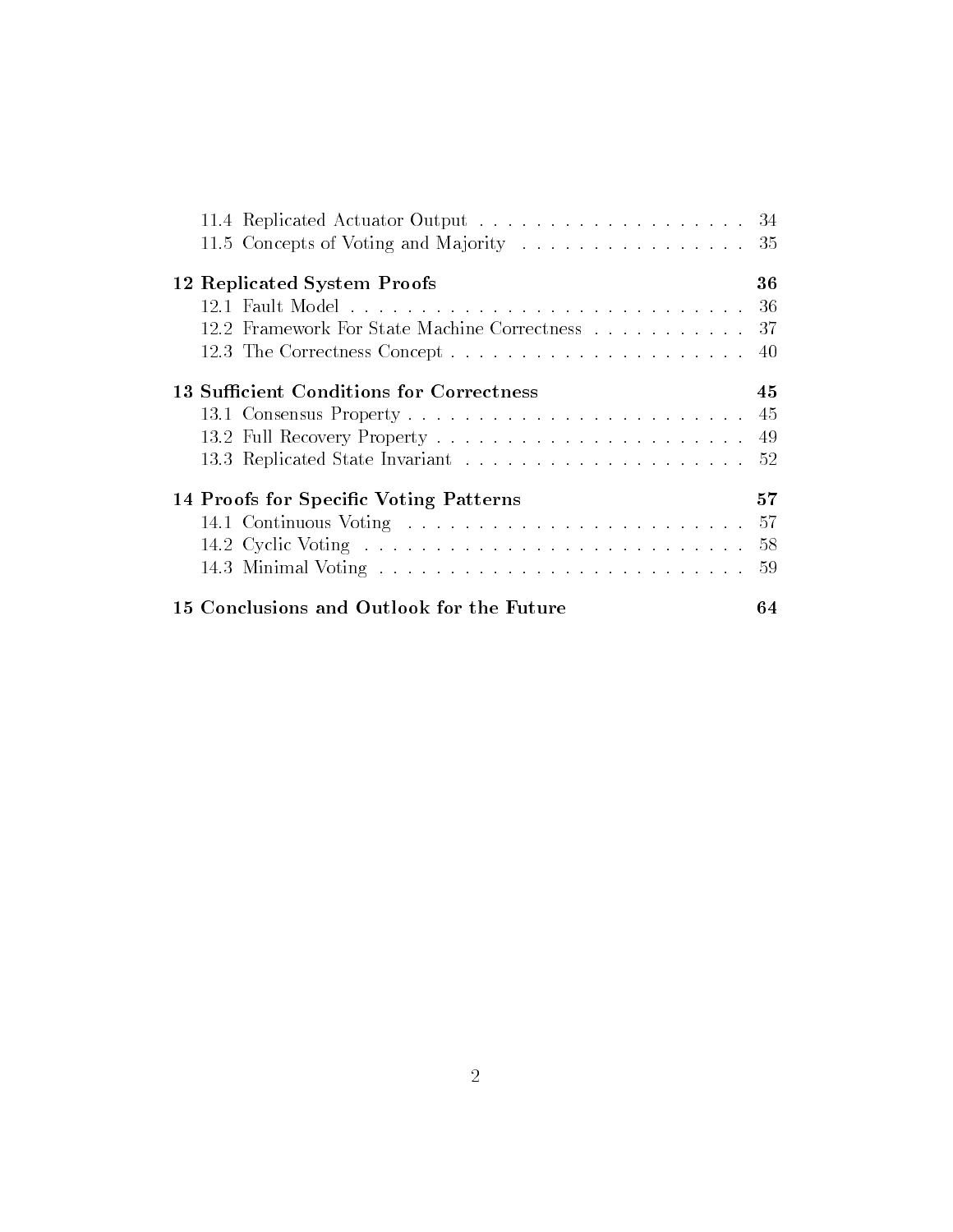11.4 Replicated Actuator Output . . . . . . . . . . . . . . . . . . . 34
11.5 Concepts of Voting and Majority . . . . . . . . . . . . . . . . 35

**12 Replicated System Proofs** **36**
12.1 Fault Model . . . . . . . . . . . . . . . . . . . . . . . . . . . . 36
12.2 Framework For State Machine Correctness . . . . . . . . . . . 37
12.3 The Correctness Concept . . . . . . . . . . . . . . . . . . . . . 40

**13 Sufficient Conditions for Correctness** **45**
13.1 Consensus Property . . . . . . . . . . . . . . . . . . . . . . . . 45
13.2 Full Recovery Property . . . . . . . . . . . . . . . . . . . . . . 49
13.3 Replicated State Invariant . . . . . . . . . . . . . . . . . . . . 52

**14 Proofs for Specific Voting Patterns** **57**
14.1 Continuous Voting . . . . . . . . . . . . . . . . . . . . . . . . 57
14.2 Cyclic Voting . . . . . . . . . . . . . . . . . . . . . . . . . . . 58
14.3 Minimal Voting . . . . . . . . . . . . . . . . . . . . . . . . . . 59

**15 Conclusions and Outlook for the Future** **64**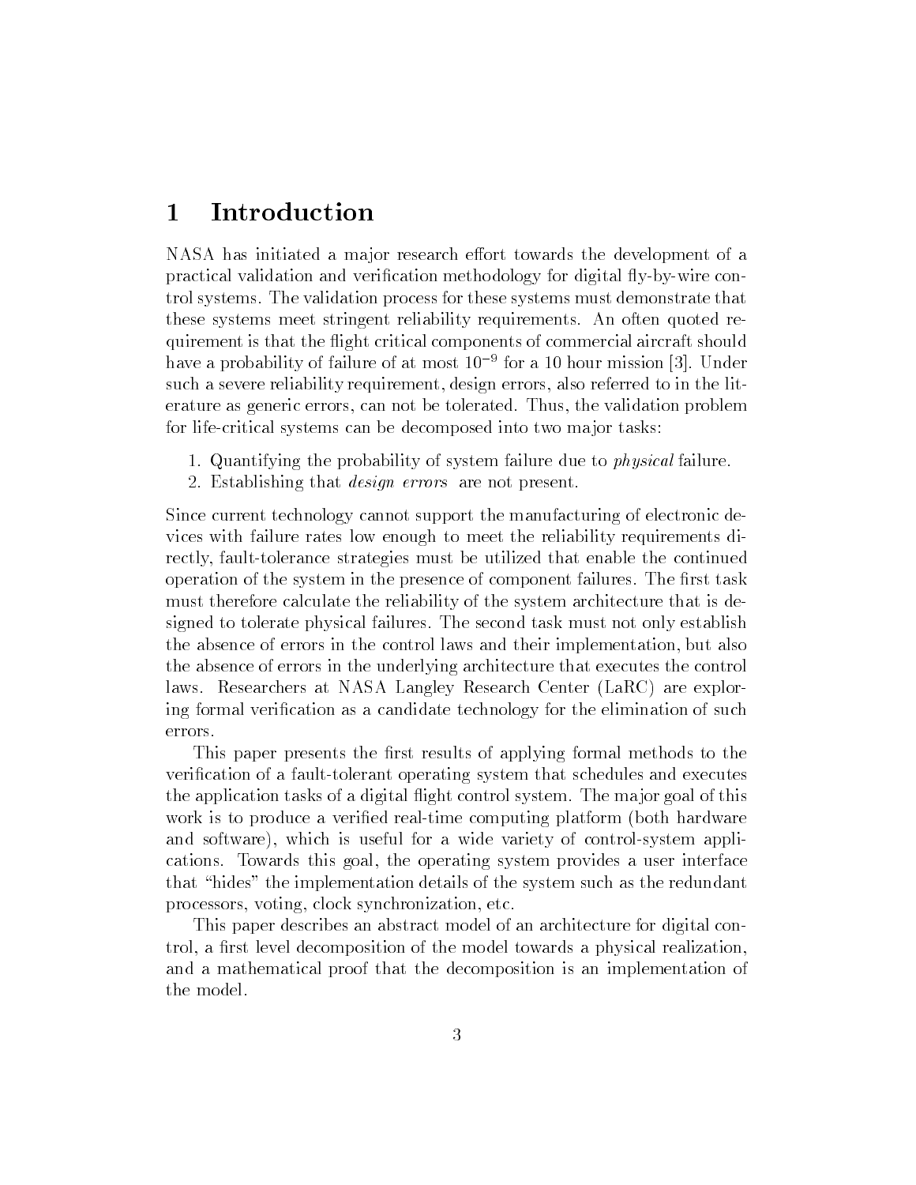# 1 Introduction

NASA has initiated a major research effort towards the development of a practical validation and verification methodology for digital fly-by-wire control systems. The validation process for these systems must demonstrate that these systems meet stringent reliability requirements. An often quoted requirement is that the flight critical components of commercial aircraft should have a probability of failure of at most $10^{-9}$ for a 10 hour mission [3]. Under such a severe reliability requirement, design errors, also referred to in the literature as generic errors, can not be tolerated. Thus, the validation problem for life-critical systems can be decomposed into two major tasks:

1. Quantifying the probability of system failure due to *physical* failure.
2. Establishing that *design errors* are not present.

Since current technology cannot support the manufacturing of electronic devices with failure rates low enough to meet the reliability requirements directly, fault-tolerance strategies must be utilized that enable the continued operation of the system in the presence of component failures. The first task must therefore calculate the reliability of the system architecture that is designed to tolerate physical failures. The second task must not only establish the absence of errors in the control laws and their implementation, but also the absence of errors in the underlying architecture that executes the control laws. Researchers at NASA Langley Research Center (LaRC) are exploring formal verification as a candidate technology for the elimination of such errors.

This paper presents the first results of applying formal methods to the verification of a fault-tolerant operating system that schedules and executes the application tasks of a digital flight control system. The major goal of this work is to produce a verified real-time computing platform (both hardware and software), which is useful for a wide variety of control-system applications. Towards this goal, the operating system provides a user interface that "hides" the implementation details of the system such as the redundant processors, voting, clock synchronization, etc.

This paper describes an abstract model of an architecture for digital control, a first level decomposition of the model towards a physical realization, and a mathematical proof that the decomposition is an implementation of the model.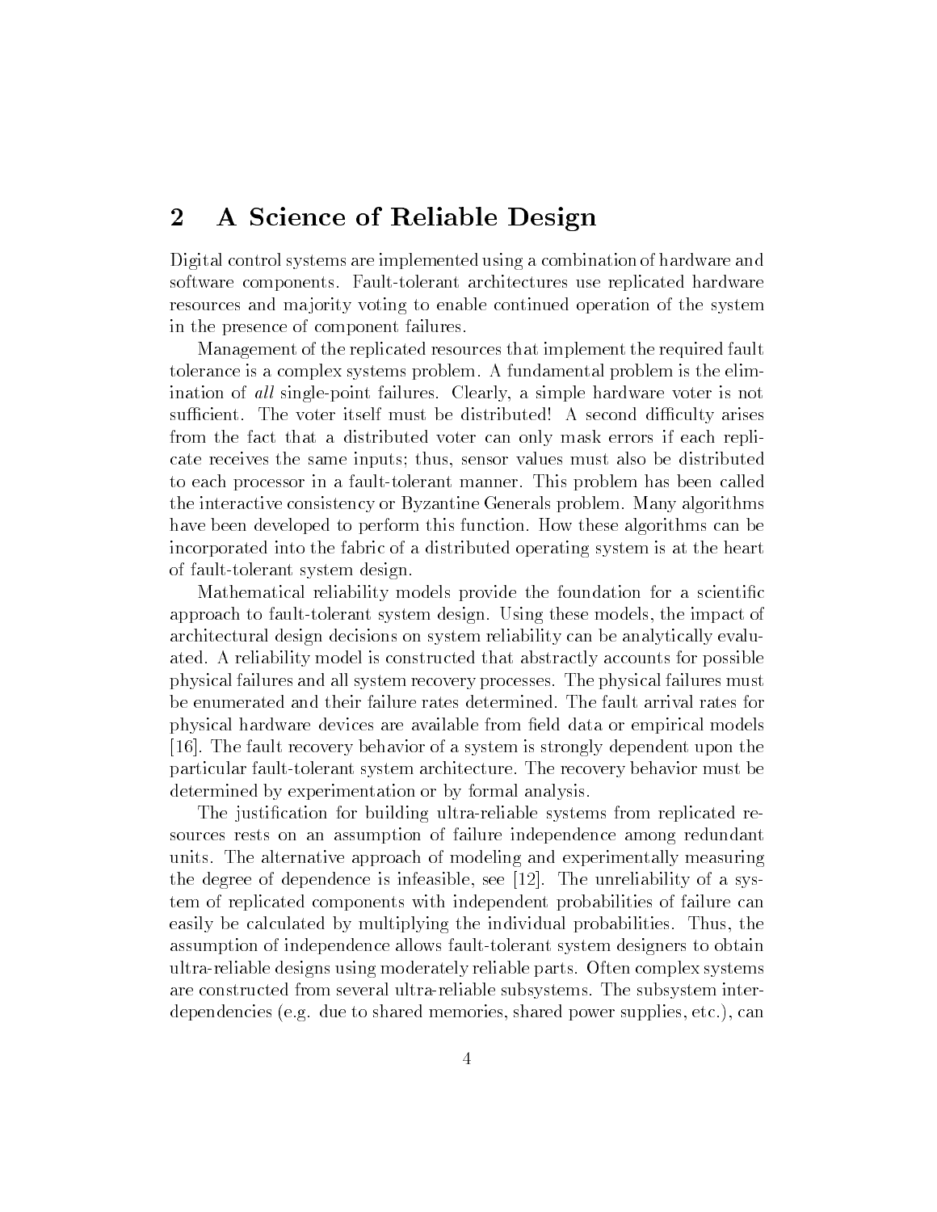## 2 A Science of Reliable Design

Digital control systems are implemented using a combination of hardware and software components. Fault-tolerant architectures use replicated hardware resources and majority voting to enable continued operation of the system in the presence of component failures.

Management of the replicated resources that implement the required fault tolerance is a complex systems problem. A fundamental problem is the elimination of *all* single-point failures. Clearly, a simple hardware voter is not sufficient. The voter itself must be distributed! A second difficulty arises from the fact that a distributed voter can only mask errors if each replicate receives the same inputs; thus, sensor values must also be distributed to each processor in a fault-tolerant manner. This problem has been called the interactive consistency or Byzantine Generals problem. Many algorithms have been developed to perform this function. How these algorithms can be incorporated into the fabric of a distributed operating system is at the heart of fault-tolerant system design.

Mathematical reliability models provide the foundation for a scientific approach to fault-tolerant system design. Using these models, the impact of architectural design decisions on system reliability can be analytically evaluated. A reliability model is constructed that abstractly accounts for possible physical failures and all system recovery processes. The physical failures must be enumerated and their failure rates determined. The fault arrival rates for physical hardware devices are available from field data or empirical models [16]. The fault recovery behavior of a system is strongly dependent upon the particular fault-tolerant system architecture. The recovery behavior must be determined by experimentation or by formal analysis.

The justification for building ultra-reliable systems from replicated resources rests on an assumption of failure independence among redundant units. The alternative approach of modeling and experimentally measuring the degree of dependence is infeasible, see [12]. The unreliability of a system of replicated components with independent probabilities of failure can easily be calculated by multiplying the individual probabilities. Thus, the assumption of independence allows fault-tolerant system designers to obtain ultra-reliable designs using moderately reliable parts. Often complex systems are constructed from several ultra-reliable subsystems. The subsystem interdependencies (e.g. due to shared memories, shared power supplies, etc.), can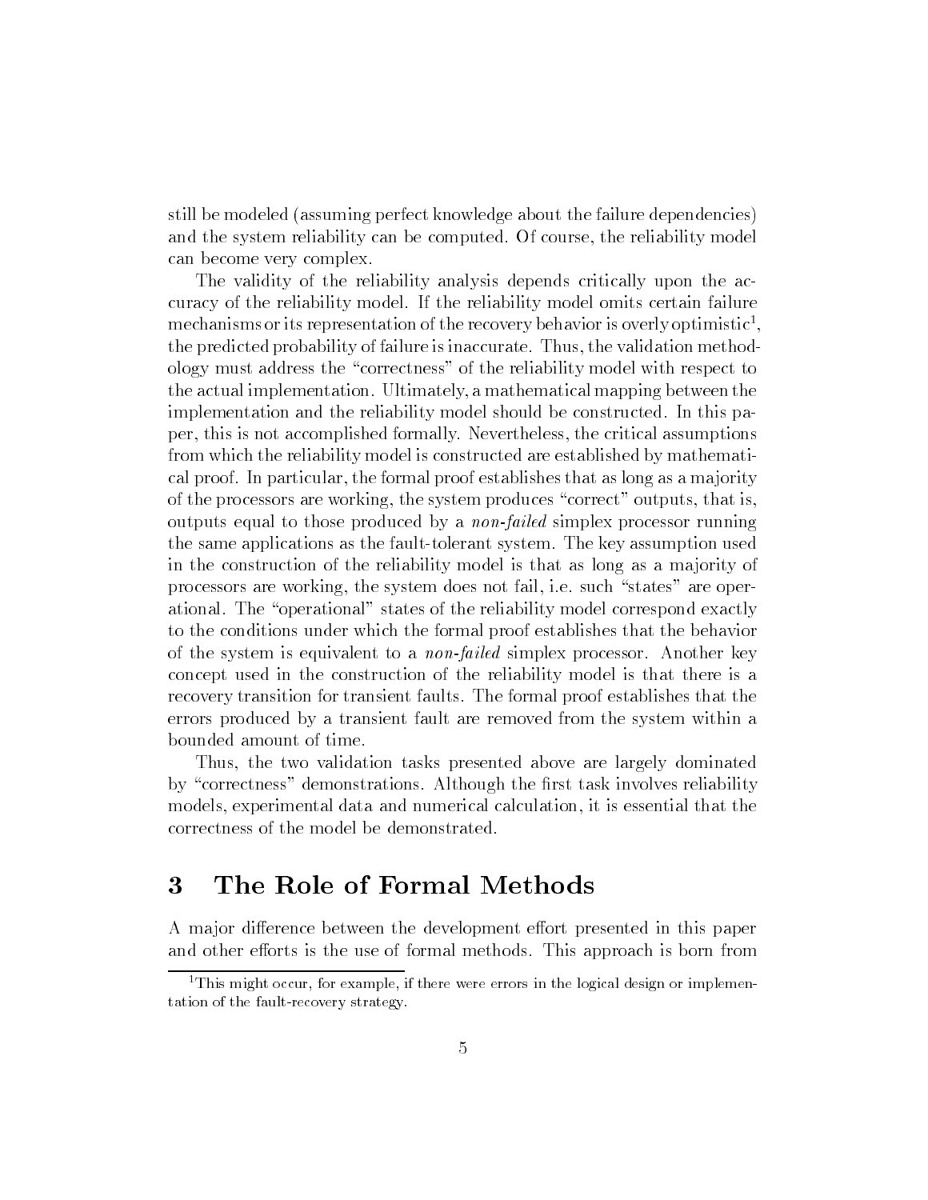still be modeled (assuming perfect knowledge about the failure dependencies) and the system reliability can be computed. Of course, the reliability model can become very complex.

The validity of the reliability analysis depends critically upon the accuracy of the reliability model. If the reliability model omits certain failure mechanisms or its representation of the recovery behavior is overly optimistic[1], the predicted probability of failure is inaccurate. Thus, the validation methodology must address the "correctness" of the reliability model with respect to the actual implementation. Ultimately, a mathematical mapping between the implementation and the reliability model should be constructed. In this paper, this is not accomplished formally. Nevertheless, the critical assumptions from which the reliability model is constructed are established by mathematical proof. In particular, the formal proof establishes that as long as a majority of the processors are working, the system produces "correct" outputs, that is, outputs equal to those produced by a *non-failed* simplex processor running the same applications as the fault-tolerant system. The key assumption used in the construction of the reliability model is that as long as a majority of processors are working, the system does not fail, i.e. such "states" are operational. The "operational" states of the reliability model correspond exactly to the conditions under which the formal proof establishes that the behavior of the system is equivalent to a *non-failed* simplex processor. Another key concept used in the construction of the reliability model is that there is a recovery transition for transient faults. The formal proof establishes that the errors produced by a transient fault are removed from the system within a bounded amount of time.

Thus, the two validation tasks presented above are largely dominated by "correctness" demonstrations. Although the first task involves reliability models, experimental data and numerical calculation, it is essential that the correctness of the model be demonstrated.

# 3 The Role of Formal Methods

A major difference between the development effort presented in this paper and other efforts is the use of formal methods. This approach is born from

[1] This might occur, for example, if there were errors in the logical design or implementation of the fault-recovery strategy.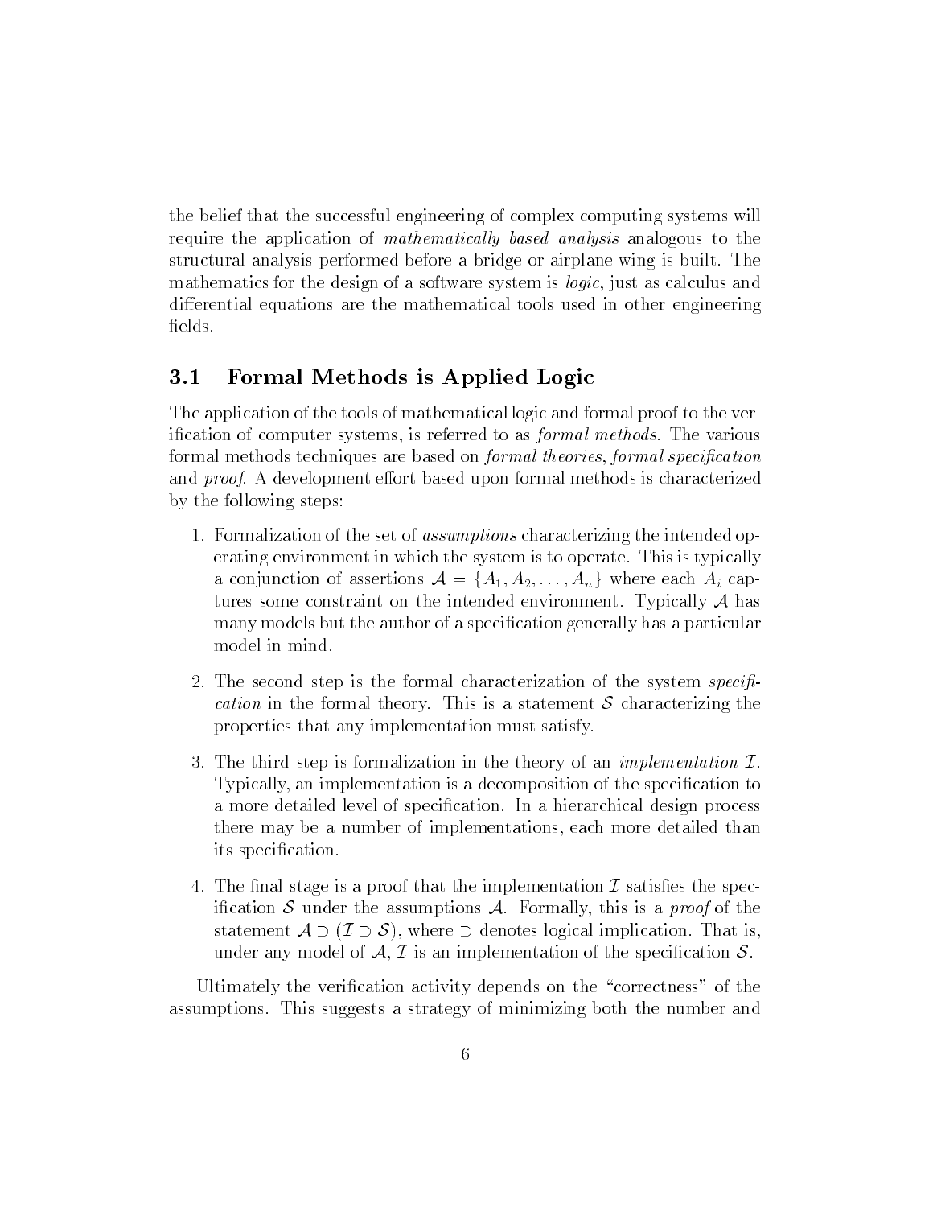the belief that the successful engineering of complex computing systems will require the application of *mathematically based analysis* analogous to the structural analysis performed before a bridge or airplane wing is built. The mathematics for the design of a software system is *logic*, just as calculus and differential equations are the mathematical tools used in other engineering fields.

## 3.1 Formal Methods is Applied Logic

The application of the tools of mathematical logic and formal proof to the verification of computer systems, is referred to as *formal methods*. The various formal methods techniques are based on *formal theories*, *formal specification* and *proof*. A development effort based upon formal methods is characterized by the following steps:

1. Formalization of the set of *assumptions* characterizing the intended operating environment in which the system is to operate. This is typically a conjunction of assertions $\mathcal{A} = \{A_1, A_2, \ldots, A_n\}$ where each $A_i$ captures some constraint on the intended environment. Typically $\mathcal{A}$ has many models but the author of a specification generally has a particular model in mind.

2. The second step is the formal characterization of the system *specification* in the formal theory. This is a statement $\mathcal{S}$ characterizing the properties that any implementation must satisfy.

3. The third step is formalization in the theory of an *implementation* $\mathcal{I}$. Typically, an implementation is a decomposition of the specification to a more detailed level of specification. In a hierarchical design process there may be a number of implementations, each more detailed than its specification.

4. The final stage is a proof that the implementation $\mathcal{I}$ satisfies the specification $\mathcal{S}$ under the assumptions $\mathcal{A}$. Formally, this is a *proof* of the statement $\mathcal{A} \supset (\mathcal{I} \supset \mathcal{S})$, where $\supset$ denotes logical implication. That is, under any model of $\mathcal{A}$, $\mathcal{I}$ is an implementation of the specification $\mathcal{S}$.

Ultimately the verification activity depends on the "correctness" of the assumptions. This suggests a strategy of minimizing both the number and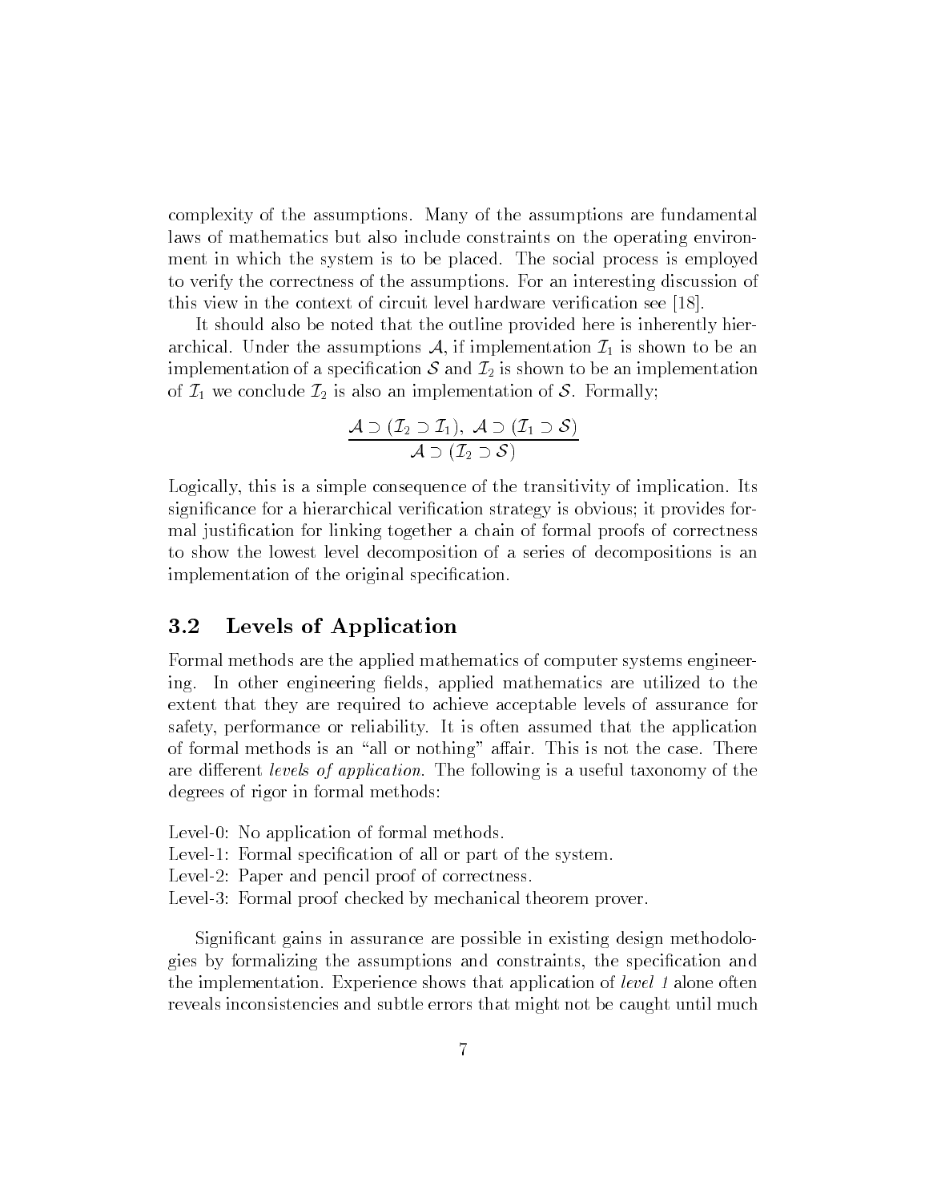complexity of the assumptions. Many of the assumptions are fundamental laws of mathematics but also include constraints on the operating environment in which the system is to be placed. The social process is employed to verify the correctness of the assumptions. For an interesting discussion of this view in the context of circuit level hardware verification see [18].

It should also be noted that the outline provided here is inherently hierarchical. Under the assumptions $\mathcal{A}$, if implementation $\mathcal{I}_1$ is shown to be an implementation of a specification $\mathcal{S}$ and $\mathcal{I}_2$ is shown to be an implementation of $\mathcal{I}_1$ we conclude $\mathcal{I}_2$ is also an implementation of $\mathcal{S}$. Formally;

$$\frac{\mathcal{A} \supset (\mathcal{I}_2 \supset \mathcal{I}_1),\ \mathcal{A} \supset (\mathcal{I}_1 \supset \mathcal{S})}{\mathcal{A} \supset (\mathcal{I}_2 \supset \mathcal{S})}$$

Logically, this is a simple consequence of the transitivity of implication. Its significance for a hierarchical verification strategy is obvious; it provides formal justification for linking together a chain of formal proofs of correctness to show the lowest level decomposition of a series of decompositions is an implementation of the original specification.

## 3.2 Levels of Application

Formal methods are the applied mathematics of computer systems engineering. In other engineering fields, applied mathematics are utilized to the extent that they are required to achieve acceptable levels of assurance for safety, performance or reliability. It is often assumed that the application of formal methods is an "all or nothing" affair. This is not the case. There are different *levels of application*. The following is a useful taxonomy of the degrees of rigor in formal methods:

Level-0: No application of formal methods.
Level-1: Formal specification of all or part of the system.
Level-2: Paper and pencil proof of correctness.
Level-3: Formal proof checked by mechanical theorem prover.

Significant gains in assurance are possible in existing design methodologies by formalizing the assumptions and constraints, the specification and the implementation. Experience shows that application of *level 1* alone often reveals inconsistencies and subtle errors that might not be caught until much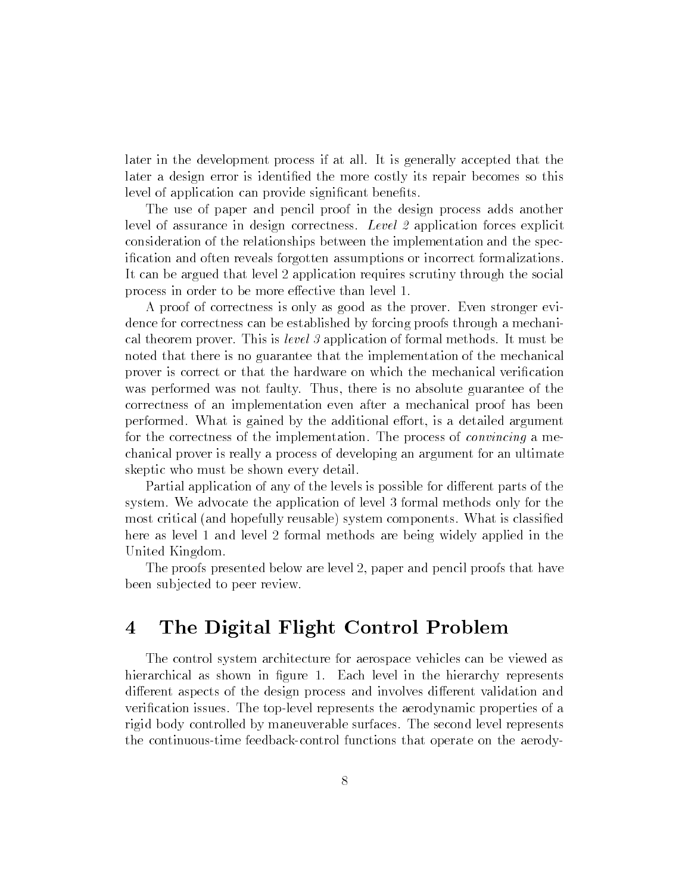later in the development process if at all. It is generally accepted that the later a design error is identified the more costly its repair becomes so this level of application can provide significant benefits.

The use of paper and pencil proof in the design process adds another level of assurance in design correctness. *Level 2* application forces explicit consideration of the relationships between the implementation and the specification and often reveals forgotten assumptions or incorrect formalizations. It can be argued that level 2 application requires scrutiny through the social process in order to be more effective than level 1.

A proof of correctness is only as good as the prover. Even stronger evidence for correctness can be established by forcing proofs through a mechanical theorem prover. This is *level 3* application of formal methods. It must be noted that there is no guarantee that the implementation of the mechanical prover is correct or that the hardware on which the mechanical verification was performed was not faulty. Thus, there is no absolute guarantee of the correctness of an implementation even after a mechanical proof has been performed. What is gained by the additional effort, is a detailed argument for the correctness of the implementation. The process of *convincing* a mechanical prover is really a process of developing an argument for an ultimate skeptic who must be shown every detail.

Partial application of any of the levels is possible for different parts of the system. We advocate the application of level 3 formal methods only for the most critical (and hopefully reusable) system components. What is classified here as level 1 and level 2 formal methods are being widely applied in the United Kingdom.

The proofs presented below are level 2, paper and pencil proofs that have been subjected to peer review.

# 4 The Digital Flight Control Problem

The control system architecture for aerospace vehicles can be viewed as hierarchical as shown in figure 1. Each level in the hierarchy represents different aspects of the design process and involves different validation and verification issues. The top-level represents the aerodynamic properties of a rigid body controlled by maneuverable surfaces. The second level represents the continuous-time feedback-control functions that operate on the aerody-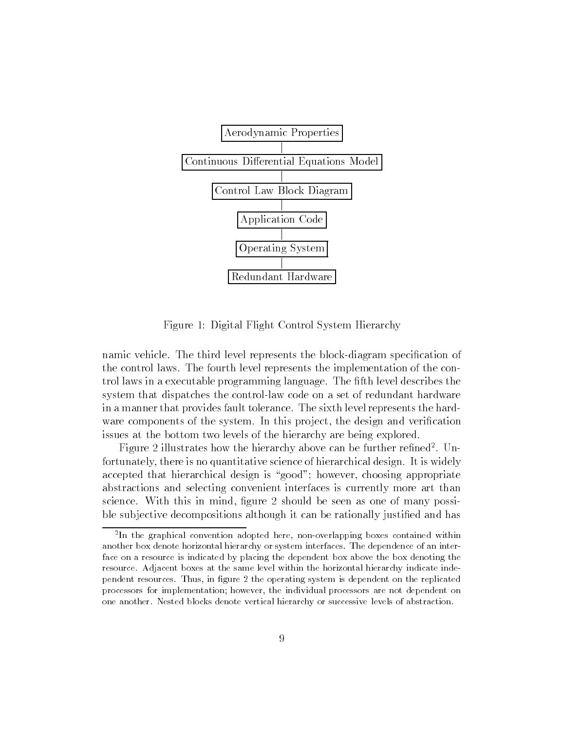Aerodynamic Properties

Continuous Differential Equations Model

Control Law Block Diagram

Application Code

Operating System

Redundant Hardware

Figure 1: Digital Flight Control System Hierarchy

namic vehicle. The third level represents the block-diagram specification of the control laws. The fourth level represents the implementation of the control laws in a executable programming language. The fifth level describes the system that dispatches the control-law code on a set of redundant hardware in a manner that provides fault tolerance. The sixth level represents the hardware components of the system. In this project, the design and verification issues at the bottom two levels of the hierarchy are being explored.

Figure 2 illustrates how the hierarchy above can be further refined[2]. Unfortunately, there is no quantitative science of hierarchical design. It is widely accepted that hierarchical design is "good"; however, choosing appropriate abstractions and selecting convenient interfaces is currently more art than science. With this in mind, figure 2 should be seen as one of many possible subjective decompositions although it can be rationally justified and has

[2]In the graphical convention adopted here, non-overlapping boxes contained within another box denote horizontal hierarchy or system interfaces. The dependence of an interface on a resource is indicated by placing the dependent box above the box denoting the resource. Adjacent boxes at the same level within the horizontal hierarchy indicate independent resources. Thus, in figure 2 the operating system is dependent on the replicated processors for implementation; however, the individual processors are not dependent on one another. Nested blocks denote vertical hierarchy or successive levels of abstraction.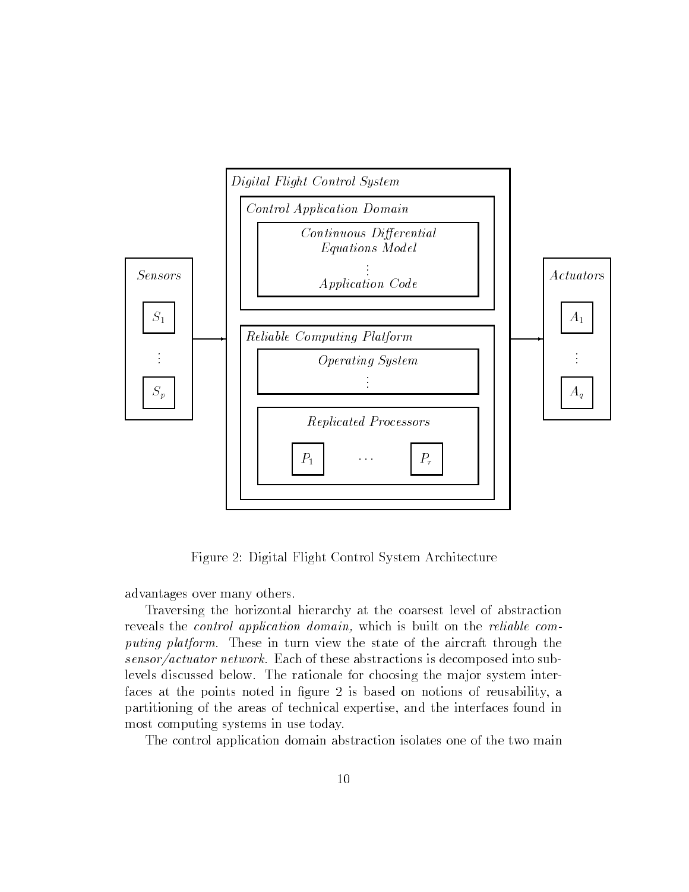Figure 2: Digital Flight Control System Architecture

advantages over many others.

Traversing the horizontal hierarchy at the coarsest level of abstraction reveals the *control application domain,* which is built on the *reliable computing platform*. These in turn view the state of the aircraft through the *sensor/actuator network*. Each of these abstractions is decomposed into sublevels discussed below. The rationale for choosing the major system interfaces at the points noted in figure 2 is based on notions of reusability, a partitioning of the areas of technical expertise, and the interfaces found in most computing systems in use today.

The control application domain abstraction isolates one of the two main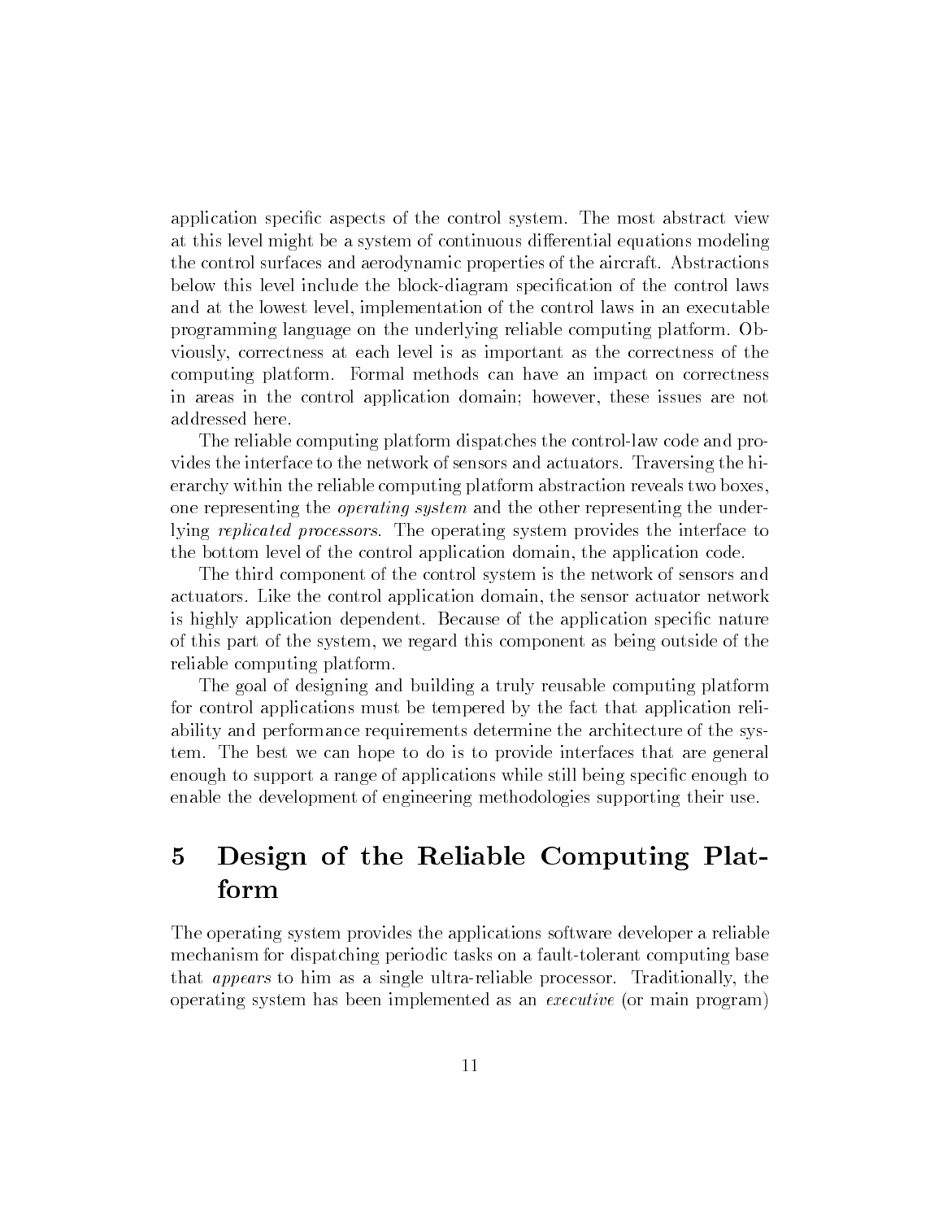application specific aspects of the control system. The most abstract view at this level might be a system of continuous differential equations modeling the control surfaces and aerodynamic properties of the aircraft. Abstractions below this level include the block-diagram specification of the control laws and at the lowest level, implementation of the control laws in an executable programming language on the underlying reliable computing platform. Obviously, correctness at each level is as important as the correctness of the computing platform. Formal methods can have an impact on correctness in areas in the control application domain; however, these issues are not addressed here.

The reliable computing platform dispatches the control-law code and provides the interface to the network of sensors and actuators. Traversing the hierarchy within the reliable computing platform abstraction reveals two boxes, one representing the *operating system* and the other representing the underlying *replicated processors*. The operating system provides the interface to the bottom level of the control application domain, the application code.

The third component of the control system is the network of sensors and actuators. Like the control application domain, the sensor actuator network is highly application dependent. Because of the application specific nature of this part of the system, we regard this component as being outside of the reliable computing platform.

The goal of designing and building a truly reusable computing platform for control applications must be tempered by the fact that application reliability and performance requirements determine the architecture of the system. The best we can hope to do is to provide interfaces that are general enough to support a range of applications while still being specific enough to enable the development of engineering methodologies supporting their use.

# 5 Design of the Reliable Computing Platform

The operating system provides the applications software developer a reliable mechanism for dispatching periodic tasks on a fault-tolerant computing base that *appears* to him as a single ultra-reliable processor. Traditionally, the operating system has been implemented as an *executive* (or main program)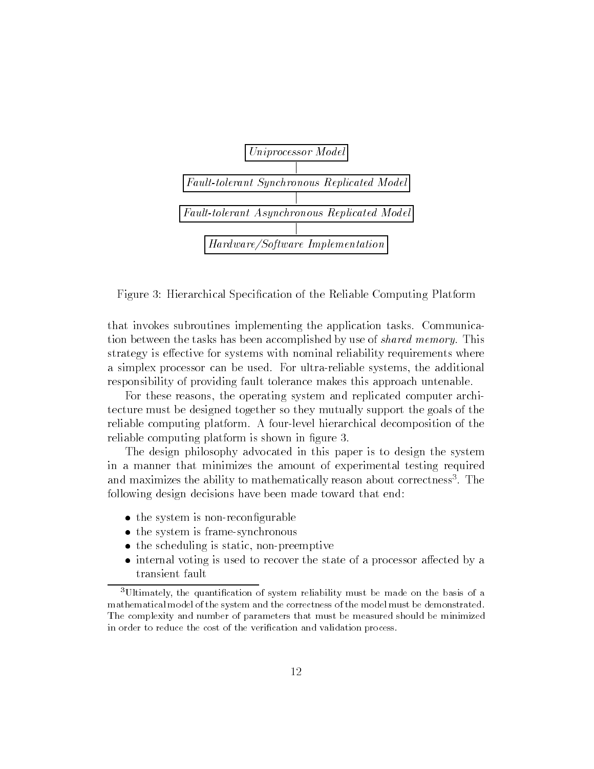*Uniprocessor Model*

|

*Fault-tolerant Synchronous Replicated Model*

|

*Fault-tolerant Asynchronous Replicated Model*

|

*Hardware/Software Implementation*

Figure 3: Hierarchical Specification of the Reliable Computing Platform

that invokes subroutines implementing the application tasks. Communication between the tasks has been accomplished by use of *shared memory*. This strategy is effective for systems with nominal reliability requirements where a simplex processor can be used. For ultra-reliable systems, the additional responsibility of providing fault tolerance makes this approach untenable.

For these reasons, the operating system and replicated computer architecture must be designed together so they mutually support the goals of the reliable computing platform. A four-level hierarchical decomposition of the reliable computing platform is shown in figure 3.

The design philosophy advocated in this paper is to design the system in a manner that minimizes the amount of experimental testing required and maximizes the ability to mathematically reason about correctness[3]. The following design decisions have been made toward that end:

- the system is non-reconfigurable
- the system is frame-synchronous
- the scheduling is static, non-preemptive
- internal voting is used to recover the state of a processor affected by a transient fault

[3]Ultimately, the quantification of system reliability must be made on the basis of a mathematical model of the system and the correctness of the model must be demonstrated. The complexity and number of parameters that must be measured should be minimized in order to reduce the cost of the verification and validation process.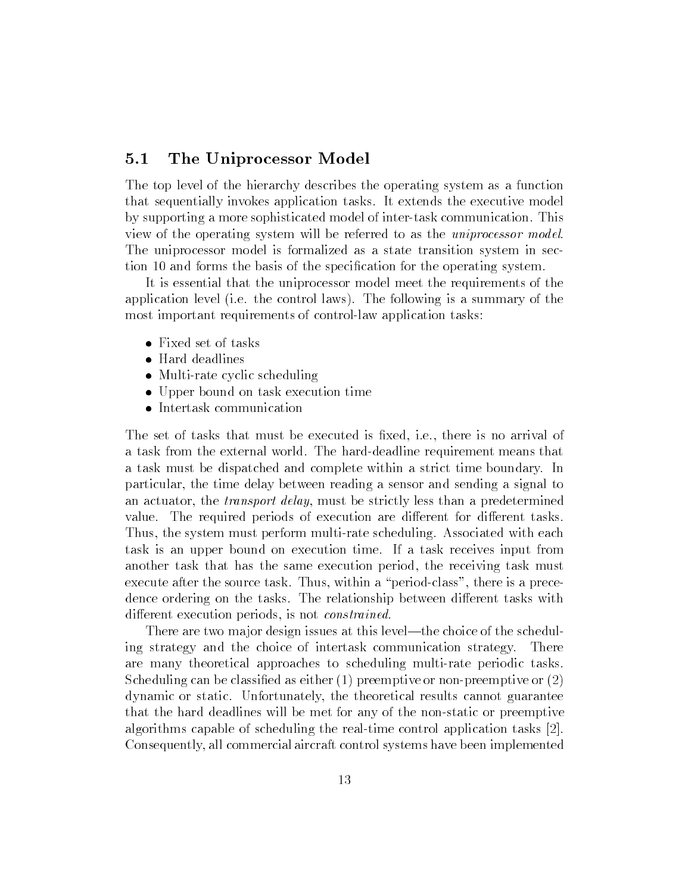## 5.1 The Uniprocessor Model

The top level of the hierarchy describes the operating system as a function that sequentially invokes application tasks. It extends the executive model by supporting a more sophisticated model of inter-task communication. This view of the operating system will be referred to as the *uniprocessor model*. The uniprocessor model is formalized as a state transition system in section 10 and forms the basis of the specification for the operating system.

It is essential that the uniprocessor model meet the requirements of the application level (i.e. the control laws). The following is a summary of the most important requirements of control-law application tasks:

- Fixed set of tasks
- Hard deadlines
- Multi-rate cyclic scheduling
- Upper bound on task execution time
- Intertask communication

The set of tasks that must be executed is fixed, i.e., there is no arrival of a task from the external world. The hard-deadline requirement means that a task must be dispatched and complete within a strict time boundary. In particular, the time delay between reading a sensor and sending a signal to an actuator, the *transport delay*, must be strictly less than a predetermined value. The required periods of execution are different for different tasks. Thus, the system must perform multi-rate scheduling. Associated with each task is an upper bound on execution time. If a task receives input from another task that has the same execution period, the receiving task must execute after the source task. Thus, within a "period-class", there is a precedence ordering on the tasks. The relationship between different tasks with different execution periods, is not *constrained*.

There are two major design issues at this level—the choice of the scheduling strategy and the choice of intertask communication strategy. There are many theoretical approaches to scheduling multi-rate periodic tasks. Scheduling can be classified as either (1) preemptive or non-preemptive or (2) dynamic or static. Unfortunately, the theoretical results cannot guarantee that the hard deadlines will be met for any of the non-static or preemptive algorithms capable of scheduling the real-time control application tasks [2]. Consequently, all commercial aircraft control systems have been implemented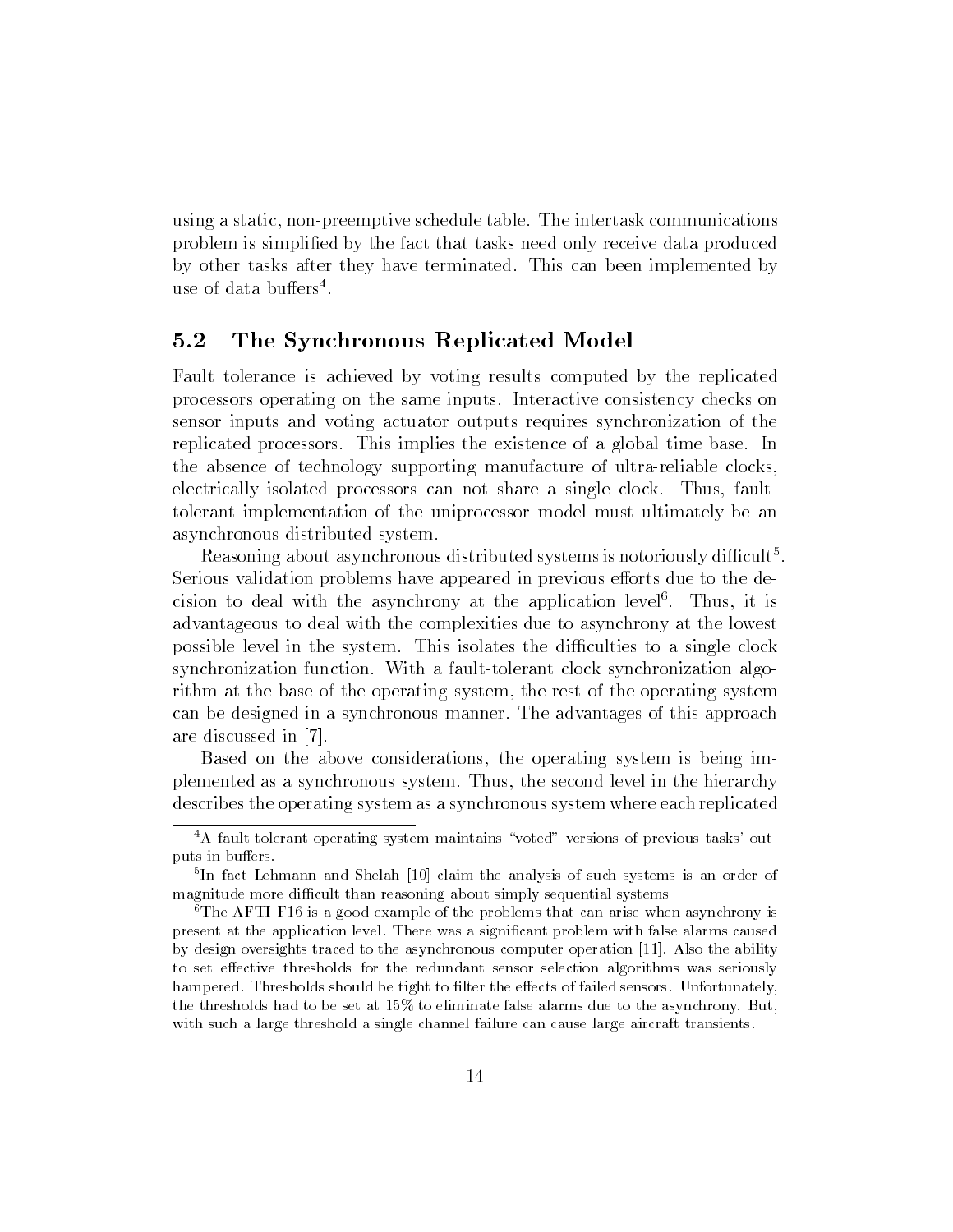using a static, non-preemptive schedule table. The intertask communications problem is simplified by the fact that tasks need only receive data produced by other tasks after they have terminated. This can been implemented by use of data buffers[4].

### 5.2 The Synchronous Replicated Model

Fault tolerance is achieved by voting results computed by the replicated processors operating on the same inputs. Interactive consistency checks on sensor inputs and voting actuator outputs requires synchronization of the replicated processors. This implies the existence of a global time base. In the absence of technology supporting manufacture of ultra-reliable clocks, electrically isolated processors can not share a single clock. Thus, fault-tolerant implementation of the uniprocessor model must ultimately be an asynchronous distributed system.

Reasoning about asynchronous distributed systems is notoriously difficult[5]. Serious validation problems have appeared in previous efforts due to the decision to deal with the asynchrony at the application level[6]. Thus, it is advantageous to deal with the complexities due to asynchrony at the lowest possible level in the system. This isolates the difficulties to a single clock synchronization function. With a fault-tolerant clock synchronization algorithm at the base of the operating system, the rest of the operating system can be designed in a synchronous manner. The advantages of this approach are discussed in [7].

Based on the above considerations, the operating system is being implemented as a synchronous system. Thus, the second level in the hierarchy describes the operating system as a synchronous system where each replicated

---

[4] A fault-tolerant operating system maintains "voted" versions of previous tasks' outputs in buffers.

[5] In fact Lehmann and Shelah [10] claim the analysis of such systems is an order of magnitude more difficult than reasoning about simply sequential systems

[6] The AFTI F16 is a good example of the problems that can arise when asynchrony is present at the application level. There was a significant problem with false alarms caused by design oversights traced to the asynchronous computer operation [11]. Also the ability to set effective thresholds for the redundant sensor selection algorithms was seriously hampered. Thresholds should be tight to filter the effects of failed sensors. Unfortunately, the thresholds had to be set at 15% to eliminate false alarms due to the asynchrony. But, with such a large threshold a single channel failure can cause large aircraft transients.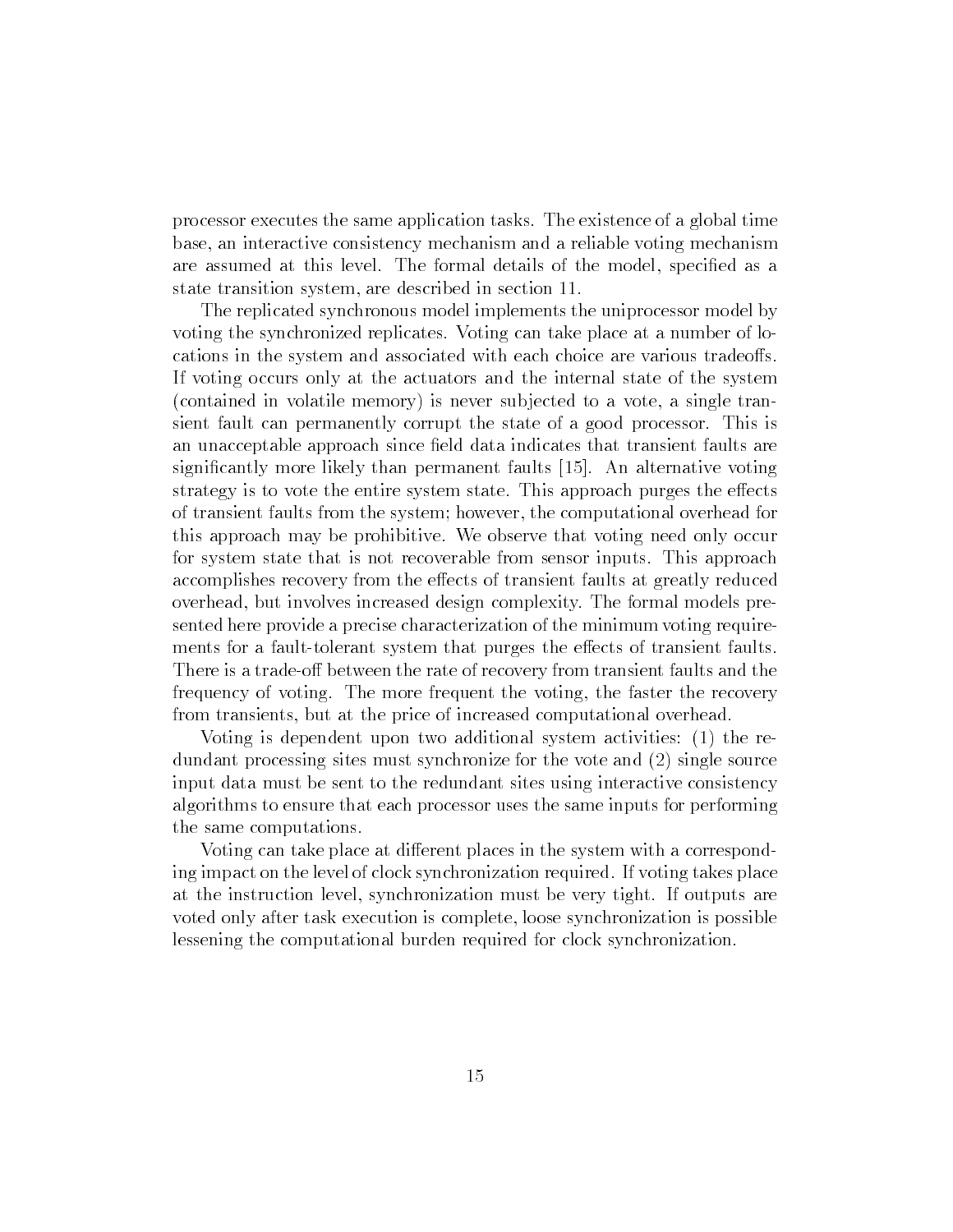processor executes the same application tasks. The existence of a global time base, an interactive consistency mechanism and a reliable voting mechanism are assumed at this level. The formal details of the model, specified as a state transition system, are described in section 11.

The replicated synchronous model implements the uniprocessor model by voting the synchronized replicates. Voting can take place at a number of locations in the system and associated with each choice are various tradeoffs. If voting occurs only at the actuators and the internal state of the system (contained in volatile memory) is never subjected to a vote, a single transient fault can permanently corrupt the state of a good processor. This is an unacceptable approach since field data indicates that transient faults are significantly more likely than permanent faults [15]. An alternative voting strategy is to vote the entire system state. This approach purges the effects of transient faults from the system; however, the computational overhead for this approach may be prohibitive. We observe that voting need only occur for system state that is not recoverable from sensor inputs. This approach accomplishes recovery from the effects of transient faults at greatly reduced overhead, but involves increased design complexity. The formal models presented here provide a precise characterization of the minimum voting requirements for a fault-tolerant system that purges the effects of transient faults. There is a trade-off between the rate of recovery from transient faults and the frequency of voting. The more frequent the voting, the faster the recovery from transients, but at the price of increased computational overhead.

Voting is dependent upon two additional system activities: (1) the redundant processing sites must synchronize for the vote and (2) single source input data must be sent to the redundant sites using interactive consistency algorithms to ensure that each processor uses the same inputs for performing the same computations.

Voting can take place at different places in the system with a corresponding impact on the level of clock synchronization required. If voting takes place at the instruction level, synchronization must be very tight. If outputs are voted only after task execution is complete, loose synchronization is possible lessening the computational burden required for clock synchronization.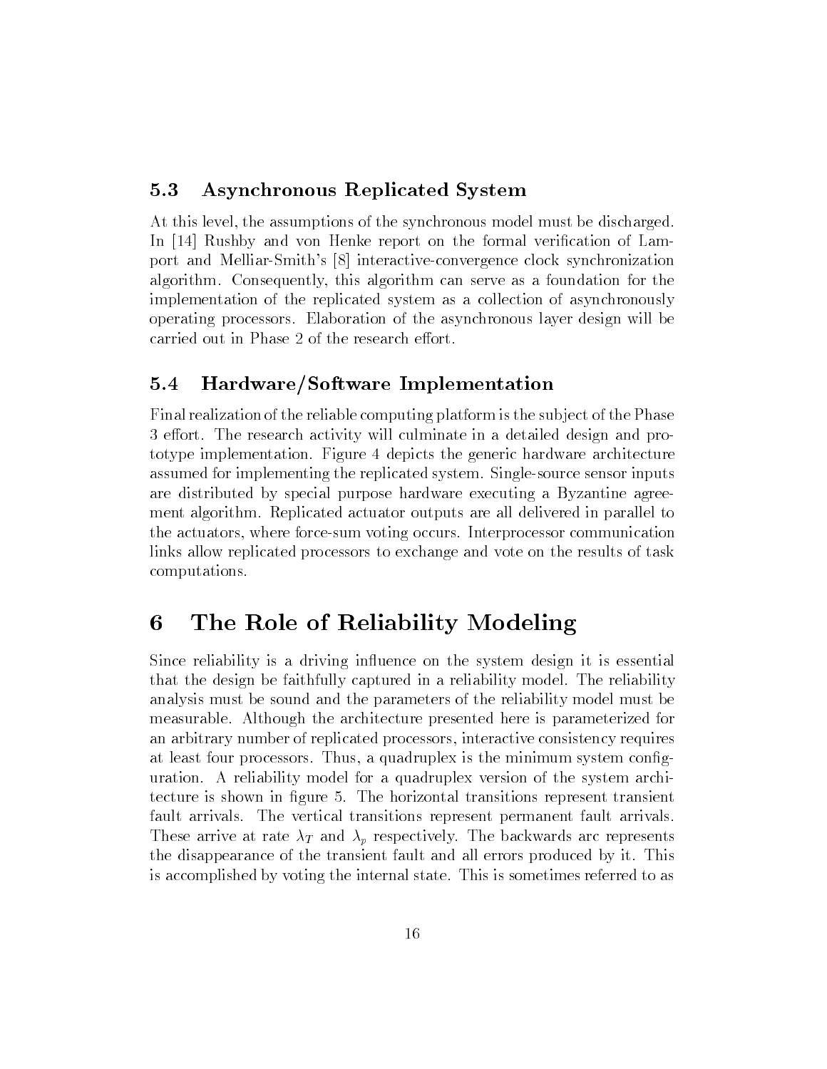### 5.3 Asynchronous Replicated System

At this level, the assumptions of the synchronous model must be discharged. In [14] Rushby and von Henke report on the formal verification of Lamport and Melliar-Smith's [8] interactive-convergence clock synchronization algorithm. Consequently, this algorithm can serve as a foundation for the implementation of the replicated system as a collection of asynchronously operating processors. Elaboration of the asynchronous layer design will be carried out in Phase 2 of the research effort.

### 5.4 Hardware/Software Implementation

Final realization of the reliable computing platform is the subject of the Phase 3 effort. The research activity will culminate in a detailed design and prototype implementation. Figure 4 depicts the generic hardware architecture assumed for implementing the replicated system. Single-source sensor inputs are distributed by special purpose hardware executing a Byzantine agreement algorithm. Replicated actuator outputs are all delivered in parallel to the actuators, where force-sum voting occurs. Interprocessor communication links allow replicated processors to exchange and vote on the results of task computations.

## 6 The Role of Reliability Modeling

Since reliability is a driving influence on the system design it is essential that the design be faithfully captured in a reliability model. The reliability analysis must be sound and the parameters of the reliability model must be measurable. Although the architecture presented here is parameterized for an arbitrary number of replicated processors, interactive consistency requires at least four processors. Thus, a quadruplex is the minimum system configuration. A reliability model for a quadruplex version of the system architecture is shown in figure 5. The horizontal transitions represent transient fault arrivals. The vertical transitions represent permanent fault arrivals. These arrive at rate $\lambda_T$ and $\lambda_p$ respectively. The backwards arc represents the disappearance of the transient fault and all errors produced by it. This is accomplished by voting the internal state. This is sometimes referred to as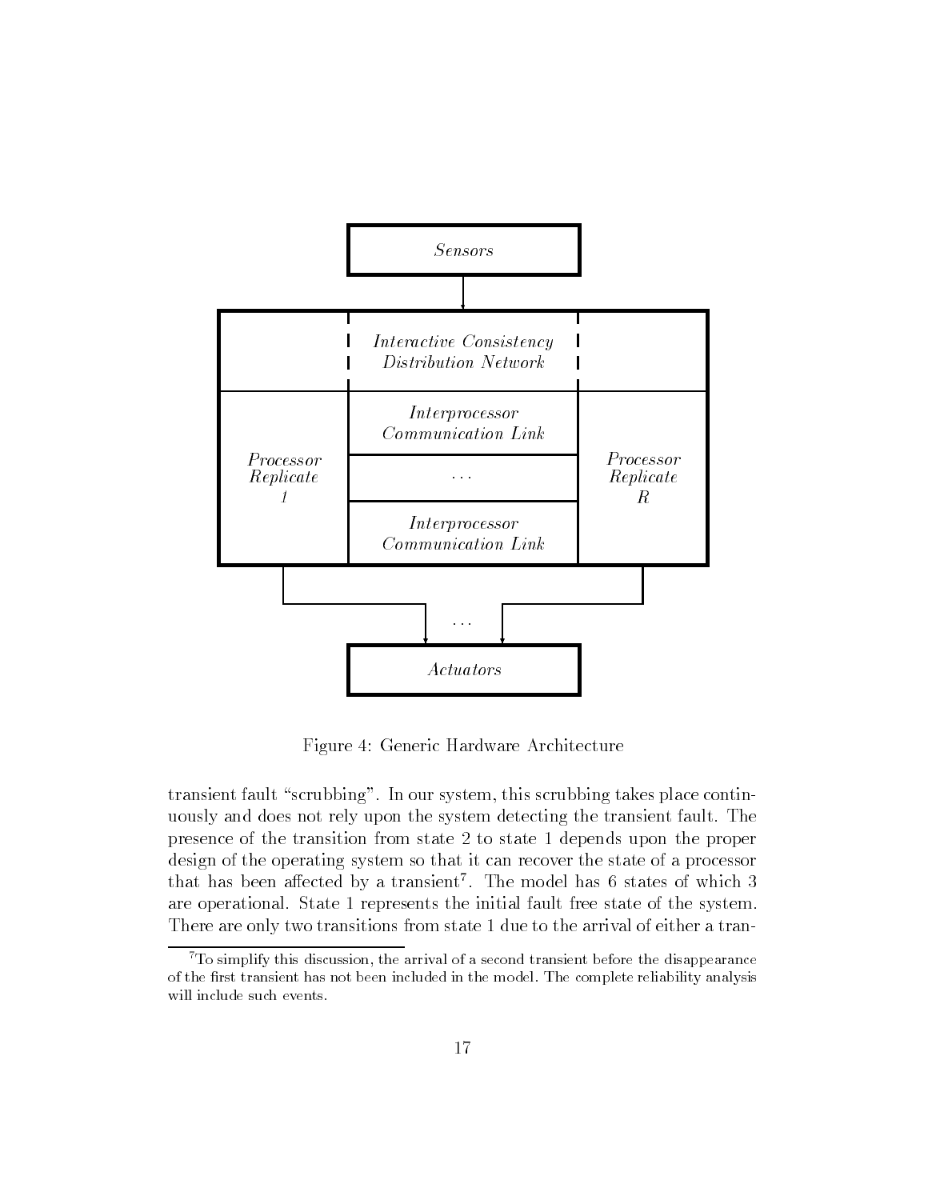Figure 4: Generic Hardware Architecture

transient fault "scrubbing". In our system, this scrubbing takes place continuously and does not rely upon the system detecting the transient fault. The presence of the transition from state 2 to state 1 depends upon the proper design of the operating system so that it can recover the state of a processor that has been affected by a transient[7]. The model has 6 states of which 3 are operational. State 1 represents the initial fault free state of the system. There are only two transitions from state 1 due to the arrival of either a tran-

[7] To simplify this discussion, the arrival of a second transient before the disappearance of the first transient has not been included in the model. The complete reliability analysis will include such events.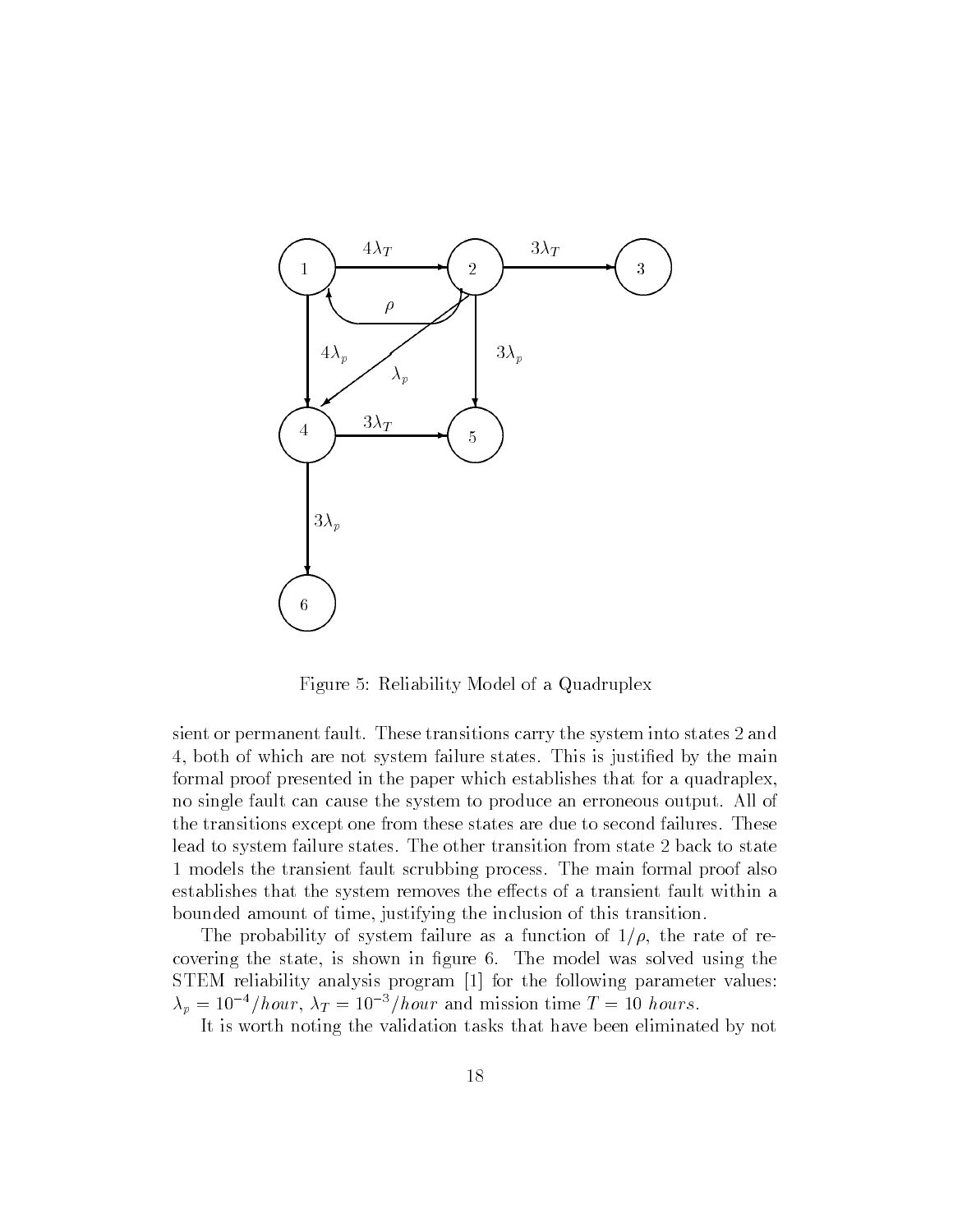Figure 5: Reliability Model of a Quadruplex

sient or permanent fault. These transitions carry the system into states 2 and 4, both of which are not system failure states. This is justified by the main formal proof presented in the paper which establishes that for a quadraplex, no single fault can cause the system to produce an erroneous output. All of the transitions except one from these states are due to second failures. These lead to system failure states. The other transition from state 2 back to state 1 models the transient fault scrubbing process. The main formal proof also establishes that the system removes the effects of a transient fault within a bounded amount of time, justifying the inclusion of this transition.

The probability of system failure as a function of $1/\rho$, the rate of recovering the state, is shown in figure 6. The model was solved using the STEM reliability analysis program [1] for the following parameter values: $\lambda_p = 10^{-4}/hour$, $\lambda_T = 10^{-3}/hour$ and mission time $T = 10\ hours$.

It is worth noting the validation tasks that have been eliminated by not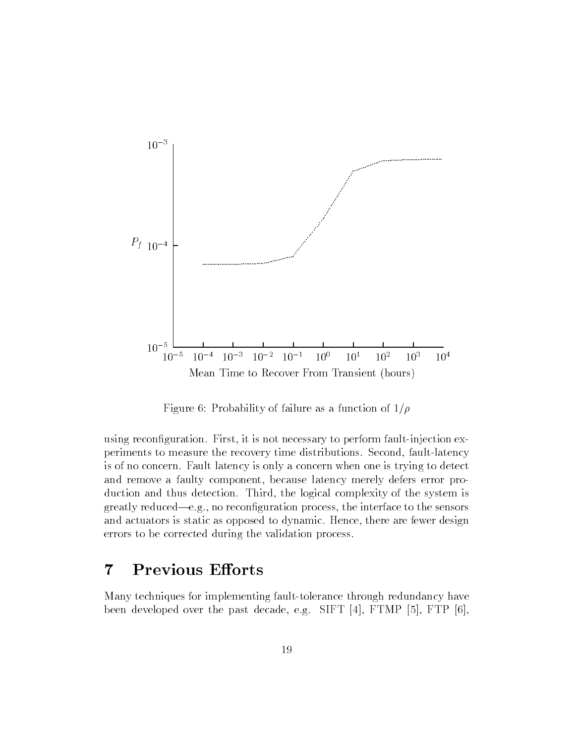Figure 6: Probability of failure as a function of $1/\rho$

using reconfiguration. First, it is not necessary to perform fault-injection experiments to measure the recovery time distributions. Second, fault-latency is of no concern. Fault latency is only a concern when one is trying to detect and remove a faulty component, because latency merely defers error production and thus detection. Third, the logical complexity of the system is greatly reduced—e.g., no reconfiguration process, the interface to the sensors and actuators is static as opposed to dynamic. Hence, there are fewer design errors to be corrected during the validation process.

# 7 Previous Efforts

Many techniques for implementing fault-tolerance through redundancy have been developed over the past decade, e.g. SIFT [4], FTMP [5], FTP [6],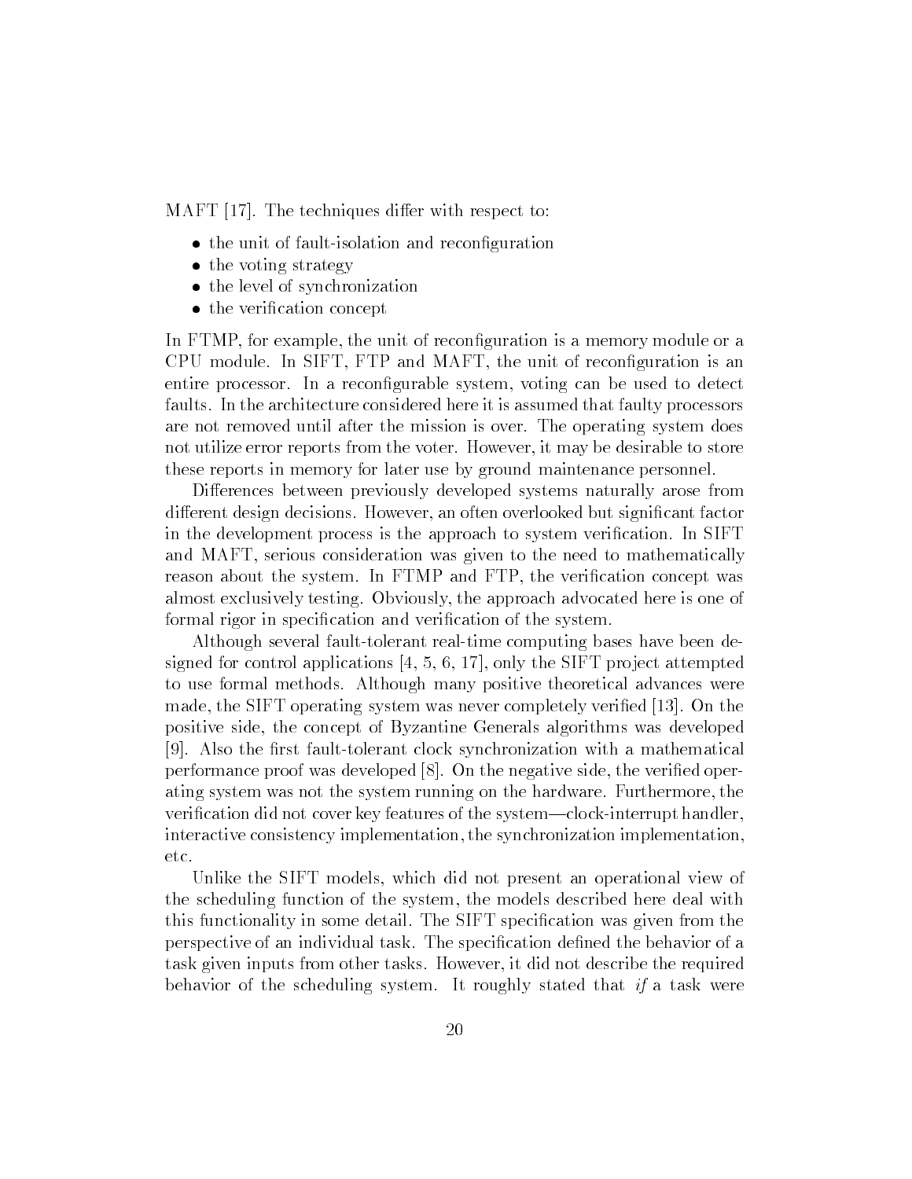MAFT [17]. The techniques differ with respect to:

- the unit of fault-isolation and reconfiguration
- the voting strategy
- the level of synchronization
- the verification concept

In FTMP, for example, the unit of reconfiguration is a memory module or a CPU module. In SIFT, FTP and MAFT, the unit of reconfiguration is an entire processor. In a reconfigurable system, voting can be used to detect faults. In the architecture considered here it is assumed that faulty processors are not removed until after the mission is over. The operating system does not utilize error reports from the voter. However, it may be desirable to store these reports in memory for later use by ground maintenance personnel.

Differences between previously developed systems naturally arose from different design decisions. However, an often overlooked but significant factor in the development process is the approach to system verification. In SIFT and MAFT, serious consideration was given to the need to mathematically reason about the system. In FTMP and FTP, the verification concept was almost exclusively testing. Obviously, the approach advocated here is one of formal rigor in specification and verification of the system.

Although several fault-tolerant real-time computing bases have been designed for control applications [4, 5, 6, 17], only the SIFT project attempted to use formal methods. Although many positive theoretical advances were made, the SIFT operating system was never completely verified [13]. On the positive side, the concept of Byzantine Generals algorithms was developed [9]. Also the first fault-tolerant clock synchronization with a mathematical performance proof was developed [8]. On the negative side, the verified operating system was not the system running on the hardware. Furthermore, the verification did not cover key features of the system—clock-interrupt handler, interactive consistency implementation, the synchronization implementation, etc.

Unlike the SIFT models, which did not present an operational view of the scheduling function of the system, the models described here deal with this functionality in some detail. The SIFT specification was given from the perspective of an individual task. The specification defined the behavior of a task given inputs from other tasks. However, it did not describe the required behavior of the scheduling system. It roughly stated that *if* a task were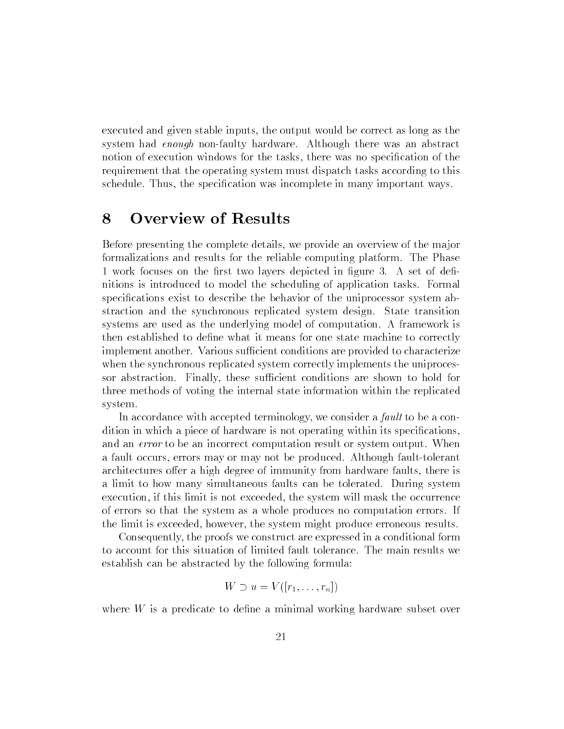executed and given stable inputs, the output would be correct as long as the system had *enough* non-faulty hardware. Although there was an abstract notion of execution windows for the tasks, there was no specification of the requirement that the operating system must dispatch tasks according to this schedule. Thus, the specification was incomplete in many important ways.

# 8 Overview of Results

Before presenting the complete details, we provide an overview of the major formalizations and results for the reliable computing platform. The Phase 1 work focuses on the first two layers depicted in figure 3. A set of definitions is introduced to model the scheduling of application tasks. Formal specifications exist to describe the behavior of the uniprocessor system abstraction and the synchronous replicated system design. State transition systems are used as the underlying model of computation. A framework is then established to define what it means for one state machine to correctly implement another. Various sufficient conditions are provided to characterize when the synchronous replicated system correctly implements the uniprocessor abstraction. Finally, these sufficient conditions are shown to hold for three methods of voting the internal state information within the replicated system.

In accordance with accepted terminology, we consider a *fault* to be a condition in which a piece of hardware is not operating within its specifications, and an *error* to be an incorrect computation result or system output. When a fault occurs, errors may or may not be produced. Although fault-tolerant architectures offer a high degree of immunity from hardware faults, there is a limit to how many simultaneous faults can be tolerated. During system execution, if this limit is not exceeded, the system will mask the occurrence of errors so that the system as a whole produces no computation errors. If the limit is exceeded, however, the system might produce erroneous results.

Consequently, the proofs we construct are expressed in a conditional form to account for this situation of limited fault tolerance. The main results we establish can be abstracted by the following formula:

$$W \supset u = V([r_1, \ldots, r_n])$$

where $W$ is a predicate to define a minimal working hardware subset over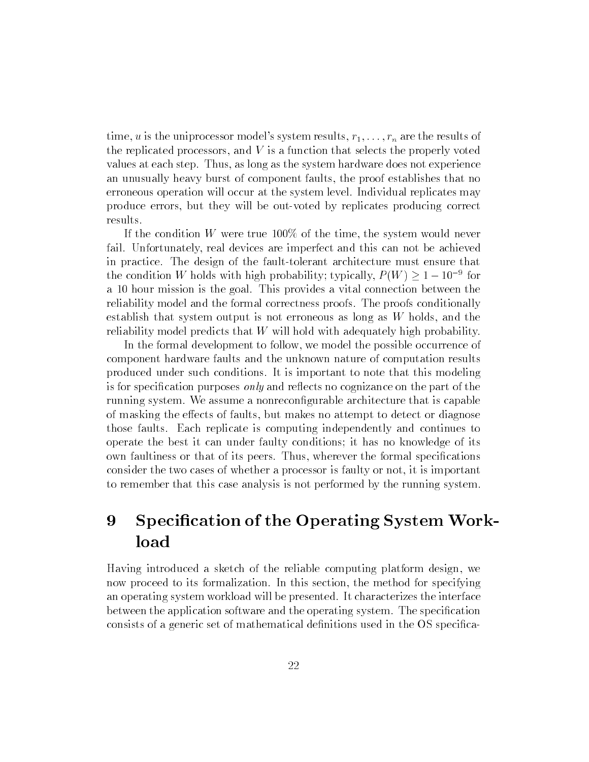time, $u$ is the uniprocessor model's system results, $r_1, \ldots, r_n$ are the results of the replicated processors, and $V$ is a function that selects the properly voted values at each step. Thus, as long as the system hardware does not experience an unusually heavy burst of component faults, the proof establishes that no erroneous operation will occur at the system level. Individual replicates may produce errors, but they will be out-voted by replicates producing correct results.

If the condition $W$ were true 100% of the time, the system would never fail. Unfortunately, real devices are imperfect and this can not be achieved in practice. The design of the fault-tolerant architecture must ensure that the condition $W$ holds with high probability; typically, $P(W) \geq 1 - 10^{-9}$ for a 10 hour mission is the goal. This provides a vital connection between the reliability model and the formal correctness proofs. The proofs conditionally establish that system output is not erroneous as long as $W$ holds, and the reliability model predicts that $W$ will hold with adequately high probability.

In the formal development to follow, we model the possible occurrence of component hardware faults and the unknown nature of computation results produced under such conditions. It is important to note that this modeling is for specification purposes *only* and reflects no cognizance on the part of the running system. We assume a nonreconfigurable architecture that is capable of masking the effects of faults, but makes no attempt to detect or diagnose those faults. Each replicate is computing independently and continues to operate the best it can under faulty conditions; it has no knowledge of its own faultiness or that of its peers. Thus, wherever the formal specifications consider the two cases of whether a processor is faulty or not, it is important to remember that this case analysis is not performed by the running system.

# 9 Specification of the Operating System Workload

Having introduced a sketch of the reliable computing platform design, we now proceed to its formalization. In this section, the method for specifying an operating system workload will be presented. It characterizes the interface between the application software and the operating system. The specification consists of a generic set of mathematical definitions used in the OS specifica-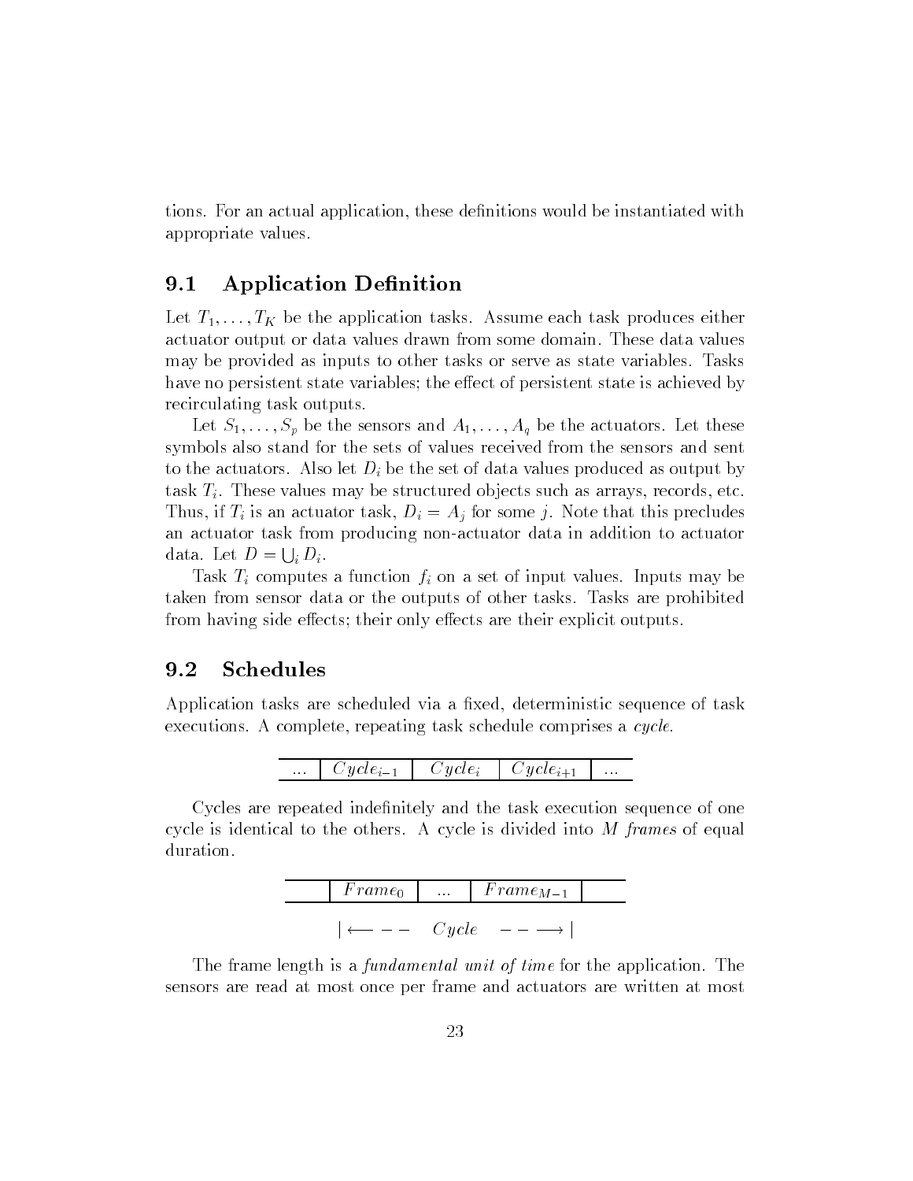tions. For an actual application, these definitions would be instantiated with appropriate values.

## 9.1 Application Definition

Let $T_1, \ldots, T_K$ be the application tasks. Assume each task produces either actuator output or data values drawn from some domain. These data values may be provided as inputs to other tasks or serve as state variables. Tasks have no persistent state variables; the effect of persistent state is achieved by recirculating task outputs.

Let $S_1, \ldots, S_p$ be the sensors and $A_1, \ldots, A_q$ be the actuators. Let these symbols also stand for the sets of values received from the sensors and sent to the actuators. Also let $D_i$ be the set of data values produced as output by task $T_i$. These values may be structured objects such as arrays, records, etc. Thus, if $T_i$ is an actuator task, $D_i = A_j$ for some $j$. Note that this precludes an actuator task from producing non-actuator data in addition to actuator data. Let $D = \bigcup_i D_i$.

Task $T_i$ computes a function $f_i$ on a set of input values. Inputs may be taken from sensor data or the outputs of other tasks. Tasks are prohibited from having side effects; their only effects are their explicit outputs.

## 9.2 Schedules

Application tasks are scheduled via a fixed, deterministic sequence of task executions. A complete, repeating task schedule comprises a *cycle*.

| ... | $Cycle_{i-1}$ | $Cycle_i$ | $Cycle_{i+1}$ | ... |
|---|---|---|---|---|

Cycles are repeated indefinitely and the task execution sequence of one cycle is identical to the others. A cycle is divided into $M$ *frames* of equal duration.

| | $Frame_0$ | ... | $Frame_{M-1}$ | |
|---|---|---|---|---|

$$| \longleftarrow - - \quad Cycle \quad - - \longrightarrow |$$

The frame length is a *fundamental unit of time* for the application. The sensors are read at most once per frame and actuators are written at most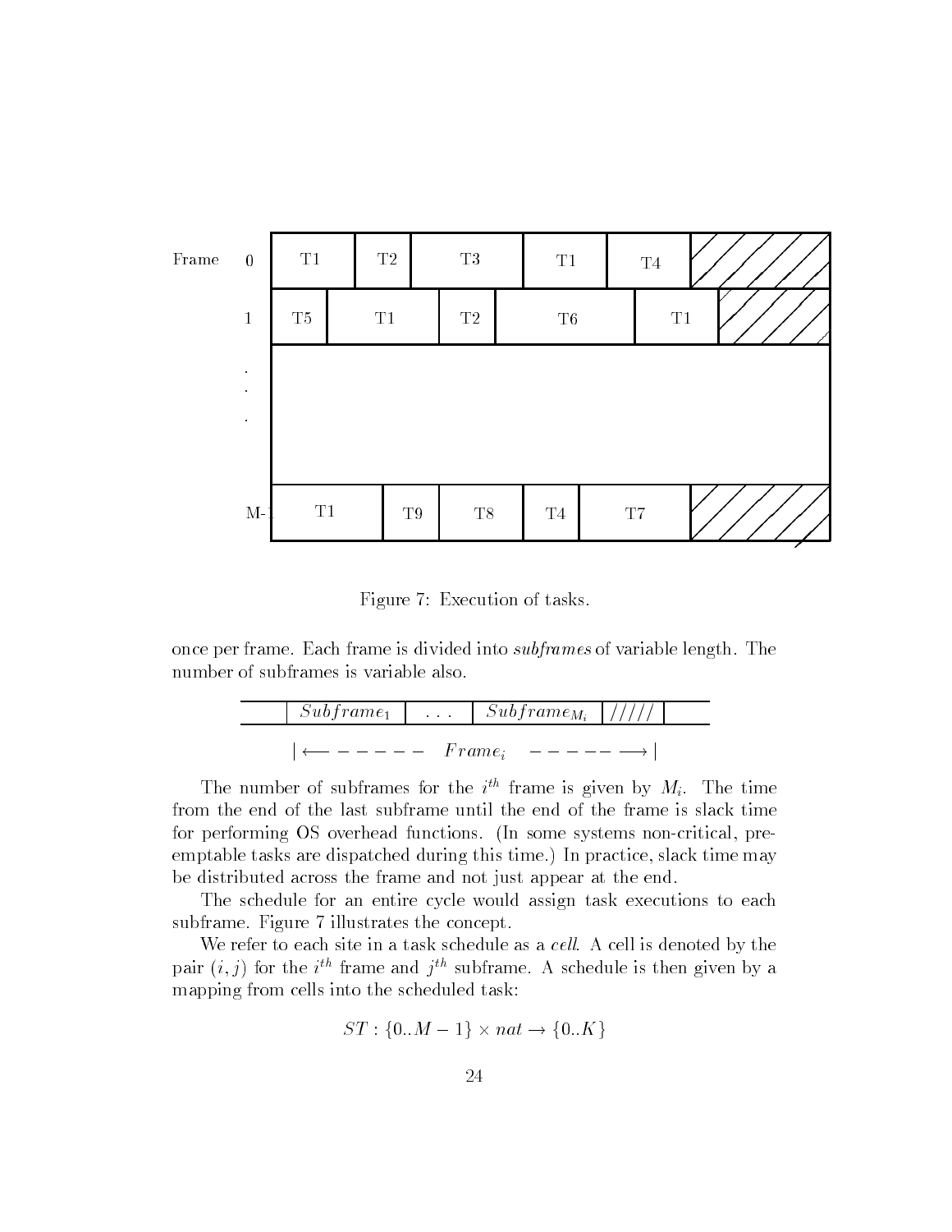| Frame | | | | | | |
|---|---|---|---|---|---|---|
| 0 | T1 | T2 | T3 | T1 | T4 | ////// |
| 1 | T5 | T1 | T2 | T6 | T1 | ////// |
| . | | | | | | |
| . | | | | | | |
| . | | | | | | |
| M-1 | T1 | T9 | T8 | T4 | T7 | ////// |

Figure 7: Execution of tasks.

once per frame. Each frame is divided into *subframes* of variable length. The number of subframes is variable also.

| | $Subframe_1$ | . . . | $Subframe_{M_i}$ | ///// | |
|---|---|---|---|---|---|

$$| \longleftarrow - - - - - \quad Frame_i \quad - - - - - \longrightarrow |$$

The number of subframes for the $i^{th}$ frame is given by $M_i$. The time from the end of the last subframe until the end of the frame is slack time for performing OS overhead functions. (In some systems non-critical, preemptable tasks are dispatched during this time.) In practice, slack time may be distributed across the frame and not just appear at the end.

The schedule for an entire cycle would assign task executions to each subframe. Figure 7 illustrates the concept.

We refer to each site in a task schedule as a *cell*. A cell is denoted by the pair $(i, j)$ for the $i^{th}$ frame and $j^{th}$ subframe. A schedule is then given by a mapping from cells into the scheduled task:

$$ST : \{0..M - 1\} \times nat \rightarrow \{0..K\}$$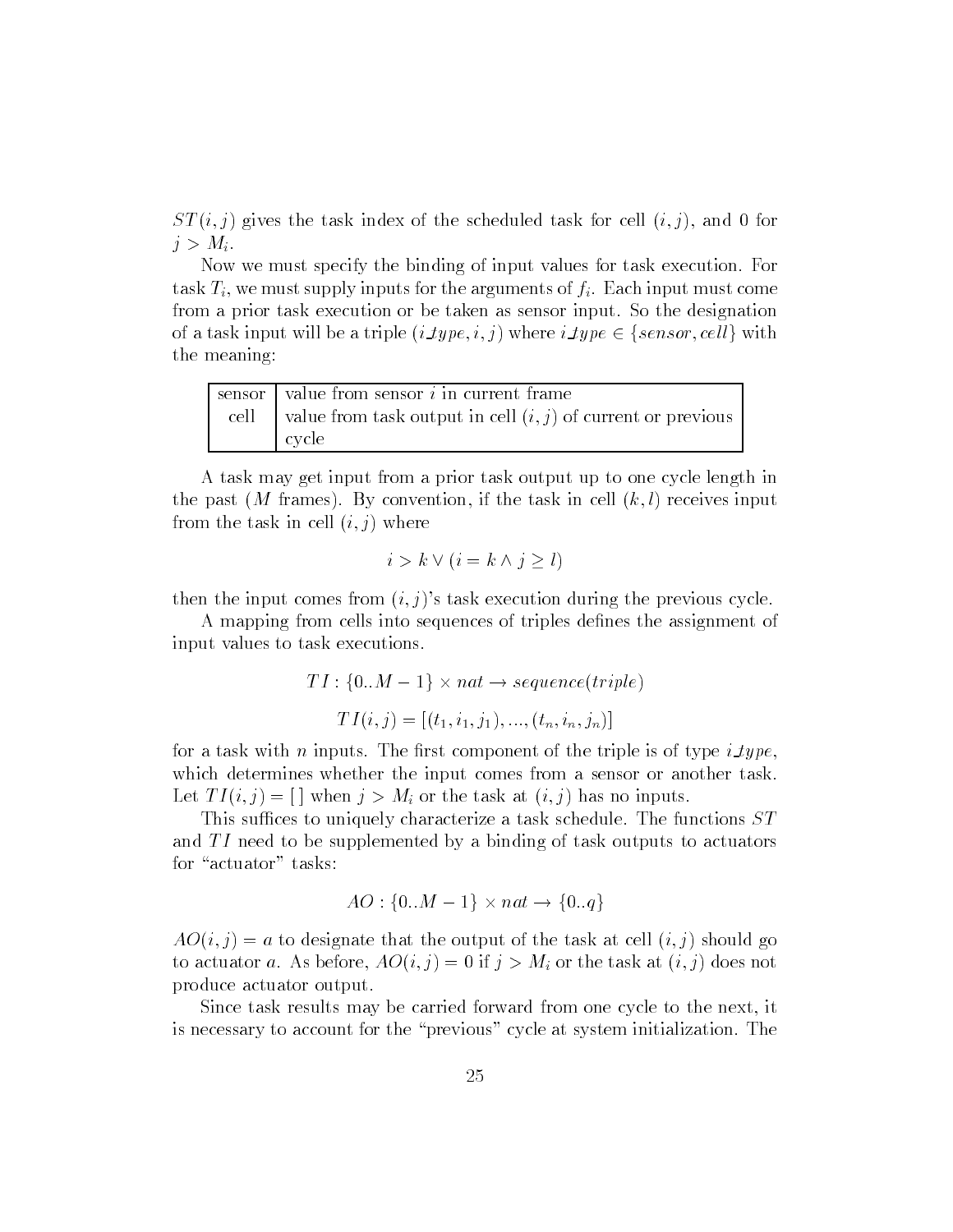$ST(i, j)$ gives the task index of the scheduled task for cell $(i, j)$, and 0 for $j > M_i$.

Now we must specify the binding of input values for task execution. For task $T_i$, we must supply inputs for the arguments of $f_i$. Each input must come from a prior task execution or be taken as sensor input. So the designation of a task input will be a triple $(i\_type, i, j)$ where $i\_type \in \{sensor, cell\}$ with the meaning:

| | |
|---|---|
| sensor | value from sensor $i$ in current frame |
| cell | value from task output in cell $(i, j)$ of current or previous cycle |

A task may get input from a prior task output up to one cycle length in the past ($M$ frames). By convention, if the task in cell $(k, l)$ receives input from the task in cell $(i, j)$ where

$$i > k \vee (i = k \wedge j \geq l)$$

then the input comes from $(i, j)$'s task execution during the previous cycle.

A mapping from cells into sequences of triples defines the assignment of input values to task executions.

$$TI : \{0..M-1\} \times nat \rightarrow sequence(triple)$$

$$TI(i, j) = [(t_1, i_1, j_1), ..., (t_n, i_n, j_n)]$$

for a task with $n$ inputs. The first component of the triple is of type $i\_type$, which determines whether the input comes from a sensor or another task. Let $TI(i, j) = [\,]$ when $j > M_i$ or the task at $(i, j)$ has no inputs.

This suffices to uniquely characterize a task schedule. The functions $ST$ and $TI$ need to be supplemented by a binding of task outputs to actuators for "actuator" tasks:

$$AO : \{0..M-1\} \times nat \rightarrow \{0..q\}$$

$AO(i, j) = a$ to designate that the output of the task at cell $(i, j)$ should go to actuator $a$. As before, $AO(i, j) = 0$ if $j > M_i$ or the task at $(i, j)$ does not produce actuator output.

Since task results may be carried forward from one cycle to the next, it is necessary to account for the "previous" cycle at system initialization. The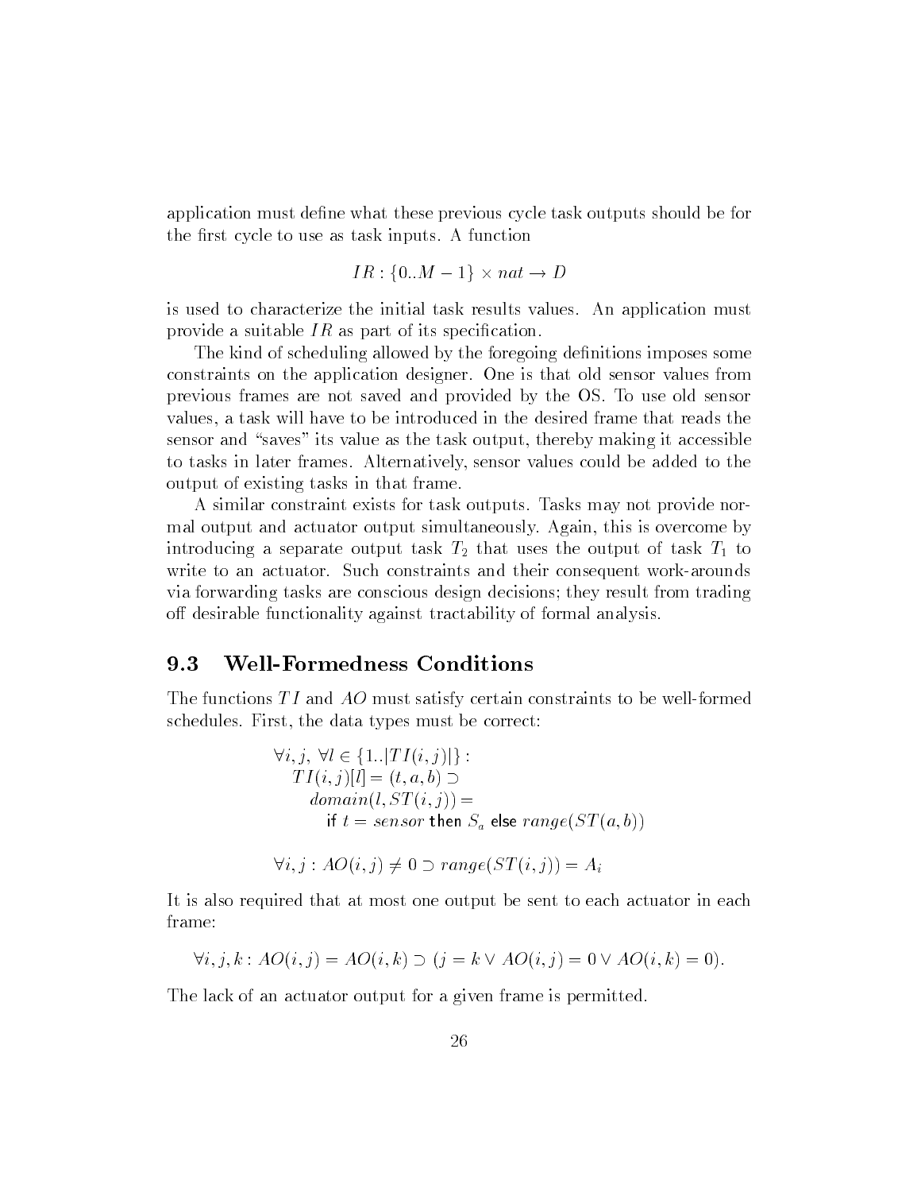application must define what these previous cycle task outputs should be for the first cycle to use as task inputs. A function

$$IR : \{0..M-1\} \times nat \rightarrow D$$

is used to characterize the initial task results values. An application must provide a suitable $IR$ as part of its specification.

The kind of scheduling allowed by the foregoing definitions imposes some constraints on the application designer. One is that old sensor values from previous frames are not saved and provided by the OS. To use old sensor values, a task will have to be introduced in the desired frame that reads the sensor and "saves" its value as the task output, thereby making it accessible to tasks in later frames. Alternatively, sensor values could be added to the output of existing tasks in that frame.

A similar constraint exists for task outputs. Tasks may not provide normal output and actuator output simultaneously. Again, this is overcome by introducing a separate output task $T_2$ that uses the output of task $T_1$ to write to an actuator. Such constraints and their consequent work-arounds via forwarding tasks are conscious design decisions; they result from trading off desirable functionality against tractability of formal analysis.

## 9.3 Well-Formedness Conditions

The functions $TI$ and $AO$ must satisfy certain constraints to be well-formed schedules. First, the data types must be correct:

$$\begin{array}{l} \forall i, j,\ \forall l \in \{1..|TI(i,j)|\} : \\ \quad TI(i,j)[l] = (t, a, b) \supset \\ \quad\quad domain(l, ST(i,j)) = \\ \quad\quad\quad \text{if } t = sensor \text{ then } S_a \text{ else } range(ST(a,b)) \end{array}$$

$$\forall i, j : AO(i,j) \neq 0 \supset range(ST(i,j)) = A_i$$

It is also required that at most one output be sent to each actuator in each frame:

$$\forall i, j, k : AO(i,j) = AO(i,k) \supset (j = k \lor AO(i,j) = 0 \lor AO(i,k) = 0).$$

The lack of an actuator output for a given frame is permitted.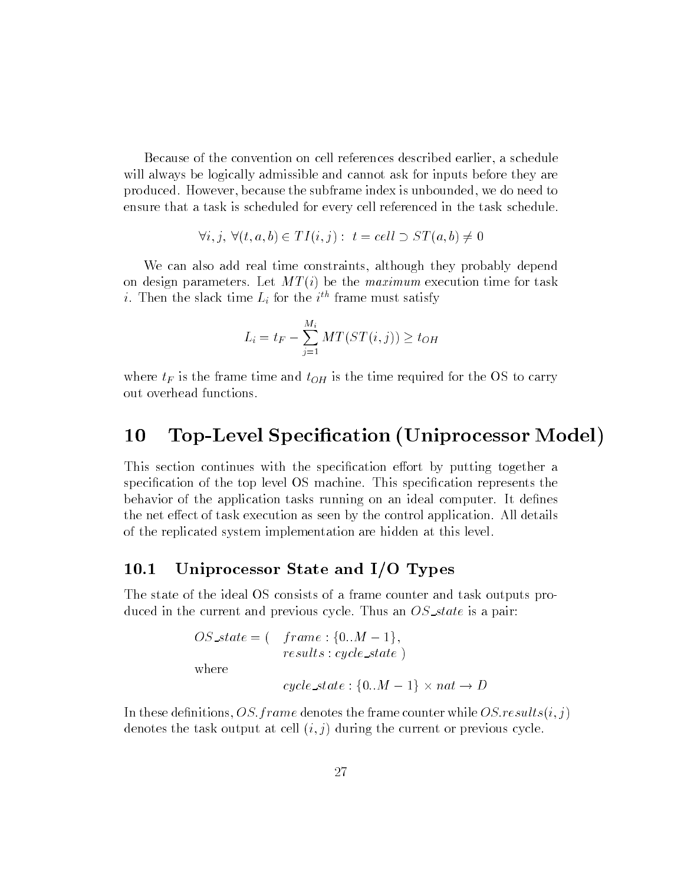Because of the convention on cell references described earlier, a schedule will always be logically admissible and cannot ask for inputs before they are produced. However, because the subframe index is unbounded, we do need to ensure that a task is scheduled for every cell referenced in the task schedule.

$$\forall i, j, \; \forall (t, a, b) \in TI(i, j) : \; t = cell \supset ST(a, b) \neq 0$$

We can also add real time constraints, although they probably depend on design parameters. Let $MT(i)$ be the *maximum* execution time for task $i$. Then the slack time $L_i$ for the $i^{th}$ frame must satisfy

$$L_i = t_F - \sum_{j=1}^{M_i} MT(ST(i, j)) \geq t_{OH}$$

where $t_F$ is the frame time and $t_{OH}$ is the time required for the OS to carry out overhead functions.

# 10 Top-Level Specification (Uniprocessor Model)

This section continues with the specification effort by putting together a specification of the top level OS machine. This specification represents the behavior of the application tasks running on an ideal computer. It defines the net effect of task execution as seen by the control application. All details of the replicated system implementation are hidden at this level.

## 10.1 Uniprocessor State and I/O Types

The state of the ideal OS consists of a frame counter and task outputs produced in the current and previous cycle. Thus an $OS\_state$ is a pair:

$$\begin{aligned}
OS\_state = ( \quad & frame : \{0..M-1\}, \\
& results : cycle\_state \; )
\end{aligned}$$

where

$$cycle\_state : \{0..M-1\} \times nat \rightarrow D$$

In these definitions, $OS.frame$ denotes the frame counter while $OS.results(i, j)$ denotes the task output at cell $(i, j)$ during the current or previous cycle.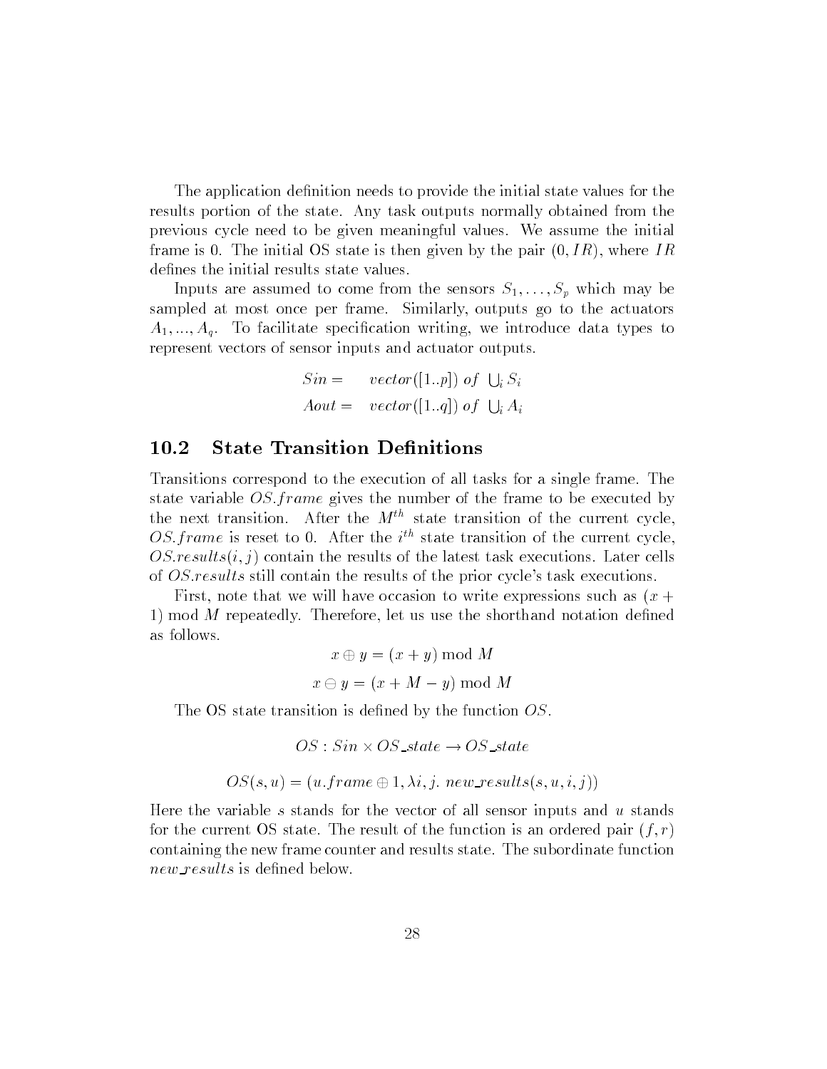The application definition needs to provide the initial state values for the results portion of the state. Any task outputs normally obtained from the previous cycle need to be given meaningful values. We assume the initial frame is 0. The initial OS state is then given by the pair $(0, IR)$, where $IR$ defines the initial results state values.

Inputs are assumed to come from the sensors $S_1, \ldots, S_p$ which may be sampled at most once per frame. Similarly, outputs go to the actuators $A_1, ..., A_q$. To facilitate specification writing, we introduce data types to represent vectors of sensor inputs and actuator outputs.

$$\begin{aligned} Sin = & \quad vector([1..p]) \ of \ \textstyle\bigcup_i S_i \\ Aout = & \quad vector([1..q]) \ of \ \textstyle\bigcup_i A_i \end{aligned}$$

## 10.2 State Transition Definitions

Transitions correspond to the execution of all tasks for a single frame. The state variable $OS.frame$ gives the number of the frame to be executed by the next transition. After the $M^{th}$ state transition of the current cycle, $OS.frame$ is reset to 0. After the $i^{th}$ state transition of the current cycle, $OS.results(i, j)$ contain the results of the latest task executions. Later cells of $OS.results$ still contain the results of the prior cycle's task executions.

First, note that we will have occasion to write expressions such as $(x + 1) \bmod M$ repeatedly. Therefore, let us use the shorthand notation defined as follows.

$$x \oplus y = (x + y) \bmod M$$

$$x \ominus y = (x + M - y) \bmod M$$

The OS state transition is defined by the function $OS$.

$$OS : Sin \times OS\_state \rightarrow OS\_state$$

$$OS(s, u) = (u.frame \oplus 1, \lambda i, j. \ new\_results(s, u, i, j))$$

Here the variable $s$ stands for the vector of all sensor inputs and $u$ stands for the current OS state. The result of the function is an ordered pair $(f, r)$ containing the new frame counter and results state. The subordinate function $new\_results$ is defined below.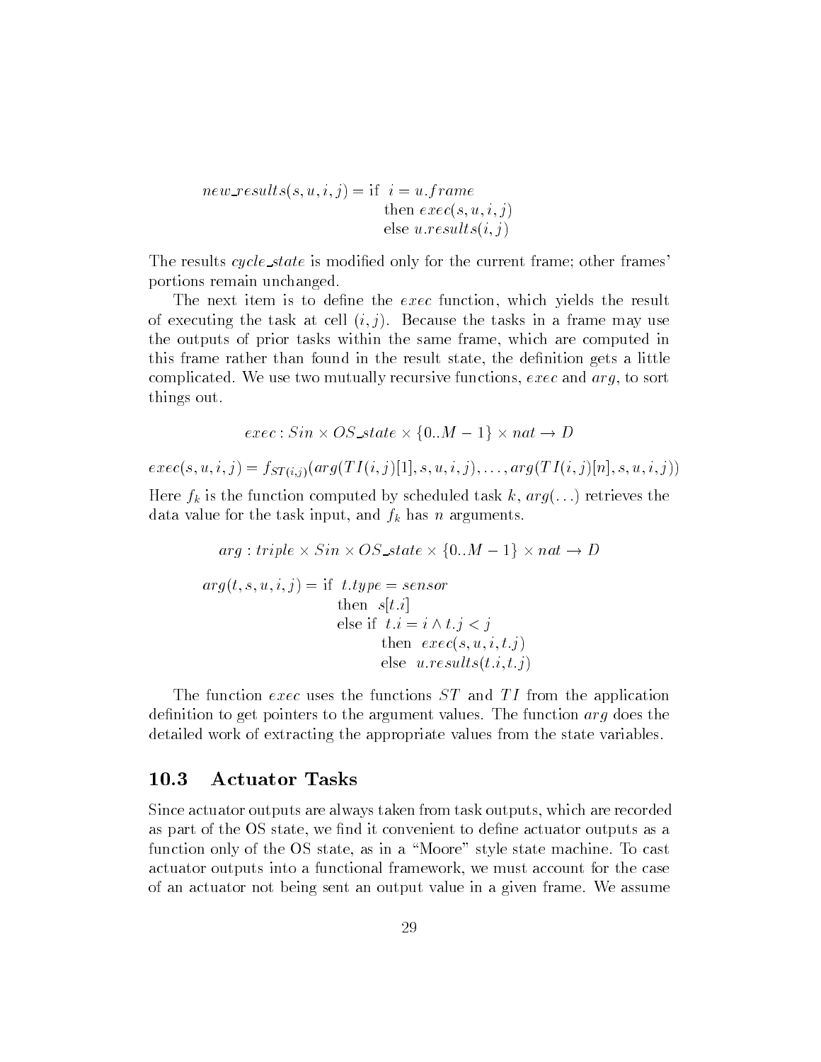$$
\begin{aligned}
new\_results(s,u,i,j) = \text{if }\ & i = u.frame \\
& \text{then } exec(s,u,i,j) \\
& \text{else } u.results(i,j)
\end{aligned}
$$

The results *cycle_state* is modified only for the current frame; other frames' portions remain unchanged.

The next item is to define the *exec* function, which yields the result of executing the task at cell $(i,j)$. Because the tasks in a frame may use the outputs of prior tasks within the same frame, which are computed in this frame rather than found in the result state, the definition gets a little complicated. We use two mutually recursive functions, *exec* and *arg*, to sort things out.

$$
exec : Sin \times OS\_state \times \{0..M-1\} \times nat \rightarrow D
$$

$$
exec(s,u,i,j) = f_{ST(i,j)}(arg(TI(i,j)[1],s,u,i,j),\ldots,arg(TI(i,j)[n],s,u,i,j))
$$

Here $f_k$ is the function computed by scheduled task $k$, $arg(\ldots)$ retrieves the data value for the task input, and $f_k$ has $n$ arguments.

$$
arg : triple \times Sin \times OS\_state \times \{0..M-1\} \times nat \rightarrow D
$$

$$
\begin{aligned}
arg(t,s,u,i,j) = \text{if }\ & t.type = sensor \\
& \text{then }\ s[t.i] \\
& \text{else if }\ t.i = i \wedge t.j < j \\
& \qquad \text{then }\ exec(s,u,i,t.j) \\
& \qquad \text{else }\ u.results(t.i,t.j)
\end{aligned}
$$

The function *exec* uses the functions $ST$ and $TI$ from the application definition to get pointers to the argument values. The function *arg* does the detailed work of extracting the appropriate values from the state variables.

## 10.3 Actuator Tasks

Since actuator outputs are always taken from task outputs, which are recorded as part of the OS state, we find it convenient to define actuator outputs as a function only of the OS state, as in a "Moore" style state machine. To cast actuator outputs into a functional framework, we must account for the case of an actuator not being sent an output value in a given frame. We assume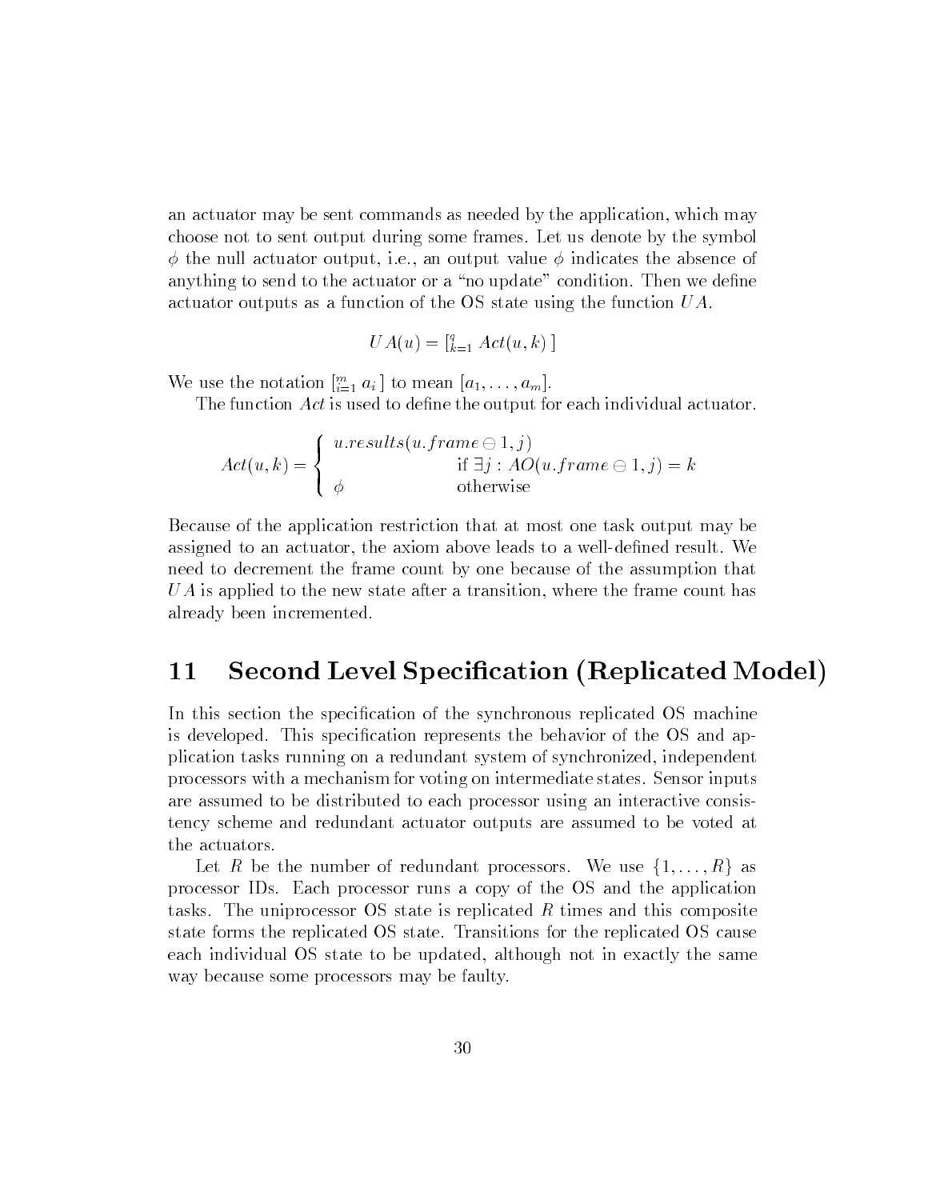an actuator may be sent commands as needed by the application, which may choose not to sent output during some frames. Let us denote by the symbol $\phi$ the null actuator output, i.e., an output value $\phi$ indicates the absence of anything to send to the actuator or a "no update" condition. Then we define actuator outputs as a function of the OS state using the function $UA$.

$$UA(u) = [_{k=1}^{q} \; Act(u, k) \,]$$

We use the notation $[_{i=1}^{m} \; a_i \,]$ to mean $[a_1, \ldots, a_m]$.

The function $Act$ is used to define the output for each individual actuator.

$$Act(u, k) = \begin{cases} u.results(u.frame \ominus 1, j) & \\ & \text{if } \exists j : AO(u.frame \ominus 1, j) = k \\ \phi & \text{otherwise} \end{cases}$$

Because of the application restriction that at most one task output may be assigned to an actuator, the axiom above leads to a well-defined result. We need to decrement the frame count by one because of the assumption that $UA$ is applied to the new state after a transition, where the frame count has already been incremented.

# 11 Second Level Specification (Replicated Model)

In this section the specification of the synchronous replicated OS machine is developed. This specification represents the behavior of the OS and application tasks running on a redundant system of synchronized, independent processors with a mechanism for voting on intermediate states. Sensor inputs are assumed to be distributed to each processor using an interactive consistency scheme and redundant actuator outputs are assumed to be voted at the actuators.

Let $R$ be the number of redundant processors. We use $\{1, \ldots, R\}$ as processor IDs. Each processor runs a copy of the OS and the application tasks. The uniprocessor OS state is replicated $R$ times and this composite state forms the replicated OS state. Transitions for the replicated OS cause each individual OS state to be updated, although not in exactly the same way because some processors may be faulty.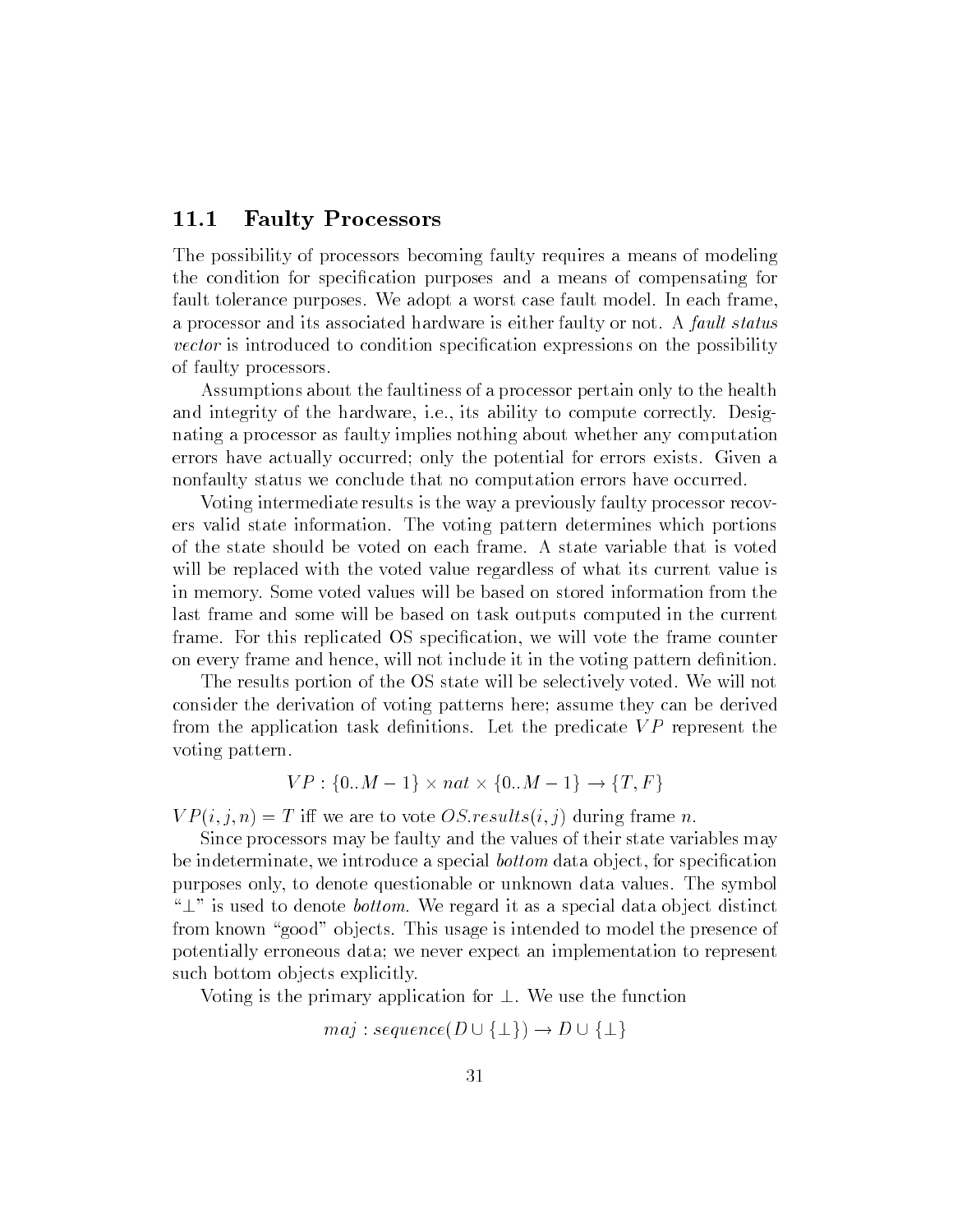## 11.1 Faulty Processors

The possibility of processors becoming faulty requires a means of modeling the condition for specification purposes and a means of compensating for fault tolerance purposes. We adopt a worst case fault model. In each frame, a processor and its associated hardware is either faulty or not. A *fault status vector* is introduced to condition specification expressions on the possibility of faulty processors.

Assumptions about the faultiness of a processor pertain only to the health and integrity of the hardware, i.e., its ability to compute correctly. Designating a processor as faulty implies nothing about whether any computation errors have actually occurred; only the potential for errors exists. Given a nonfaulty status we conclude that no computation errors have occurred.

Voting intermediate results is the way a previously faulty processor recovers valid state information. The voting pattern determines which portions of the state should be voted on each frame. A state variable that is voted will be replaced with the voted value regardless of what its current value is in memory. Some voted values will be based on stored information from the last frame and some will be based on task outputs computed in the current frame. For this replicated OS specification, we will vote the frame counter on every frame and hence, will not include it in the voting pattern definition.

The results portion of the OS state will be selectively voted. We will not consider the derivation of voting patterns here; assume they can be derived from the application task definitions. Let the predicate $VP$ represent the voting pattern.

$$VP : \{0..M-1\} \times nat \times \{0..M-1\} \rightarrow \{T, F\}$$

$VP(i, j, n) = T$ iff we are to vote $OS.results(i, j)$ during frame $n$.

Since processors may be faulty and the values of their state variables may be indeterminate, we introduce a special *bottom* data object, for specification purposes only, to denote questionable or unknown data values. The symbol "$\perp$" is used to denote *bottom*. We regard it as a special data object distinct from known "good" objects. This usage is intended to model the presence of potentially erroneous data; we never expect an implementation to represent such bottom objects explicitly.

Voting is the primary application for $\perp$. We use the function

$$maj : sequence(D \cup \{\perp\}) \rightarrow D \cup \{\perp\}$$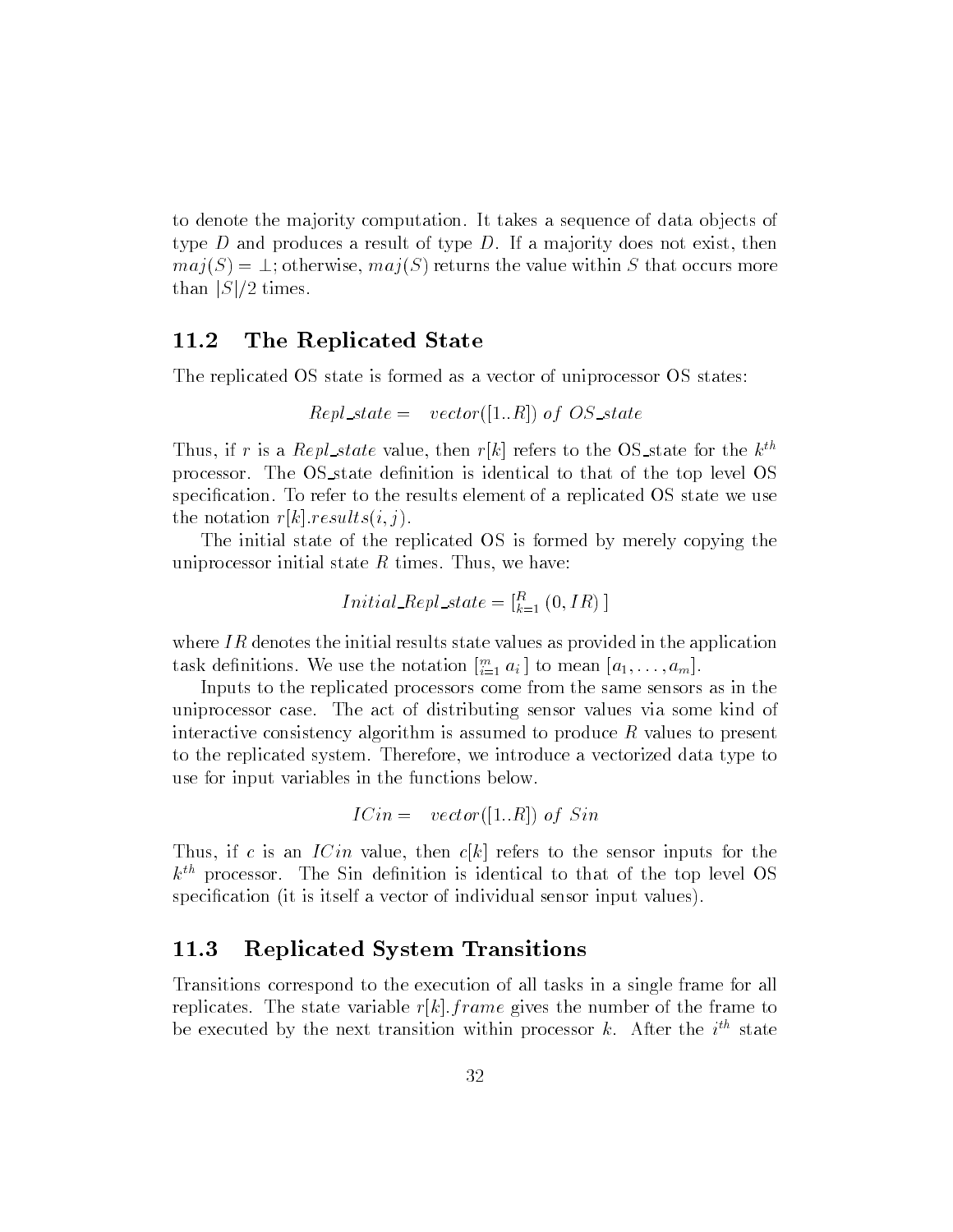to denote the majority computation. It takes a sequence of data objects of type $D$ and produces a result of type $D$. If a majority does not exist, then $maj(S) = \bot$; otherwise, $maj(S)$ returns the value within $S$ that occurs more than $|S|/2$ times.

## 11.2 The Replicated State

The replicated OS state is formed as a vector of uniprocessor OS states:

$$Repl\_state = \quad vector([1..R]) \ of \ OS\_state$$

Thus, if $r$ is a $Repl\_state$ value, then $r[k]$ refers to the OS_state for the $k^{th}$ processor. The OS_state definition is identical to that of the top level OS specification. To refer to the results element of a replicated OS state we use the notation $r[k].results(i, j)$.

The initial state of the replicated OS is formed by merely copying the uniprocessor initial state $R$ times. Thus, we have:

$$Initial\_Repl\_state = [_{k=1}^{R} \ (0, IR) \ ]$$

where $IR$ denotes the initial results state values as provided in the application task definitions. We use the notation $[_{i=1}^{m} \ a_i \ ]$ to mean $[a_1, \ldots, a_m]$.

Inputs to the replicated processors come from the same sensors as in the uniprocessor case. The act of distributing sensor values via some kind of interactive consistency algorithm is assumed to produce $R$ values to present to the replicated system. Therefore, we introduce a vectorized data type to use for input variables in the functions below.

$$ICin = \quad vector([1..R]) \ of \ Sin$$

Thus, if $c$ is an $ICin$ value, then $c[k]$ refers to the sensor inputs for the $k^{th}$ processor. The Sin definition is identical to that of the top level OS specification (it is itself a vector of individual sensor input values).

## 11.3 Replicated System Transitions

Transitions correspond to the execution of all tasks in a single frame for all replicates. The state variable $r[k].frame$ gives the number of the frame to be executed by the next transition within processor $k$. After the $i^{th}$ state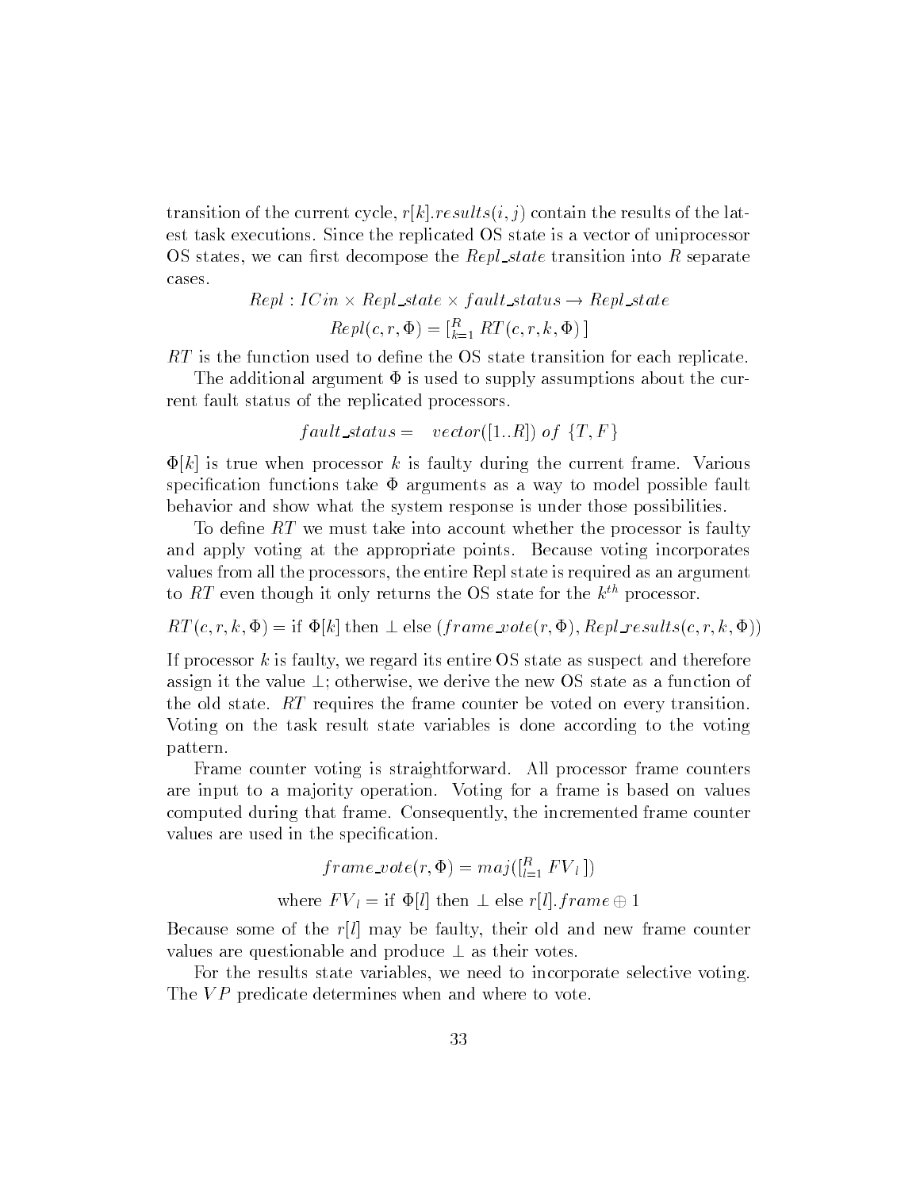transition of the current cycle, $r[k].results(i, j)$ contain the results of the latest task executions. Since the replicated OS state is a vector of uniprocessor OS states, we can first decompose the $Repl\_state$ transition into $R$ separate cases.

$$Repl : ICin \times Repl\_state \times fault\_status \rightarrow Repl\_state$$

$$Repl(c, r, \Phi) = [{}_{k=1}^{R}\ RT(c, r, k, \Phi)\ ]$$

$RT$ is the function used to define the OS state transition for each replicate.

The additional argument $\Phi$ is used to supply assumptions about the current fault status of the replicated processors.

$$fault\_status = \quad vector([1..R])\ of\ \{T, F\}$$

$\Phi[k]$ is true when processor $k$ is faulty during the current frame. Various specification functions take $\Phi$ arguments as a way to model possible fault behavior and show what the system response is under those possibilities.

To define $RT$ we must take into account whether the processor is faulty and apply voting at the appropriate points. Because voting incorporates values from all the processors, the entire Repl state is required as an argument to $RT$ even though it only returns the OS state for the $k^{th}$ processor.

$$RT(c, r, k, \Phi) = \text{if } \Phi[k] \text{ then } \bot \text{ else } (frame\_vote(r, \Phi), Repl\_results(c, r, k, \Phi))$$

If processor $k$ is faulty, we regard its entire OS state as suspect and therefore assign it the value $\bot$; otherwise, we derive the new OS state as a function of the old state. $RT$ requires the frame counter be voted on every transition. Voting on the task result state variables is done according to the voting pattern.

Frame counter voting is straightforward. All processor frame counters are input to a majority operation. Voting for a frame is based on values computed during that frame. Consequently, the incremented frame counter values are used in the specification.

$$frame\_vote(r, \Phi) = maj([{}_{l=1}^{R}\ FV_l\ ])$$

$$\text{where } FV_l = \text{if } \Phi[l] \text{ then } \bot \text{ else } r[l].frame \oplus 1$$

Because some of the $r[l]$ may be faulty, their old and new frame counter values are questionable and produce $\bot$ as their votes.

For the results state variables, we need to incorporate selective voting. The $VP$ predicate determines when and where to vote.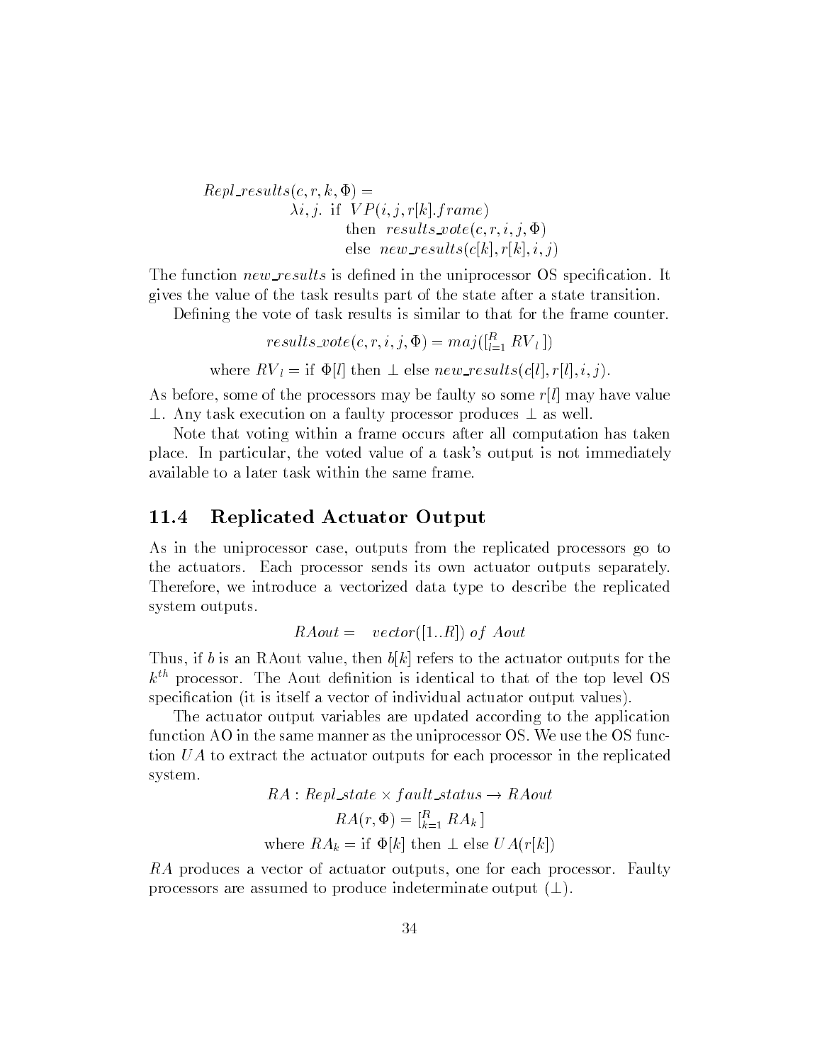$$
\begin{aligned}
Repl\_results(c, r, k, \Phi) = & \\
& \lambda i, j. \text{ if } VP(i, j, r[k].frame) \\
& \qquad \text{then } results\_vote(c, r, i, j, \Phi) \\
& \qquad \text{else } new\_results(c[k], r[k], i, j)
\end{aligned}
$$

The function $new\_results$ is defined in the uniprocessor OS specification. It gives the value of the task results part of the state after a state transition.

Defining the vote of task results is similar to that for the frame counter.

$$results\_vote(c, r, i, j, \Phi) = maj([_{l=1}^{R} RV_l\,])$$

$$\text{where } RV_l = \text{if } \Phi[l] \text{ then } \bot \text{ else } new\_results(c[l], r[l], i, j).$$

As before, some of the processors may be faulty so some $r[l]$ may have value $\bot$. Any task execution on a faulty processor produces $\bot$ as well.

Note that voting within a frame occurs after all computation has taken place. In particular, the voted value of a task's output is not immediately available to a later task within the same frame.

## 11.4 Replicated Actuator Output

As in the uniprocessor case, outputs from the replicated processors go to the actuators. Each processor sends its own actuator outputs separately. Therefore, we introduce a vectorized data type to describe the replicated system outputs.

$$RAout = \quad vector([1..R]) \ of \ Aout$$

Thus, if $b$ is an RAout value, then $b[k]$ refers to the actuator outputs for the $k^{th}$ processor. The Aout definition is identical to that of the top level OS specification (it is itself a vector of individual actuator output values).

The actuator output variables are updated according to the application function AO in the same manner as the uniprocessor OS. We use the OS function $UA$ to extract the actuator outputs for each processor in the replicated system.

$$RA : Repl\_state \times fault\_status \rightarrow RAout$$

$$RA(r, \Phi) = [_{k=1}^{R} RA_k\,]$$

$$\text{where } RA_k = \text{if } \Phi[k] \text{ then } \bot \text{ else } UA(r[k])$$

$RA$ produces a vector of actuator outputs, one for each processor. Faulty processors are assumed to produce indeterminate output ($\bot$).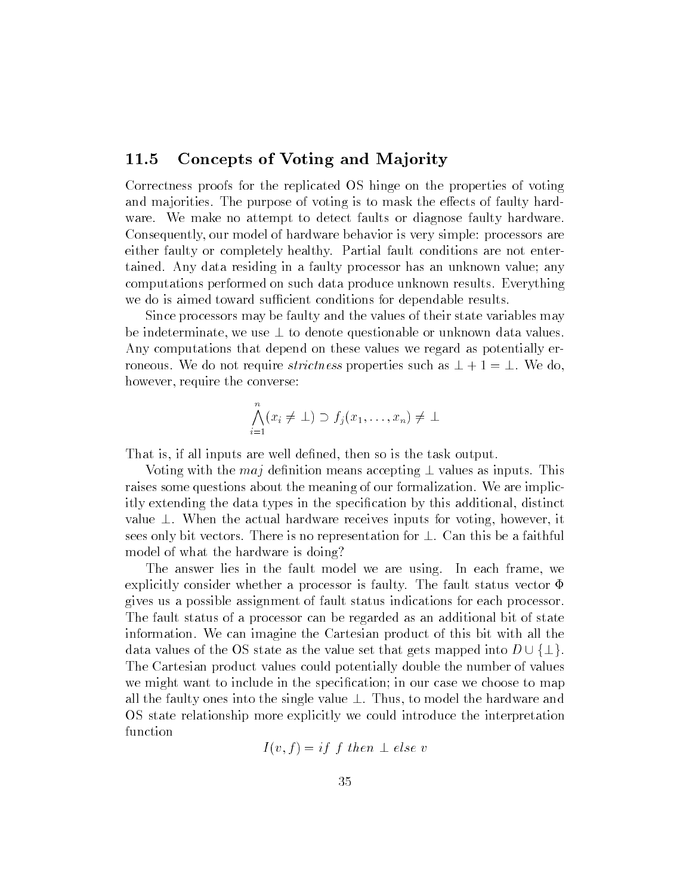## 11.5 Concepts of Voting and Majority

Correctness proofs for the replicated OS hinge on the properties of voting and majorities. The purpose of voting is to mask the effects of faulty hardware. We make no attempt to detect faults or diagnose faulty hardware. Consequently, our model of hardware behavior is very simple: processors are either faulty or completely healthy. Partial fault conditions are not entertained. Any data residing in a faulty processor has an unknown value; any computations performed on such data produce unknown results. Everything we do is aimed toward sufficient conditions for dependable results.

Since processors may be faulty and the values of their state variables may be indeterminate, we use $\bot$ to denote questionable or unknown data values. Any computations that depend on these values we regard as potentially erroneous. We do not require *strictness* properties such as $\bot + 1 = \bot$. We do, however, require the converse:

$$\bigwedge_{i=1}^{n} (x_i \neq \bot) \supset f_j(x_1, \ldots, x_n) \neq \bot$$

That is, if all inputs are well defined, then so is the task output.

Voting with the *maj* definition means accepting $\bot$ values as inputs. This raises some questions about the meaning of our formalization. We are implicitly extending the data types in the specification by this additional, distinct value $\bot$. When the actual hardware receives inputs for voting, however, it sees only bit vectors. There is no representation for $\bot$. Can this be a faithful model of what the hardware is doing?

The answer lies in the fault model we are using. In each frame, we explicitly consider whether a processor is faulty. The fault status vector $\Phi$ gives us a possible assignment of fault status indications for each processor. The fault status of a processor can be regarded as an additional bit of state information. We can imagine the Cartesian product of this bit with all the data values of the OS state as the value set that gets mapped into $D \cup \{\bot\}$. The Cartesian product values could potentially double the number of values we might want to include in the specification; in our case we choose to map all the faulty ones into the single value $\bot$. Thus, to model the hardware and OS state relationship more explicitly we could introduce the interpretation function

$$I(v, f) = if\ f\ then\ \bot\ else\ v$$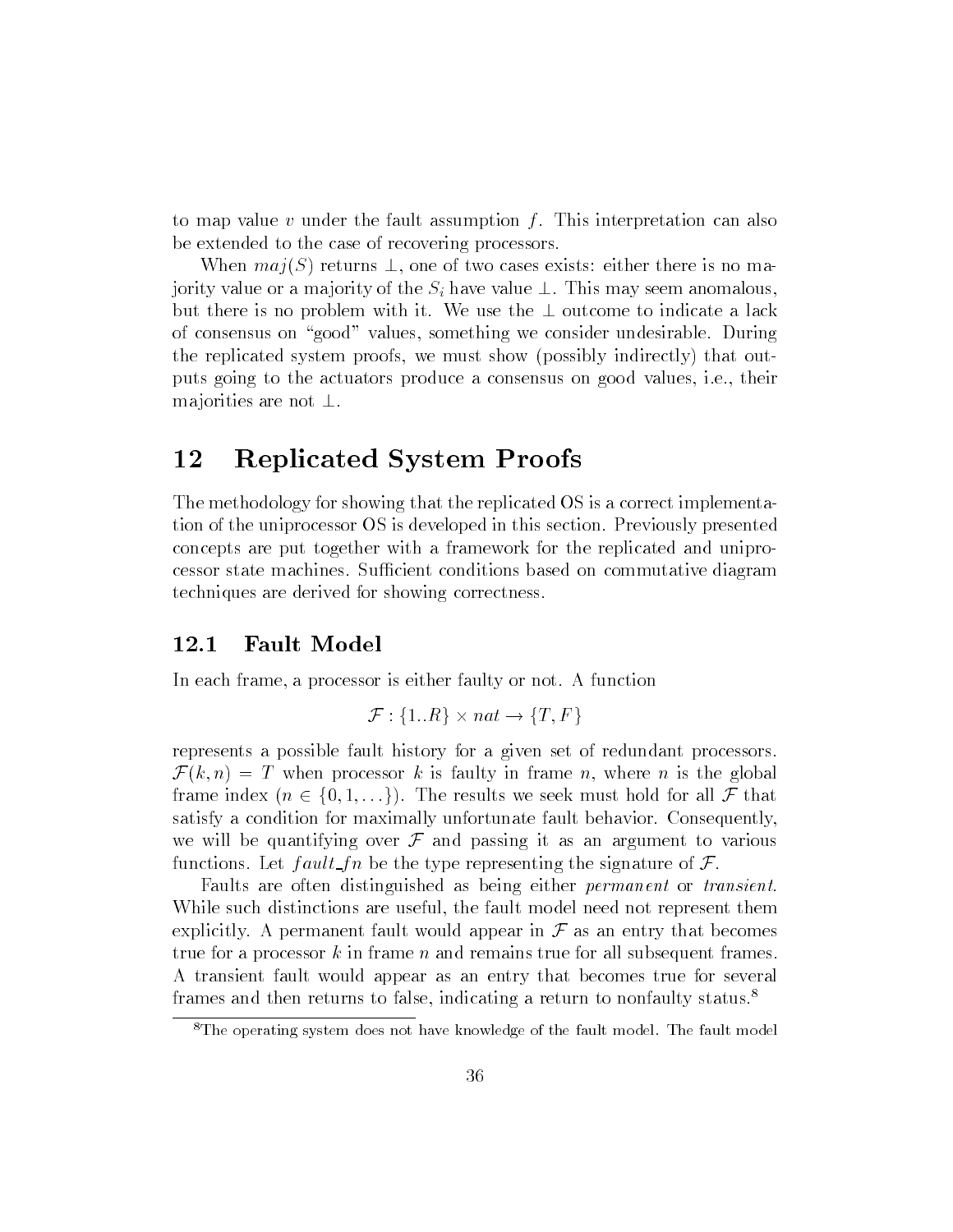to map value $v$ under the fault assumption $f$. This interpretation can also be extended to the case of recovering processors.

When $maj(S)$ returns $\perp$, one of two cases exists: either there is no majority value or a majority of the $S_i$ have value $\perp$. This may seem anomalous, but there is no problem with it. We use the $\perp$ outcome to indicate a lack of consensus on "good" values, something we consider undesirable. During the replicated system proofs, we must show (possibly indirectly) that outputs going to the actuators produce a consensus on good values, i.e., their majorities are not $\perp$.

# 12 Replicated System Proofs

The methodology for showing that the replicated OS is a correct implementation of the uniprocessor OS is developed in this section. Previously presented concepts are put together with a framework for the replicated and uniprocessor state machines. Sufficient conditions based on commutative diagram techniques are derived for showing correctness.

## 12.1 Fault Model

In each frame, a processor is either faulty or not. A function

$$\mathcal{F} : \{1..R\} \times nat \rightarrow \{T, F\}$$

represents a possible fault history for a given set of redundant processors. $\mathcal{F}(k, n) = T$ when processor $k$ is faulty in frame $n$, where $n$ is the global frame index ($n \in \{0, 1, \ldots\}$). The results we seek must hold for all $\mathcal{F}$ that satisfy a condition for maximally unfortunate fault behavior. Consequently, we will be quantifying over $\mathcal{F}$ and passing it as an argument to various functions. Let $fault\_fn$ be the type representing the signature of $\mathcal{F}$.

Faults are often distinguished as being either *permanent* or *transient*. While such distinctions are useful, the fault model need not represent them explicitly. A permanent fault would appear in $\mathcal{F}$ as an entry that becomes true for a processor $k$ in frame $n$ and remains true for all subsequent frames. A transient fault would appear as an entry that becomes true for several frames and then returns to false, indicating a return to nonfaulty status.[8]

[8]The operating system does not have knowledge of the fault model. The fault model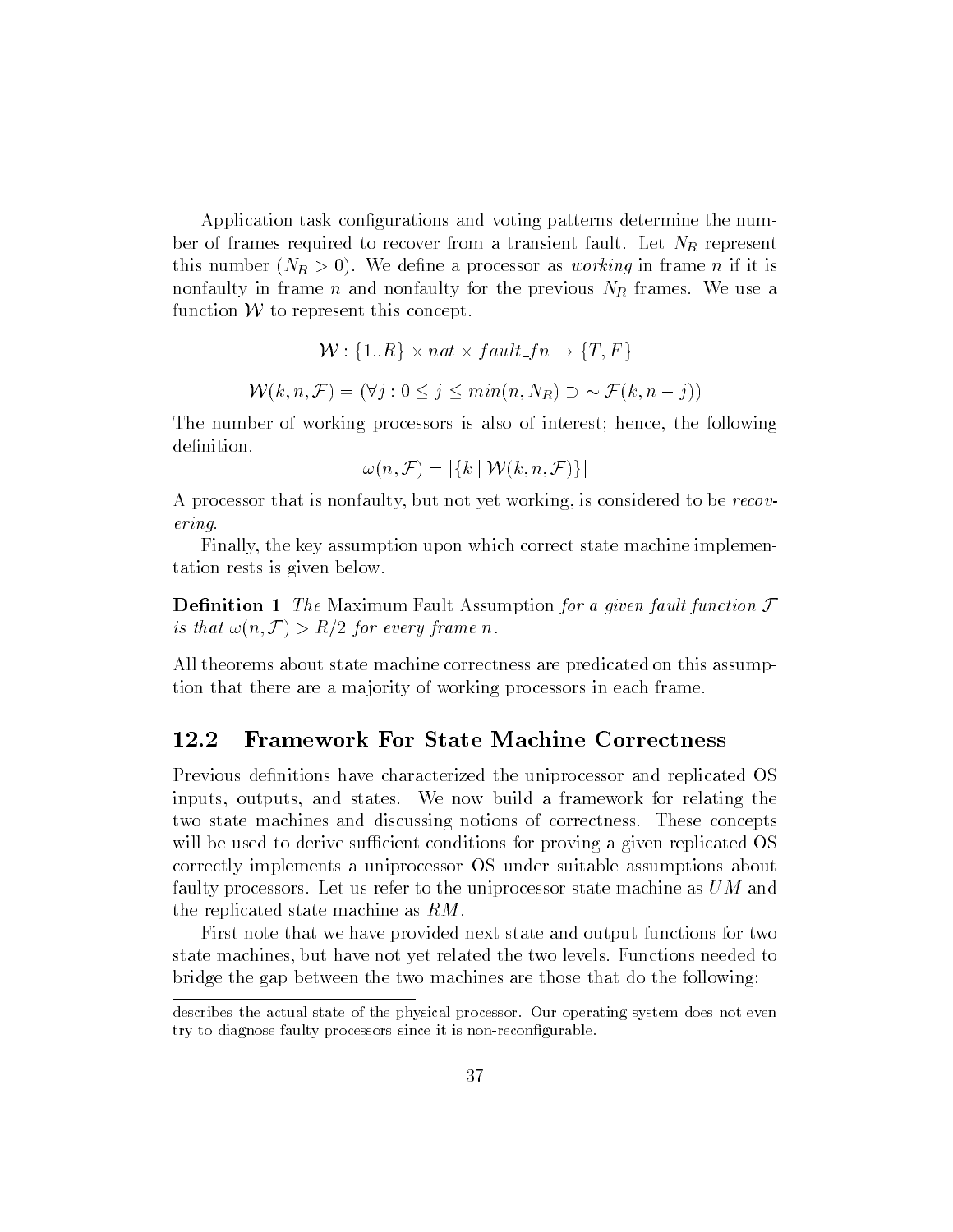Application task configurations and voting patterns determine the number of frames required to recover from a transient fault. Let $N_R$ represent this number ($N_R > 0$). We define a processor as *working* in frame $n$ if it is nonfaulty in frame $n$ and nonfaulty for the previous $N_R$ frames. We use a function $\mathcal{W}$ to represent this concept.

$$\mathcal{W} : \{1..R\} \times nat \times fault\_fn \rightarrow \{T, F\}$$

$$\mathcal{W}(k, n, \mathcal{F}) = (\forall j : 0 \leq j \leq min(n, N_R) \supset \sim \mathcal{F}(k, n - j))$$

The number of working processors is also of interest; hence, the following definition.

$$\omega(n, \mathcal{F}) = |\{k \mid \mathcal{W}(k, n, \mathcal{F})\}|$$

A processor that is nonfaulty, but not yet working, is considered to be *recovering*.

Finally, the key assumption upon which correct state machine implementation rests is given below.

**Definition 1** *The* Maximum Fault Assumption *for a given fault function* $\mathcal{F}$ *is that* $\omega(n, \mathcal{F}) > R/2$ *for every frame* $n$.

All theorems about state machine correctness are predicated on this assumption that there are a majority of working processors in each frame.

## 12.2 Framework For State Machine Correctness

Previous definitions have characterized the uniprocessor and replicated OS inputs, outputs, and states. We now build a framework for relating the two state machines and discussing notions of correctness. These concepts will be used to derive sufficient conditions for proving a given replicated OS correctly implements a uniprocessor OS under suitable assumptions about faulty processors. Let us refer to the uniprocessor state machine as $UM$ and the replicated state machine as $RM$.

First note that we have provided next state and output functions for two state machines, but have not yet related the two levels. Functions needed to bridge the gap between the two machines are those that do the following:

---

describes the actual state of the physical processor. Our operating system does not even try to diagnose faulty processors since it is non-reconfigurable.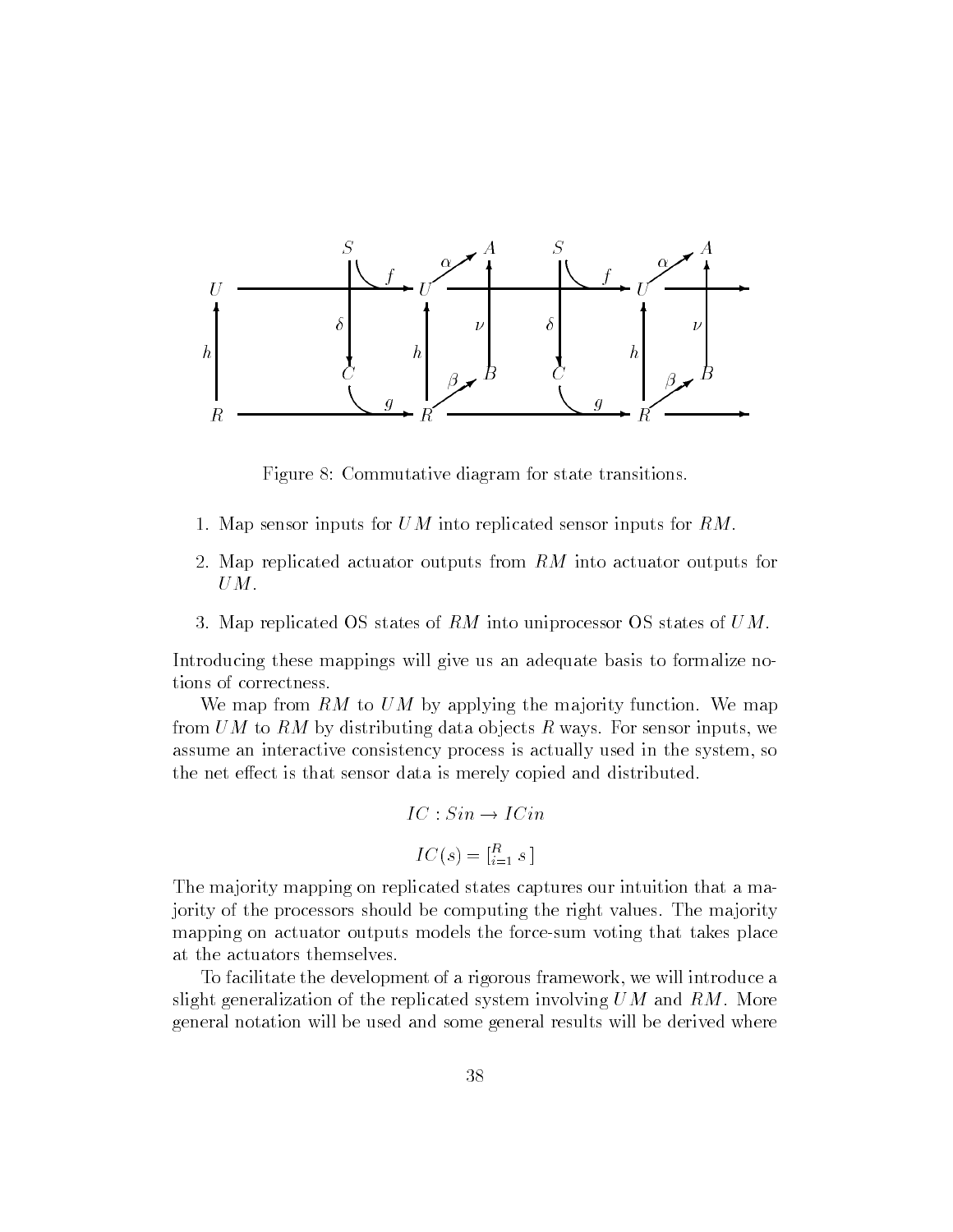Figure 8: Commutative diagram for state transitions.

1. Map sensor inputs for $UM$ into replicated sensor inputs for $RM$.
2. Map replicated actuator outputs from $RM$ into actuator outputs for $UM$.
3. Map replicated OS states of $RM$ into uniprocessor OS states of $UM$.

Introducing these mappings will give us an adequate basis to formalize notions of correctness.

We map from $RM$ to $UM$ by applying the majority function. We map from $UM$ to $RM$ by distributing data objects $R$ ways. For sensor inputs, we assume an interactive consistency process is actually used in the system, so the net effect is that sensor data is merely copied and distributed.

$$IC : Sin \rightarrow ICin$$

$$IC(s) = [_{i=1}^{R}\ s\ ]$$

The majority mapping on replicated states captures our intuition that a majority of the processors should be computing the right values. The majority mapping on actuator outputs models the force-sum voting that takes place at the actuators themselves.

To facilitate the development of a rigorous framework, we will introduce a slight generalization of the replicated system involving $UM$ and $RM$. More general notation will be used and some general results will be derived where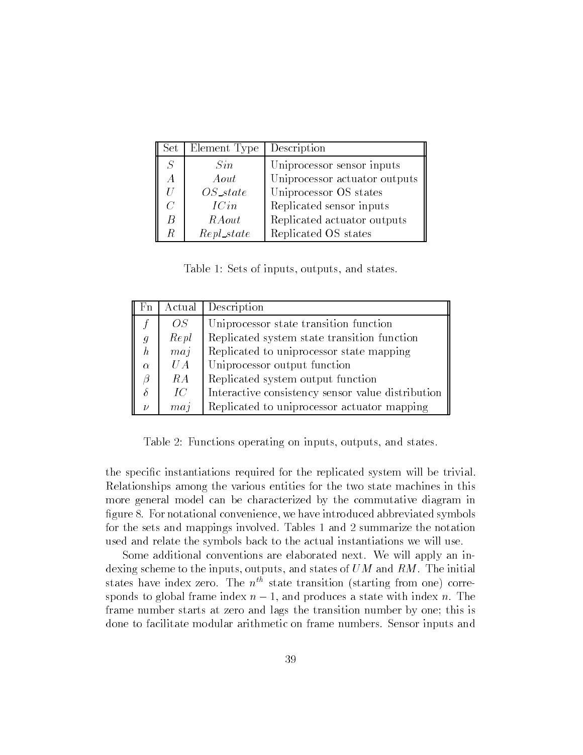| Set | Element Type | Description |
|---|---|---|
| $S$ | $Sin$ | Uniprocessor sensor inputs |
| $A$ | $Aout$ | Uniprocessor actuator outputs |
| $U$ | $OS\_state$ | Uniprocessor OS states |
| $C$ | $ICin$ | Replicated sensor inputs |
| $B$ | $RAout$ | Replicated actuator outputs |
| $R$ | $Repl\_state$ | Replicated OS states |

Table 1: Sets of inputs, outputs, and states.

| Fn | Actual | Description |
|---|---|---|
| $f$ | $OS$ | Uniprocessor state transition function |
| $g$ | $Repl$ | Replicated system state transition function |
| $h$ | $maj$ | Replicated to uniprocessor state mapping |
| $\alpha$ | $UA$ | Uniprocessor output function |
| $\beta$ | $RA$ | Replicated system output function |
| $\delta$ | $IC$ | Interactive consistency sensor value distribution |
| $\nu$ | $maj$ | Replicated to uniprocessor actuator mapping |

Table 2: Functions operating on inputs, outputs, and states.

the specific instantiations required for the replicated system will be trivial. Relationships among the various entities for the two state machines in this more general model can be characterized by the commutative diagram in figure 8. For notational convenience, we have introduced abbreviated symbols for the sets and mappings involved. Tables 1 and 2 summarize the notation used and relate the symbols back to the actual instantiations we will use.

Some additional conventions are elaborated next. We will apply an indexing scheme to the inputs, outputs, and states of $UM$ and $RM$. The initial states have index zero. The $n^{th}$ state transition (starting from one) corresponds to global frame index $n-1$, and produces a state with index $n$. The frame number starts at zero and lags the transition number by one; this is done to facilitate modular arithmetic on frame numbers. Sensor inputs and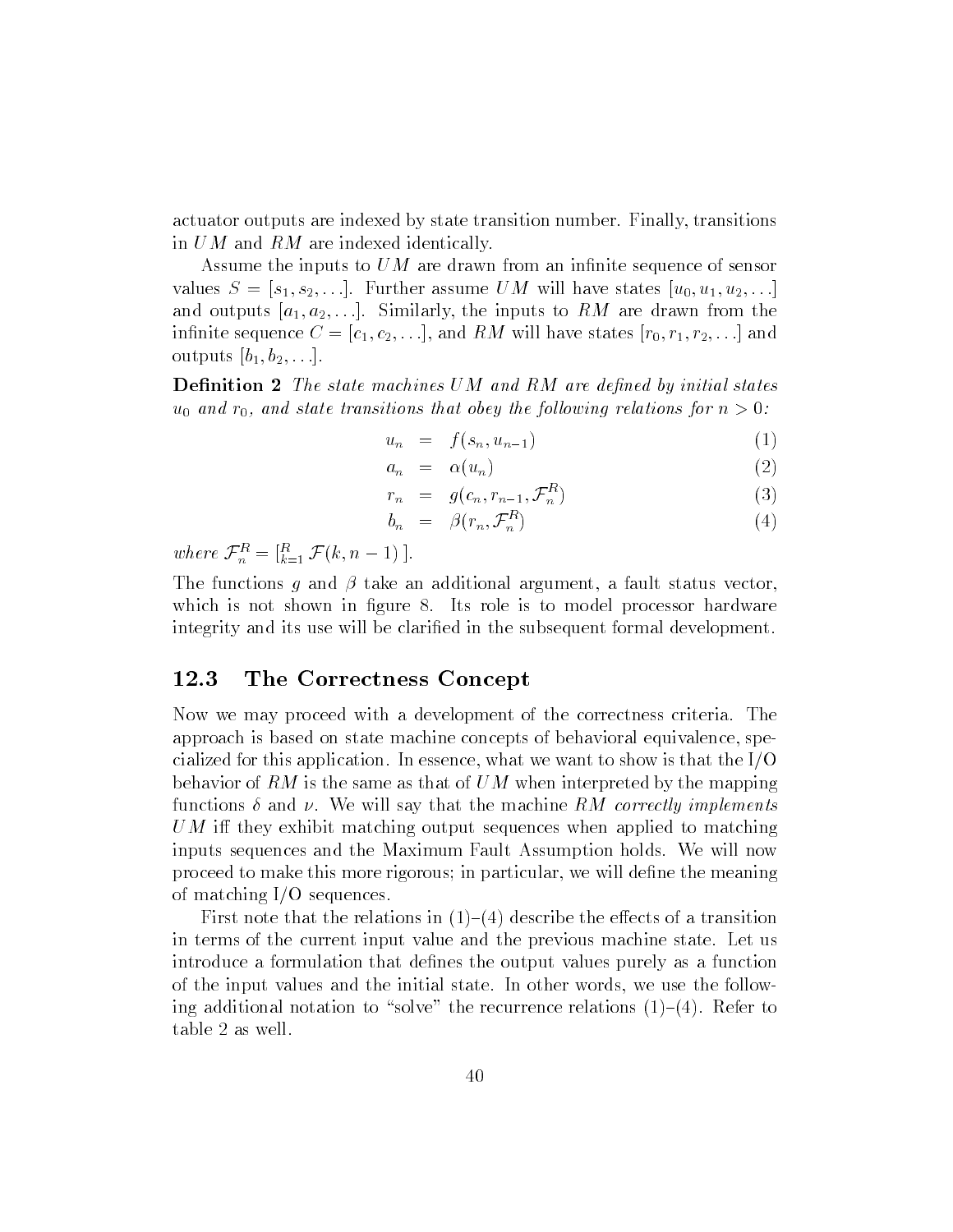actuator outputs are indexed by state transition number. Finally, transitions in $UM$ and $RM$ are indexed identically.

Assume the inputs to $UM$ are drawn from an infinite sequence of sensor values $S = [s_1, s_2, \ldots]$. Further assume $UM$ will have states $[u_0, u_1, u_2, \ldots]$ and outputs $[a_1, a_2, \ldots]$. Similarly, the inputs to $RM$ are drawn from the infinite sequence $C = [c_1, c_2, \ldots]$, and $RM$ will have states $[r_0, r_1, r_2, \ldots]$ and outputs $[b_1, b_2, \ldots]$.

**Definition 2** *The state machines $UM$ and $RM$ are defined by initial states $u_0$ and $r_0$, and state transitions that obey the following relations for $n > 0$:*

$$u_n = f(s_n, u_{n-1}) \tag{1}$$

$$a_n = \alpha(u_n) \tag{2}$$

$$r_n = g(c_n, r_{n-1}, \mathcal{F}_n^R) \tag{3}$$

$$b_n = \beta(r_n, \mathcal{F}_n^R) \tag{4}$$

*where $\mathcal{F}_n^R = [_{k=1}^{R} \mathcal{F}(k, n-1)]$.*

The functions $g$ and $\beta$ take an additional argument, a fault status vector, which is not shown in figure 8. Its role is to model processor hardware integrity and its use will be clarified in the subsequent formal development.

## 12.3 The Correctness Concept

Now we may proceed with a development of the correctness criteria. The approach is based on state machine concepts of behavioral equivalence, specialized for this application. In essence, what we want to show is that the I/O behavior of $RM$ is the same as that of $UM$ when interpreted by the mapping functions $\delta$ and $\nu$. We will say that the machine $RM$ *correctly implements* $UM$ iff they exhibit matching output sequences when applied to matching inputs sequences and the Maximum Fault Assumption holds. We will now proceed to make this more rigorous; in particular, we will define the meaning of matching I/O sequences.

First note that the relations in (1)–(4) describe the effects of a transition in terms of the current input value and the previous machine state. Let us introduce a formulation that defines the output values purely as a function of the input values and the initial state. In other words, we use the following additional notation to "solve" the recurrence relations (1)–(4). Refer to table 2 as well.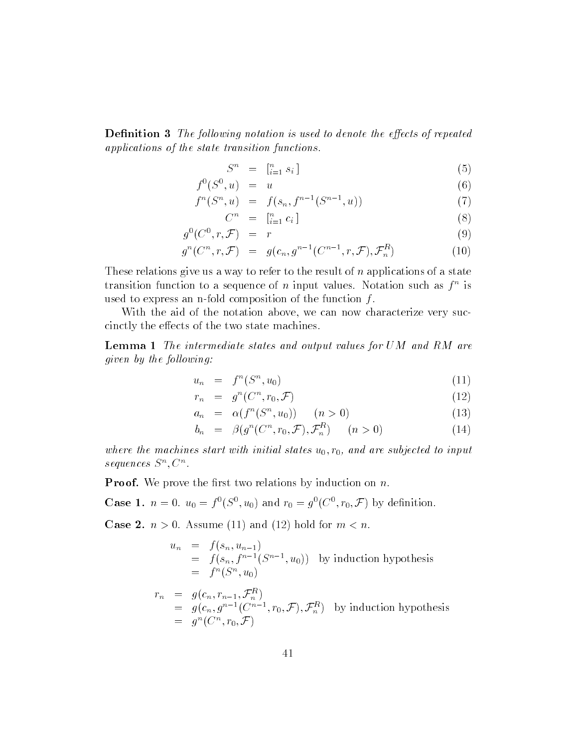**Definition 3** *The following notation is used to denote the effects of repeated applications of the state transition functions.*

$$
\begin{aligned}
S^n &= [_{i=1}^{n} s_i\,] && (5)\\
f^0(S^0, u) &= u && (6)\\
f^n(S^n, u) &= f(s_n, f^{n-1}(S^{n-1}, u)) && (7)\\
C^n &= [_{i=1}^{n} c_i\,] && (8)\\
g^0(C^0, r, \mathcal{F}) &= r && (9)\\
g^n(C^n, r, \mathcal{F}) &= g(c_n, g^{n-1}(C^{n-1}, r, \mathcal{F}), \mathcal{F}_n^R) && (10)
\end{aligned}
$$

These relations give us a way to refer to the result of $n$ applications of a state transition function to a sequence of $n$ input values. Notation such as $f^n$ is used to express an n-fold composition of the function $f$.

With the aid of the notation above, we can now characterize very succinctly the effects of the two state machines.

**Lemma 1** *The intermediate states and output values for UM and RM are given by the following:*

$$
\begin{aligned}
u_n &= f^n(S^n, u_0) && (11)\\
r_n &= g^n(C^n, r_0, \mathcal{F}) && (12)\\
a_n &= \alpha(f^n(S^n, u_0)) \quad (n > 0) && (13)\\
b_n &= \beta(g^n(C^n, r_0, \mathcal{F}), \mathcal{F}_n^R) \quad (n > 0) && (14)
\end{aligned}
$$

*where the machines start with initial states $u_0, r_0$, and are subjected to input sequences $S^n, C^n$.*

**Proof.** We prove the first two relations by induction on $n$.

**Case 1.** $n = 0$. $u_0 = f^0(S^0, u_0)$ and $r_0 = g^0(C^0, r_0, \mathcal{F})$ by definition.

**Case 2.** $n > 0$. Assume (11) and (12) hold for $m < n$.

$$
\begin{aligned}
u_n &= f(s_n, u_{n-1})\\
&= f(s_n, f^{n-1}(S^{n-1}, u_0)) \quad \text{by induction hypothesis}\\
&= f^n(S^n, u_0)
\end{aligned}
$$

$$
\begin{aligned}
r_n &= g(c_n, r_{n-1}, \mathcal{F}_n^R)\\
&= g(c_n, g^{n-1}(C^{n-1}, r_0, \mathcal{F}), \mathcal{F}_n^R) \quad \text{by induction hypothesis}\\
&= g^n(C^n, r_0, \mathcal{F})
\end{aligned}
$$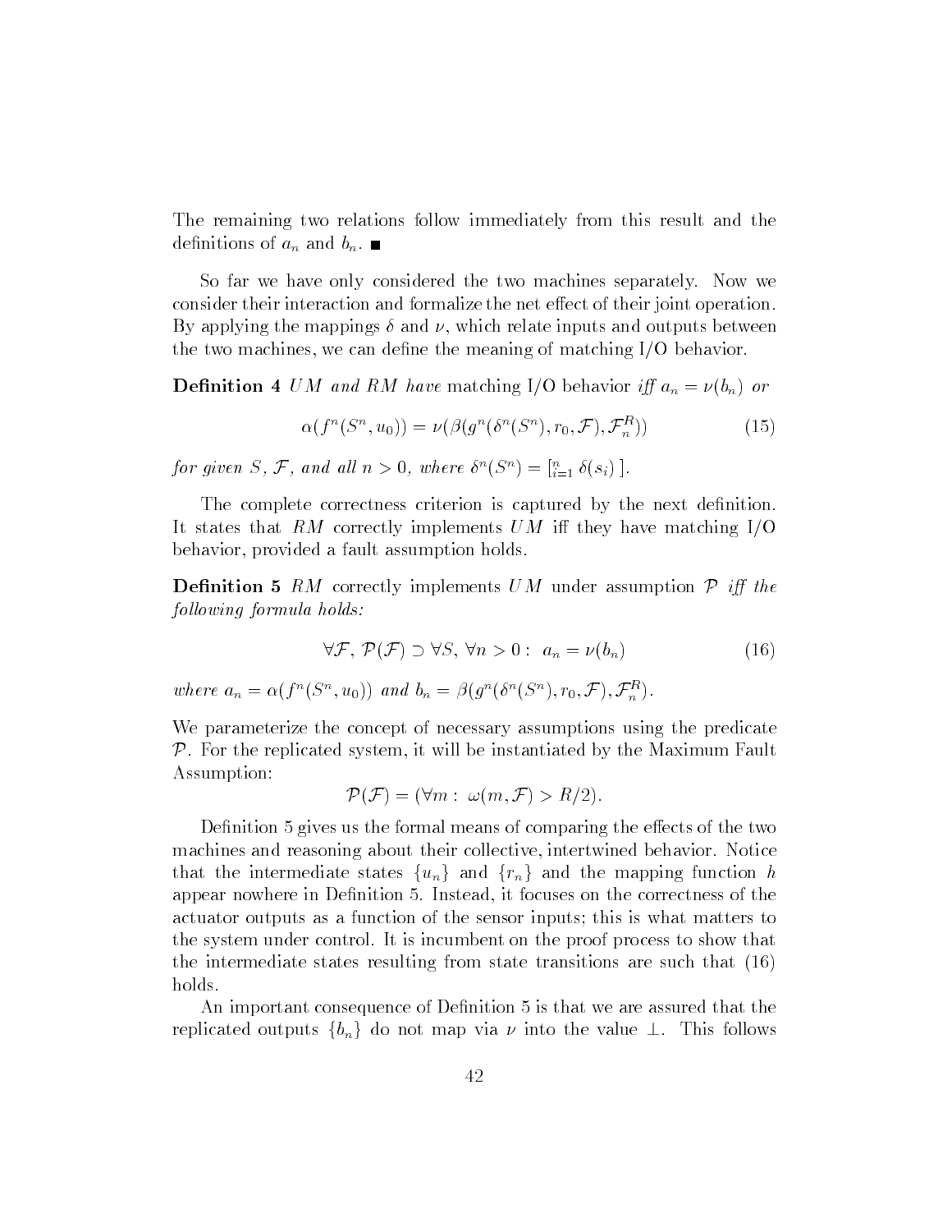The remaining two relations follow immediately from this result and the definitions of $a_n$ and $b_n$. ■

So far we have only considered the two machines separately. Now we consider their interaction and formalize the net effect of their joint operation. By applying the mappings $\delta$ and $\nu$, which relate inputs and outputs between the two machines, we can define the meaning of matching I/O behavior.

**Definition 4** *UM and RM have* matching I/O behavior *iff $a_n = \nu(b_n)$ or*

$$\alpha(f^n(S^n, u_0)) = \nu(\beta(g^n(\delta^n(S^n), r_0, \mathcal{F}), \mathcal{F}_n^R)) \tag{15}$$

*for given $S$, $\mathcal{F}$, and all $n > 0$, where $\delta^n(S^n) = [{}_{i=1}^{n} \delta(s_i)\ ]$.*

The complete correctness criterion is captured by the next definition. It states that $RM$ correctly implements $UM$ iff they have matching I/O behavior, provided a fault assumption holds.

**Definition 5** *RM* correctly implements *UM under assumption $\mathcal{P}$ iff the following formula holds:*

$$\forall \mathcal{F},\ \mathcal{P}(\mathcal{F}) \supset \forall S,\ \forall n > 0:\ \ a_n = \nu(b_n) \tag{16}$$

*where $a_n = \alpha(f^n(S^n, u_0))$ and $b_n = \beta(g^n(\delta^n(S^n), r_0, \mathcal{F}), \mathcal{F}_n^R)$.*

We parameterize the concept of necessary assumptions using the predicate $\mathcal{P}$. For the replicated system, it will be instantiated by the Maximum Fault Assumption:

$$\mathcal{P}(\mathcal{F}) = (\forall m:\ \omega(m, \mathcal{F}) > R/2).$$

Definition 5 gives us the formal means of comparing the effects of the two machines and reasoning about their collective, intertwined behavior. Notice that the intermediate states $\{u_n\}$ and $\{r_n\}$ and the mapping function $h$ appear nowhere in Definition 5. Instead, it focuses on the correctness of the actuator outputs as a function of the sensor inputs; this is what matters to the system under control. It is incumbent on the proof process to show that the intermediate states resulting from state transitions are such that (16) holds.

An important consequence of Definition 5 is that we are assured that the replicated outputs $\{b_n\}$ do not map via $\nu$ into the value $\perp$. This follows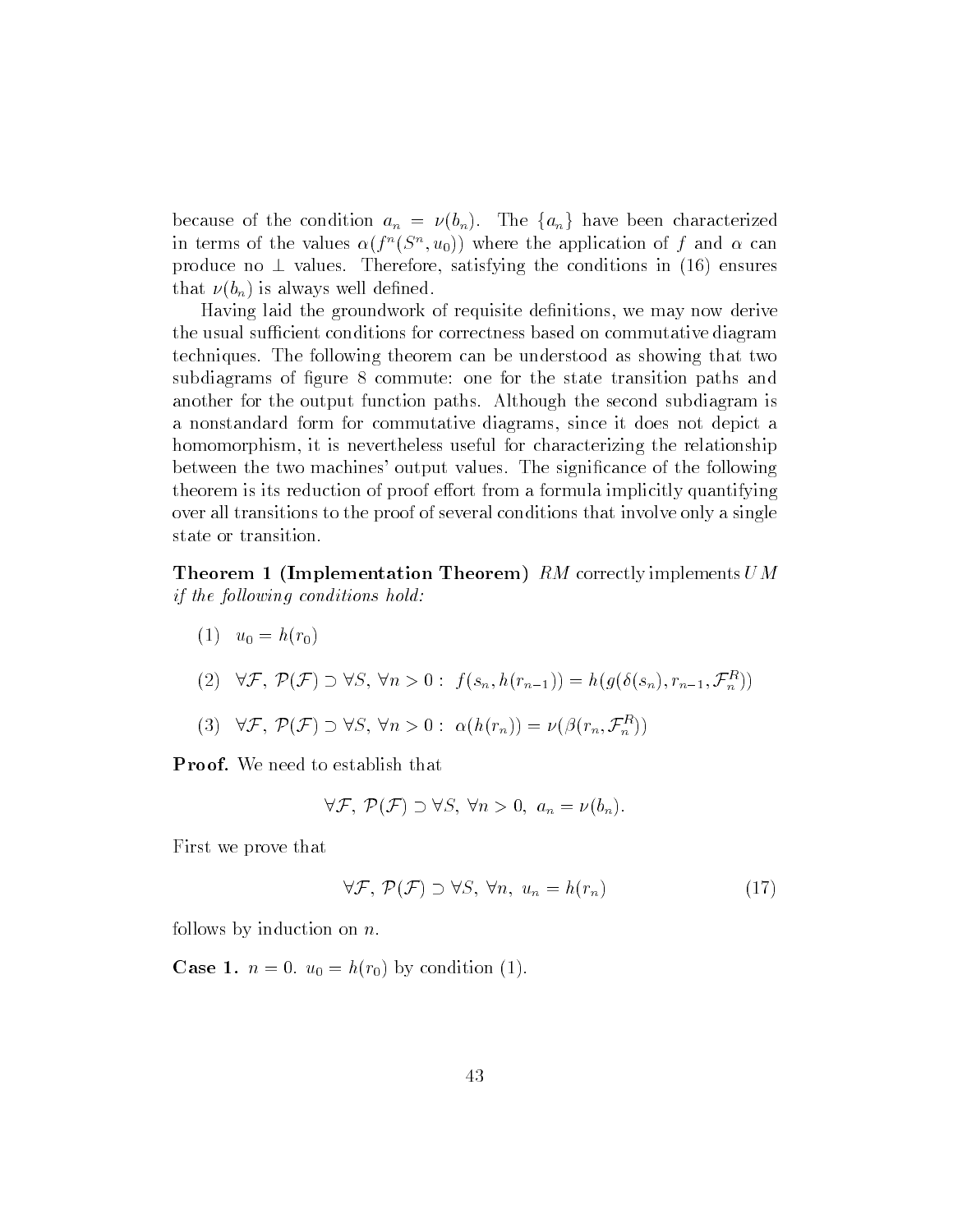because of the condition $a_n = \nu(b_n)$. The $\{a_n\}$ have been characterized in terms of the values $\alpha(f^n(S^n, u_0))$ where the application of $f$ and $\alpha$ can produce no $\perp$ values. Therefore, satisfying the conditions in (16) ensures that $\nu(b_n)$ is always well defined.

Having laid the groundwork of requisite definitions, we may now derive the usual sufficient conditions for correctness based on commutative diagram techniques. The following theorem can be understood as showing that two subdiagrams of figure 8 commute: one for the state transition paths and another for the output function paths. Although the second subdiagram is a nonstandard form for commutative diagrams, since it does not depict a homomorphism, it is nevertheless useful for characterizing the relationship between the two machines' output values. The significance of the following theorem is its reduction of proof effort from a formula implicitly quantifying over all transitions to the proof of several conditions that involve only a single state or transition.

**Theorem 1 (Implementation Theorem)** *RM correctly implements UM if the following conditions hold:*

(1) $u_0 = h(r_0)$

(2) $\forall \mathcal{F},\ \mathcal{P}(\mathcal{F}) \supset \forall S,\ \forall n > 0:\ f(s_n, h(r_{n-1})) = h(g(\delta(s_n), r_{n-1}, \mathcal{F}_n^R))$

(3) $\forall \mathcal{F},\ \mathcal{P}(\mathcal{F}) \supset \forall S,\ \forall n > 0:\ \alpha(h(r_n)) = \nu(\beta(r_n, \mathcal{F}_n^R))$

**Proof.** We need to establish that

$$\forall \mathcal{F},\ \mathcal{P}(\mathcal{F}) \supset \forall S,\ \forall n > 0,\ a_n = \nu(b_n).$$

First we prove that

$$\forall \mathcal{F},\ \mathcal{P}(\mathcal{F}) \supset \forall S,\ \forall n,\ u_n = h(r_n) \tag{17}$$

follows by induction on $n$.

**Case 1.** $n = 0$. $u_0 = h(r_0)$ by condition (1).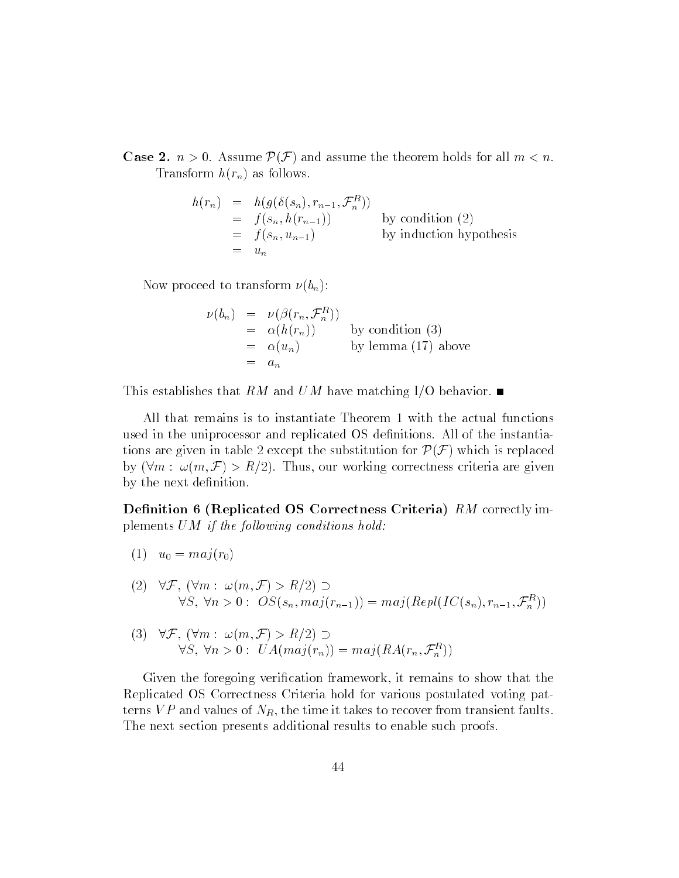**Case 2.** $n > 0$. Assume $\mathcal{P}(\mathcal{F})$ and assume the theorem holds for all $m < n$. Transform $h(r_n)$ as follows.

$$
\begin{aligned}
h(r_n) &= h(g(\delta(s_n), r_{n-1}, \mathcal{F}_n^R)) & \\
&= f(s_n, h(r_{n-1})) & \text{by condition (2)} \\
&= f(s_n, u_{n-1}) & \text{by induction hypothesis} \\
&= u_n &
\end{aligned}
$$

Now proceed to transform $\nu(b_n)$:

$$
\begin{aligned}
\nu(b_n) &= \nu(\beta(r_n, \mathcal{F}_n^R)) & \\
&= \alpha(h(r_n)) & \text{by condition (3)} \\
&= \alpha(u_n) & \text{by lemma (17) above} \\
&= a_n &
\end{aligned}
$$

This establishes that $RM$ and $UM$ have matching I/O behavior. ∎

All that remains is to instantiate Theorem 1 with the actual functions used in the uniprocessor and replicated OS definitions. All of the instantiations are given in table 2 except the substitution for $\mathcal{P}(\mathcal{F})$ which is replaced by $(\forall m: \omega(m, \mathcal{F}) > R/2)$. Thus, our working correctness criteria are given by the next definition.

**Definition 6 (Replicated OS Correctness Criteria)** *$RM$ correctly implements $UM$ if the following conditions hold:*

(1) $u_0 = maj(r_0)$

(2) $\forall \mathcal{F}, (\forall m: \omega(m, \mathcal{F}) > R/2) \supset$
$\forall S, \forall n > 0: OS(s_n, maj(r_{n-1})) = maj(Repl(IC(s_n), r_{n-1}, \mathcal{F}_n^R))$

(3) $\forall \mathcal{F}, (\forall m: \omega(m, \mathcal{F}) > R/2) \supset$
$\forall S, \forall n > 0: UA(maj(r_n)) = maj(RA(r_n, \mathcal{F}_n^R))$

Given the foregoing verification framework, it remains to show that the Replicated OS Correctness Criteria hold for various postulated voting patterns $VP$ and values of $N_R$, the time it takes to recover from transient faults. The next section presents additional results to enable such proofs.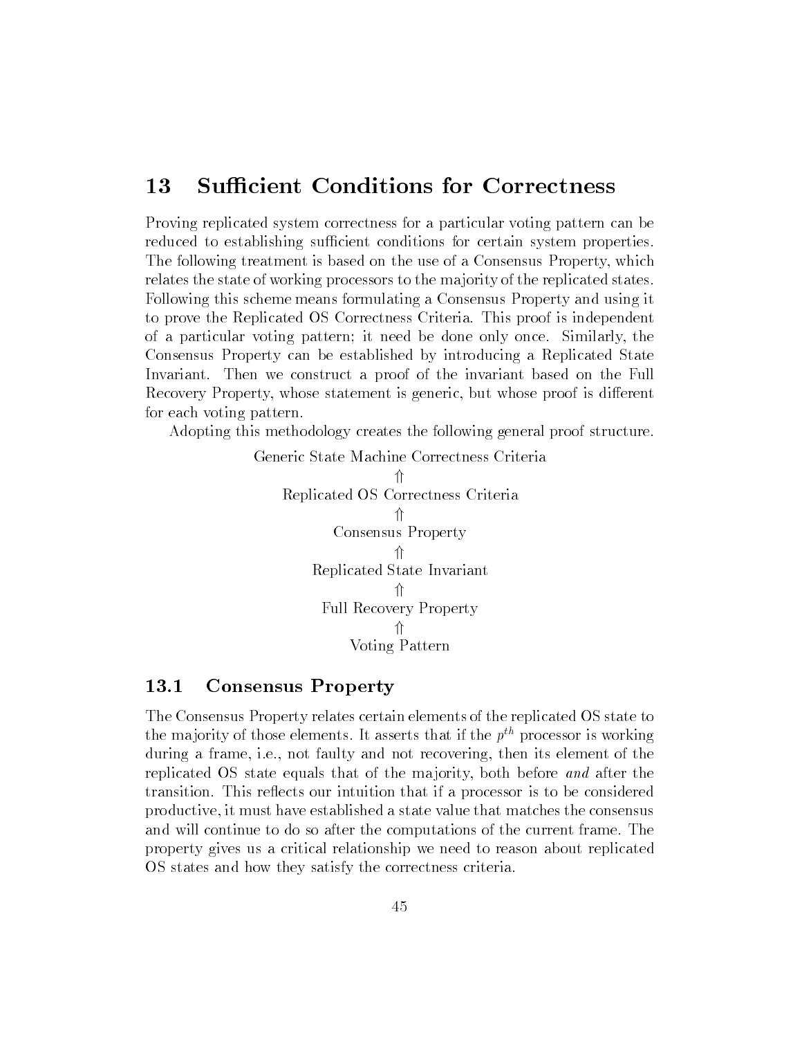# 13 Sufficient Conditions for Correctness

Proving replicated system correctness for a particular voting pattern can be reduced to establishing sufficient conditions for certain system properties. The following treatment is based on the use of a Consensus Property, which relates the state of working processors to the majority of the replicated states. Following this scheme means formulating a Consensus Property and using it to prove the Replicated OS Correctness Criteria. This proof is independent of a particular voting pattern; it need be done only once. Similarly, the Consensus Property can be established by introducing a Replicated State Invariant. Then we construct a proof of the invariant based on the Full Recovery Property, whose statement is generic, but whose proof is different for each voting pattern.

Adopting this methodology creates the following general proof structure.

$$
\begin{array}{c}
\text{Generic State Machine Correctness Criteria} \\
\Uparrow \\
\text{Replicated OS Correctness Criteria} \\
\Uparrow \\
\text{Consensus Property} \\
\Uparrow \\
\text{Replicated State Invariant} \\
\Uparrow \\
\text{Full Recovery Property} \\
\Uparrow \\
\text{Voting Pattern}
\end{array}
$$

## 13.1 Consensus Property

The Consensus Property relates certain elements of the replicated OS state to the majority of those elements. It asserts that if the $p^{th}$ processor is working during a frame, i.e., not faulty and not recovering, then its element of the replicated OS state equals that of the majority, both before *and* after the transition. This reflects our intuition that if a processor is to be considered productive, it must have established a state value that matches the consensus and will continue to do so after the computations of the current frame. The property gives us a critical relationship we need to reason about replicated OS states and how they satisfy the correctness criteria.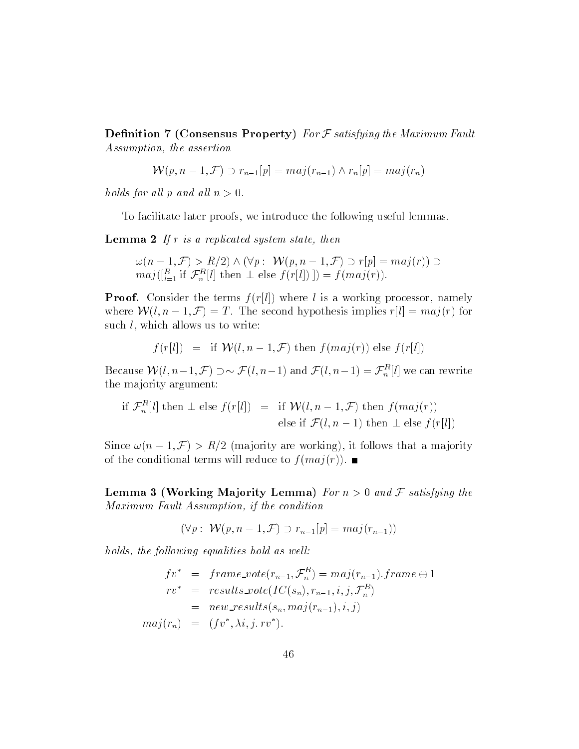**Definition 7 (Consensus Property)** *For $\mathcal{F}$ satisfying the Maximum Fault Assumption, the assertion*

$$\mathcal{W}(p, n-1, \mathcal{F}) \supset r_{n-1}[p] = maj(r_{n-1}) \wedge r_n[p] = maj(r_n)$$

*holds for all $p$ and all $n > 0$.*

To facilitate later proofs, we introduce the following useful lemmas.

**Lemma 2** *If $r$ is a replicated system state, then*

$$\begin{array}{l} \omega(n-1, \mathcal{F}) > R/2) \wedge (\forall p: \; \mathcal{W}(p, n-1, \mathcal{F}) \supset r[p] = maj(r)) \supset \\ maj([_{l=1}^{R} \text{ if } \mathcal{F}_n^R[l] \text{ then } \perp \text{ else } f(r[l])\,]) = f(maj(r)). \end{array}$$

**Proof.** Consider the terms $f(r[l])$ where $l$ is a working processor, namely where $\mathcal{W}(l, n-1, \mathcal{F}) = T$. The second hypothesis implies $r[l] = maj(r)$ for such $l$, which allows us to write:

$$f(r[l]) \;\; = \;\; \text{if } \mathcal{W}(l, n-1, \mathcal{F}) \text{ then } f(maj(r)) \text{ else } f(r[l])$$

Because $\mathcal{W}(l, n-1, \mathcal{F}) \supset \sim \mathcal{F}(l, n-1)$ and $\mathcal{F}(l, n-1) = \mathcal{F}_n^R[l]$ we can rewrite the majority argument:

$$\begin{array}{rcl} \text{if } \mathcal{F}_n^R[l] \text{ then } \perp \text{ else } f(r[l]) & = & \text{if } \mathcal{W}(l, n-1, \mathcal{F}) \text{ then } f(maj(r)) \\ & & \text{else if } \mathcal{F}(l, n-1) \text{ then } \perp \text{ else } f(r[l]) \end{array}$$

Since $\omega(n-1, \mathcal{F}) > R/2$ (majority are working), it follows that a majority of the conditional terms will reduce to $f(maj(r))$. ∎

**Lemma 3 (Working Majority Lemma)** *For $n > 0$ and $\mathcal{F}$ satisfying the Maximum Fault Assumption, if the condition*

$$(\forall p: \; \mathcal{W}(p, n-1, \mathcal{F}) \supset r_{n-1}[p] = maj(r_{n-1}))$$

*holds, the following equalities hold as well:*

$$\begin{array}{rcl} fv^* & = & frame\_vote(r_{n-1}, \mathcal{F}_n^R) = maj(r_{n-1}).frame \oplus 1 \\ rv^* & = & results\_vote(IC(s_n), r_{n-1}, i, j, \mathcal{F}_n^R) \\ & = & new\_results(s_n, maj(r_{n-1}), i, j) \\ maj(r_n) & = & (fv^*, \lambda i, j.\, rv^*). \end{array}$$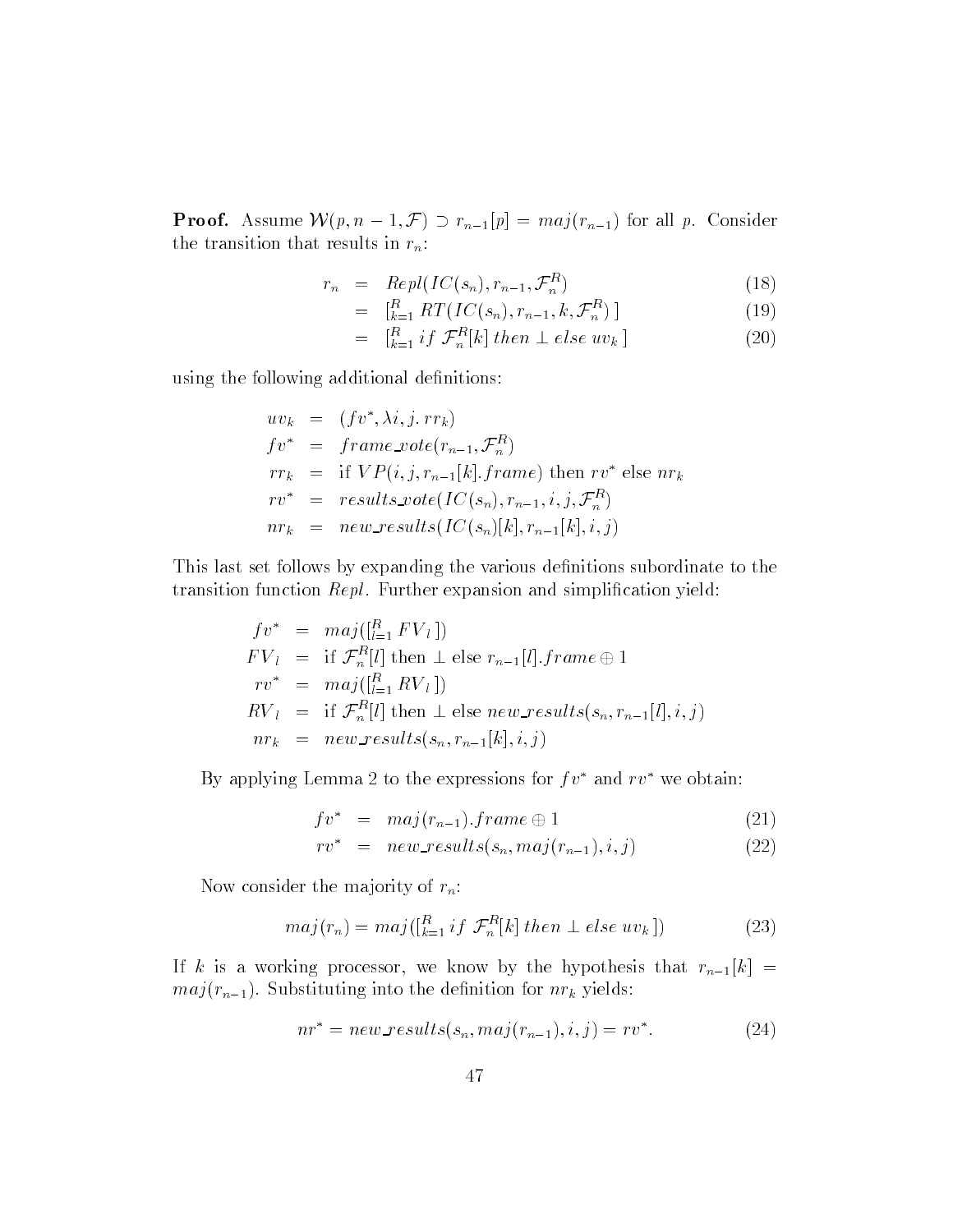**Proof.** Assume $\mathcal{W}(p, n-1, \mathcal{F}) \supset r_{n-1}[p] = maj(r_{n-1})$ for all $p$. Consider the transition that results in $r_n$:

$$
\begin{aligned}
r_n &= Repl(IC(s_n), r_{n-1}, \mathcal{F}_n^R) & (18)\\
&= [_{k=1}^{R}\ RT(IC(s_n), r_{n-1}, k, \mathcal{F}_n^R)\ ] & (19)\\
&= [_{k=1}^{R}\ if\ \mathcal{F}_n^R[k]\ then\ \bot\ else\ uv_k\ ] & (20)
\end{aligned}
$$

using the following additional definitions:

$$
\begin{aligned}
uv_k &= (fv^*, \lambda i, j.\ rr_k)\\
fv^* &= frame\_vote(r_{n-1}, \mathcal{F}_n^R)\\
rr_k &= \text{if } VP(i, j, r_{n-1}[k].frame) \text{ then } rv^* \text{ else } nr_k\\
rv^* &= results\_vote(IC(s_n), r_{n-1}, i, j, \mathcal{F}_n^R)\\
nr_k &= new\_results(IC(s_n)[k], r_{n-1}[k], i, j)
\end{aligned}
$$

This last set follows by expanding the various definitions subordinate to the transition function $Repl$. Further expansion and simplification yield:

$$
\begin{aligned}
fv^* &= maj([_{l=1}^{R}\ FV_l\ ])\\
FV_l &= \text{if } \mathcal{F}_n^R[l] \text{ then } \bot \text{ else } r_{n-1}[l].frame \oplus 1\\
rv^* &= maj([_{l=1}^{R}\ RV_l\ ])\\
RV_l &= \text{if } \mathcal{F}_n^R[l] \text{ then } \bot \text{ else } new\_results(s_n, r_{n-1}[l], i, j)\\
nr_k &= new\_results(s_n, r_{n-1}[k], i, j)
\end{aligned}
$$

By applying Lemma 2 to the expressions for $fv^*$ and $rv^*$ we obtain:

$$
\begin{aligned}
fv^* &= maj(r_{n-1}).frame \oplus 1 & (21)\\
rv^* &= new\_results(s_n, maj(r_{n-1}), i, j) & (22)
\end{aligned}
$$

Now consider the majority of $r_n$:

$$
maj(r_n) = maj([_{k=1}^{R}\ if\ \mathcal{F}_n^R[k]\ then\ \bot\ else\ uv_k\ ]) \tag{23}
$$

If $k$ is a working processor, we know by the hypothesis that $r_{n-1}[k] = maj(r_{n-1})$. Substituting into the definition for $nr_k$ yields:

$$
nr^* = new\_results(s_n, maj(r_{n-1}), i, j) = rv^*. \tag{24}
$$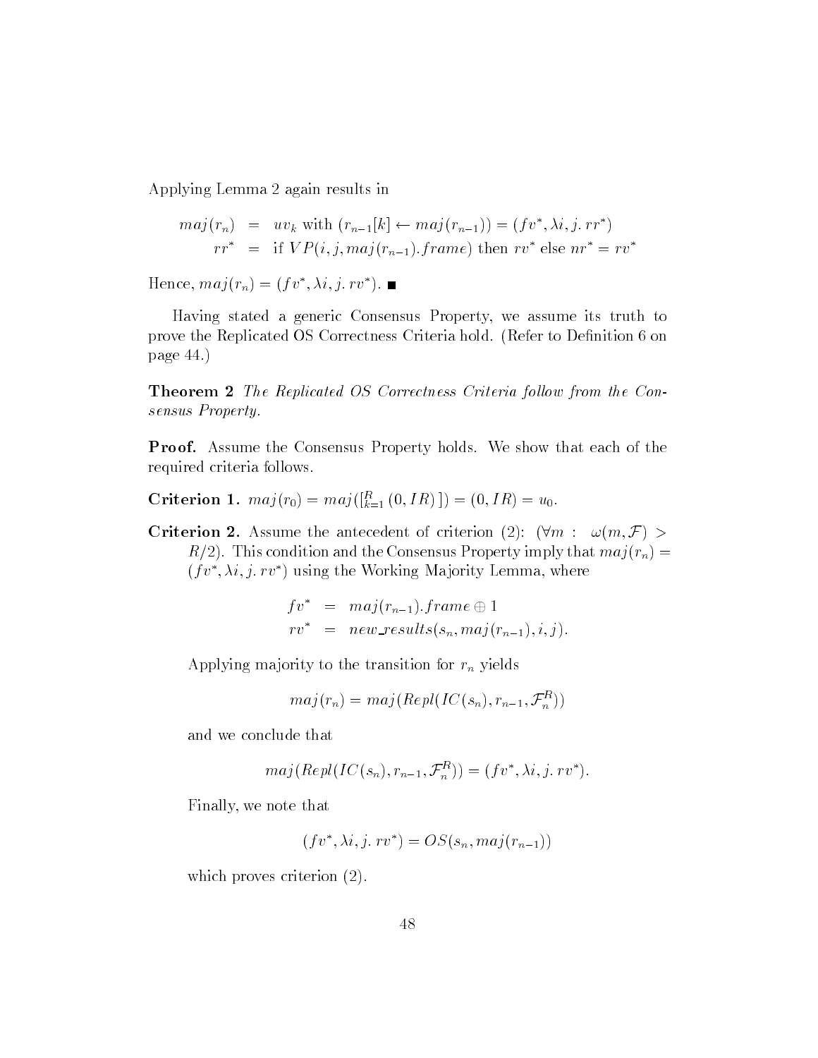Applying Lemma 2 again results in

$$
\begin{aligned}
maj(r_n) &= uv_k \text{ with } (r_{n-1}[k] \leftarrow maj(r_{n-1})) = (fv^*, \lambda i, j.\, rr^*) \\
rr^* &= \text{if } VP(i, j, maj(r_{n-1}).frame) \text{ then } rv^* \text{ else } nr^* = rv^*
\end{aligned}
$$

Hence, $maj(r_n) = (fv^*, \lambda i, j.\, rv^*)$. ∎

Having stated a generic Consensus Property, we assume its truth to prove the Replicated OS Correctness Criteria hold. (Refer to Definition 6 on page 44.)

**Theorem 2** *The Replicated OS Correctness Criteria follow from the Consensus Property.*

**Proof.** Assume the Consensus Property holds. We show that each of the required criteria follows.

**Criterion 1.** $maj(r_0) = maj([_{k=1}^{R} (0, IR)]) = (0, IR) = u_0$.

**Criterion 2.** Assume the antecedent of criterion (2): $(\forall m : \ \omega(m, \mathcal{F}) > R/2)$. This condition and the Consensus Property imply that $maj(r_n) = (fv^*, \lambda i, j.\, rv^*)$ using the Working Majority Lemma, where

$$
\begin{aligned}
fv^* &= maj(r_{n-1}).frame \oplus 1 \\
rv^* &= new\_results(s_n, maj(r_{n-1}), i, j).
\end{aligned}
$$

Applying majority to the transition for $r_n$ yields

$$
maj(r_n) = maj(Repl(IC(s_n), r_{n-1}, \mathcal{F}_n^R))
$$

and we conclude that

$$
maj(Repl(IC(s_n), r_{n-1}, \mathcal{F}_n^R)) = (fv^*, \lambda i, j.\, rv^*).
$$

Finally, we note that

$$
(fv^*, \lambda i, j.\, rv^*) = OS(s_n, maj(r_{n-1}))
$$

which proves criterion (2).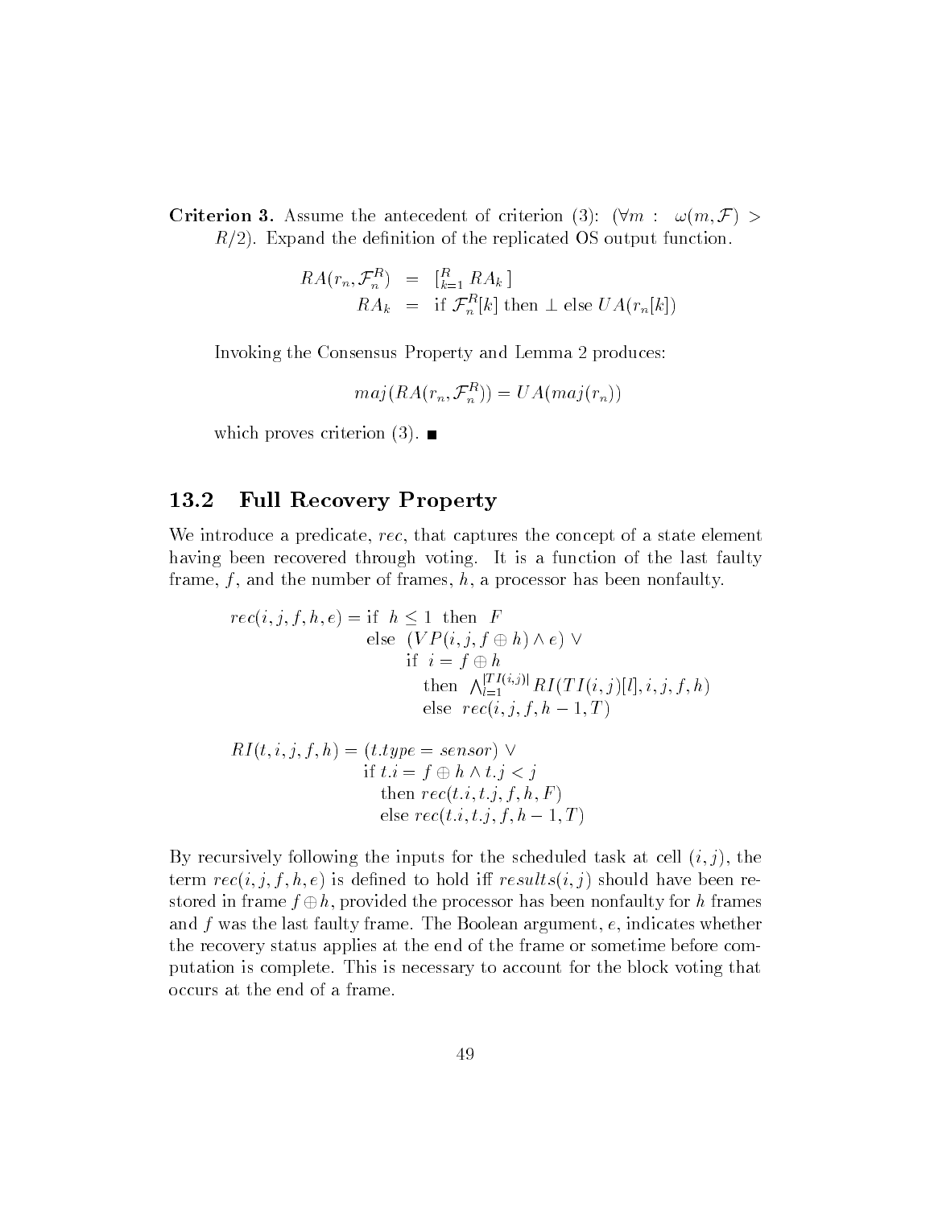**Criterion 3.** Assume the antecedent of criterion (3): $(\forall m : \ \omega(m, \mathcal{F}) > R/2)$. Expand the definition of the replicated OS output function.

$$
\begin{aligned}
RA(r_n, \mathcal{F}_n^R) &= [_{k=1}^{R} \ RA_k \ ] \\
RA_k &= \text{if } \mathcal{F}_n^R[k] \text{ then } \bot \text{ else } UA(r_n[k])
\end{aligned}
$$

Invoking the Consensus Property and Lemma 2 produces:

$$
maj(RA(r_n, \mathcal{F}_n^R)) = UA(maj(r_n))
$$

which proves criterion (3). ■

## 13.2 Full Recovery Property

We introduce a predicate, *rec*, that captures the concept of a state element having been recovered through voting. It is a function of the last faulty frame, $f$, and the number of frames, $h$, a processor has been nonfaulty.

$$
\begin{aligned}
rec(i, j, f, h, e) = \ & \text{if } \ h \leq 1 \ \text{ then } \ F \\
& \text{else } \ (VP(i, j, f \oplus h) \wedge e) \ \vee \\
& \qquad \text{if } \ i = f \oplus h \\
& \qquad \quad \text{then } \ \textstyle\bigwedge_{l=1}^{|TI(i,j)|} RI(TI(i, j)[l], i, j, f, h) \\
& \qquad \quad \text{else } \ rec(i, j, f, h-1, T)
\end{aligned}
$$

$$
\begin{aligned}
RI(t, i, j, f, h) = \ & (t.type = sensor) \ \vee \\
& \text{if } t.i = f \oplus h \wedge t.j < j \\
& \quad \text{then } rec(t.i, t.j, f, h, F) \\
& \quad \text{else } rec(t.i, t.j, f, h-1, T)
\end{aligned}
$$

By recursively following the inputs for the scheduled task at cell $(i, j)$, the term $rec(i, j, f, h, e)$ is defined to hold iff $results(i, j)$ should have been restored in frame $f \oplus h$, provided the processor has been nonfaulty for $h$ frames and $f$ was the last faulty frame. The Boolean argument, $e$, indicates whether the recovery status applies at the end of the frame or sometime before computation is complete. This is necessary to account for the block voting that occurs at the end of a frame.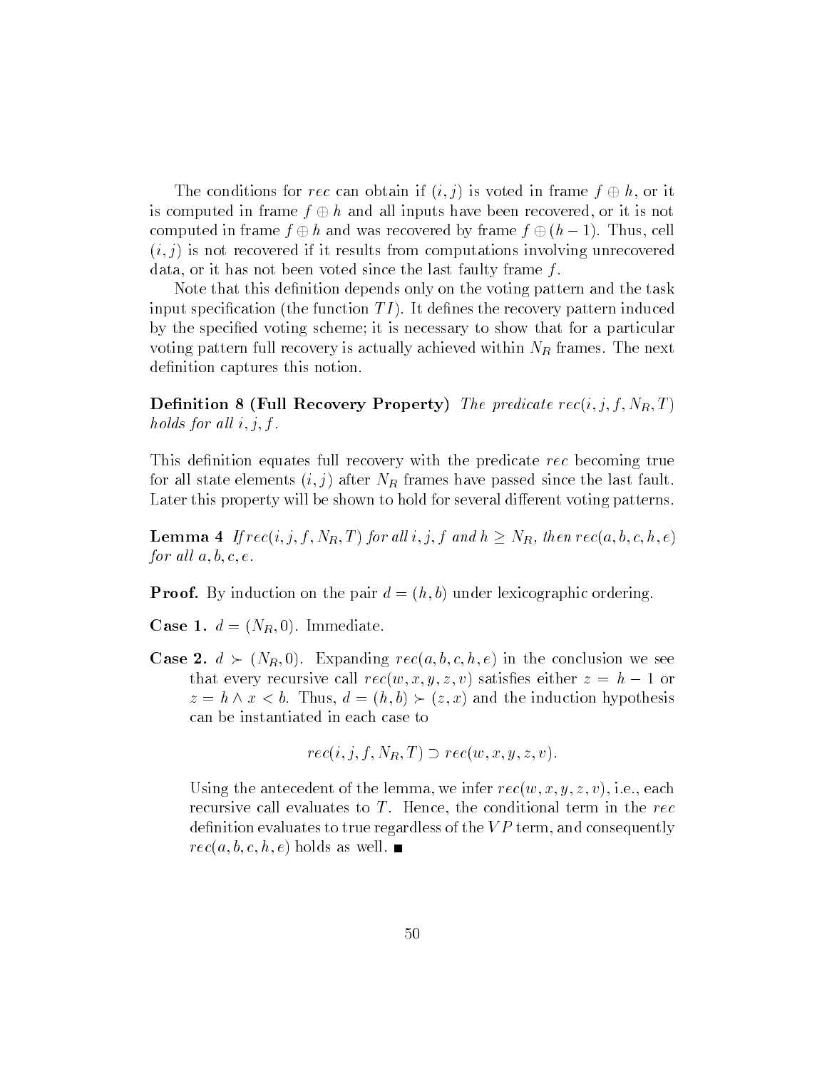The conditions for *rec* can obtain if $(i, j)$ is voted in frame $f \oplus h$, or it is computed in frame $f \oplus h$ and all inputs have been recovered, or it is not computed in frame $f \oplus h$ and was recovered by frame $f \oplus (h-1)$. Thus, cell $(i, j)$ is not recovered if it results from computations involving unrecovered data, or it has not been voted since the last faulty frame $f$.

Note that this definition depends only on the voting pattern and the task input specification (the function $TI$). It defines the recovery pattern induced by the specified voting scheme; it is necessary to show that for a particular voting pattern full recovery is actually achieved within $N_R$ frames. The next definition captures this notion.

**Definition 8 (Full Recovery Property)** *The predicate* $rec(i, j, f, N_R, T)$ *holds for all* $i, j, f$.

This definition equates full recovery with the predicate *rec* becoming true for all state elements $(i, j)$ after $N_R$ frames have passed since the last fault. Later this property will be shown to hold for several different voting patterns.

**Lemma 4** *If* $rec(i, j, f, N_R, T)$ *for all* $i, j, f$ *and* $h \geq N_R$, *then* $rec(a, b, c, h, e)$ *for all* $a, b, c, e$.

**Proof.** By induction on the pair $d = (h, b)$ under lexicographic ordering.

**Case 1.** $d = (N_R, 0)$. Immediate.

**Case 2.** $d \succ (N_R, 0)$. Expanding $rec(a, b, c, h, e)$ in the conclusion we see that every recursive call $rec(w, x, y, z, v)$ satisfies either $z = h - 1$ or $z = h \wedge x < b$. Thus, $d = (h, b) \succ (z, x)$ and the induction hypothesis can be instantiated in each case to

$$rec(i, j, f, N_R, T) \supset rec(w, x, y, z, v).$$

Using the antecedent of the lemma, we infer $rec(w, x, y, z, v)$, i.e., each recursive call evaluates to $T$. Hence, the conditional term in the *rec* definition evaluates to true regardless of the $VP$ term, and consequently $rec(a, b, c, h, e)$ holds as well. ∎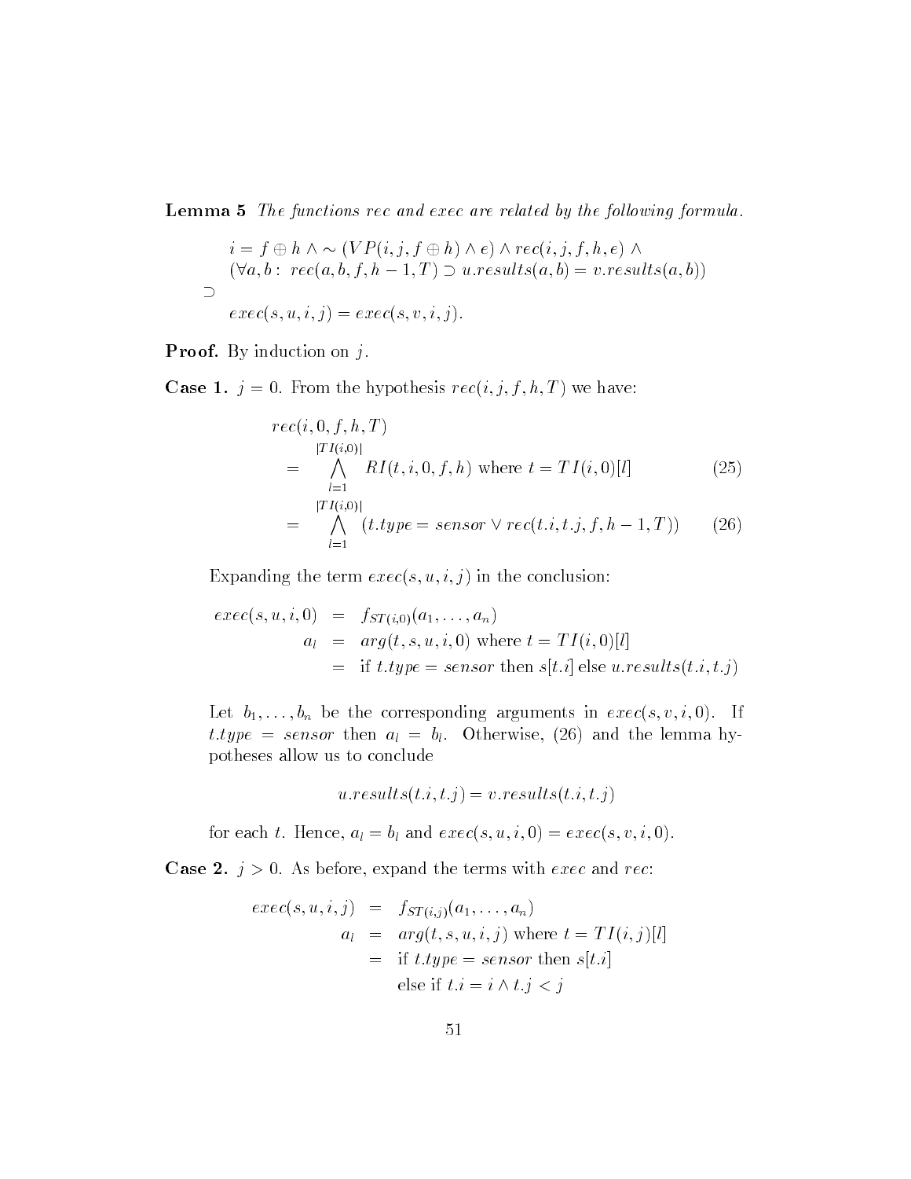**Lemma 5** *The functions rec and exec are related by the following formula.*

$$
\begin{array}{l}
\quad i = f \oplus h \wedge \sim (VP(i,j,f \oplus h) \wedge e) \wedge rec(i,j,f,h,e) \wedge \\
\quad (\forall a,b:\ rec(a,b,f,h-1,T) \supset u.results(a,b) = v.results(a,b)) \\
\supset \\
\quad exec(s,u,i,j) = exec(s,v,i,j).
\end{array}
$$

**Proof.** By induction on $j$.

**Case 1.** $j = 0$. From the hypothesis $rec(i,j,f,h,T)$ we have:

$$
\begin{aligned}
& rec(i,0,f,h,T) \\
= & \bigwedge_{l=1}^{|TI(i,0)|} RI(t,i,0,f,h) \text{ where } t = TI(i,0)[l] && (25) \\
= & \bigwedge_{l=1}^{|TI(i,0)|} (t.type = sensor \vee rec(t.i,t.j,f,h-1,T)) && (26)
\end{aligned}
$$

Expanding the term $exec(s,u,i,j)$ in the conclusion:

$$
\begin{aligned}
exec(s,u,i,0) &= f_{ST(i,0)}(a_1,\ldots,a_n) \\
a_l &= arg(t,s,u,i,0) \text{ where } t = TI(i,0)[l] \\
&= \text{if } t.type = sensor \text{ then } s[t.i] \text{ else } u.results(t.i,t.j)
\end{aligned}
$$

Let $b_1,\ldots,b_n$ be the corresponding arguments in $exec(s,v,i,0)$. If $t.type = sensor$ then $a_l = b_l$. Otherwise, (26) and the lemma hypotheses allow us to conclude

$$u.results(t.i,t.j) = v.results(t.i,t.j)$$

for each $t$. Hence, $a_l = b_l$ and $exec(s,u,i,0) = exec(s,v,i,0)$.

**Case 2.** $j > 0$. As before, expand the terms with $exec$ and $rec$:

$$
\begin{aligned}
exec(s,u,i,j) &= f_{ST(i,j)}(a_1,\ldots,a_n) \\
a_l &= arg(t,s,u,i,j) \text{ where } t = TI(i,j)[l] \\
&= \text{if } t.type = sensor \text{ then } s[t.i] \\
&\quad\ \text{else if } t.i = i \wedge t.j < j
\end{aligned}
$$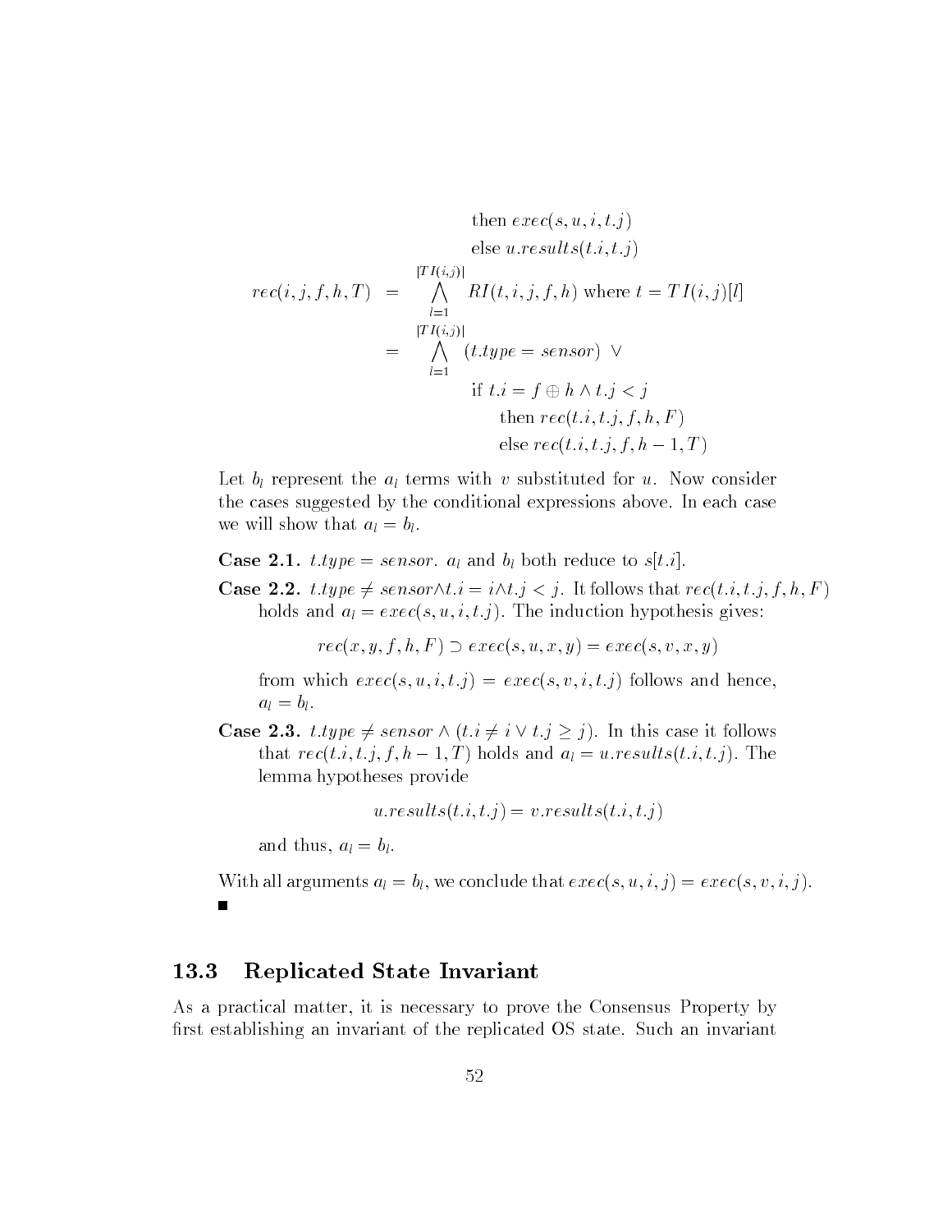$$
\begin{aligned}
&\qquad\qquad \text{then } exec(s, u, i, t.j) \\
&\qquad\qquad \text{else } u.results(t.i, t.j) \\
rec(i, j, f, h, T) &= \bigwedge_{l=1}^{|TI(i,j)|} RI(t, i, j, f, h) \text{ where } t = TI(i, j)[l] \\
&= \bigwedge_{l=1}^{|TI(i,j)|} (t.type = sensor) \;\vee \\
&\qquad\qquad \text{if } t.i = f \oplus h \wedge t.j < j \\
&\qquad\qquad\quad \text{then } rec(t.i, t.j, f, h, F) \\
&\qquad\qquad\quad \text{else } rec(t.i, t.j, f, h-1, T)
\end{aligned}
$$

Let $b_l$ represent the $a_l$ terms with $v$ substituted for $u$. Now consider the cases suggested by the conditional expressions above. In each case we will show that $a_l = b_l$.

**Case 2.1.** $t.type = sensor$. $a_l$ and $b_l$ both reduce to $s[t.i]$.

**Case 2.2.** $t.type \neq sensor \wedge t.i = i \wedge t.j < j$. It follows that $rec(t.i, t.j, f, h, F)$ holds and $a_l = exec(s, u, i, t.j)$. The induction hypothesis gives:

$$rec(x, y, f, h, F) \supset exec(s, u, x, y) = exec(s, v, x, y)$$

from which $exec(s, u, i, t.j) = exec(s, v, i, t.j)$ follows and hence, $a_l = b_l$.

**Case 2.3.** $t.type \neq sensor \wedge (t.i \neq i \vee t.j \geq j)$. In this case it follows that $rec(t.i, t.j, f, h-1, T)$ holds and $a_l = u.results(t.i, t.j)$. The lemma hypotheses provide

$$u.results(t.i, t.j) = v.results(t.i, t.j)$$

and thus, $a_l = b_l$.

With all arguments $a_l = b_l$, we conclude that $exec(s, u, i, j) = exec(s, v, i, j)$.
■

## 13.3 Replicated State Invariant

As a practical matter, it is necessary to prove the Consensus Property by first establishing an invariant of the replicated OS state. Such an invariant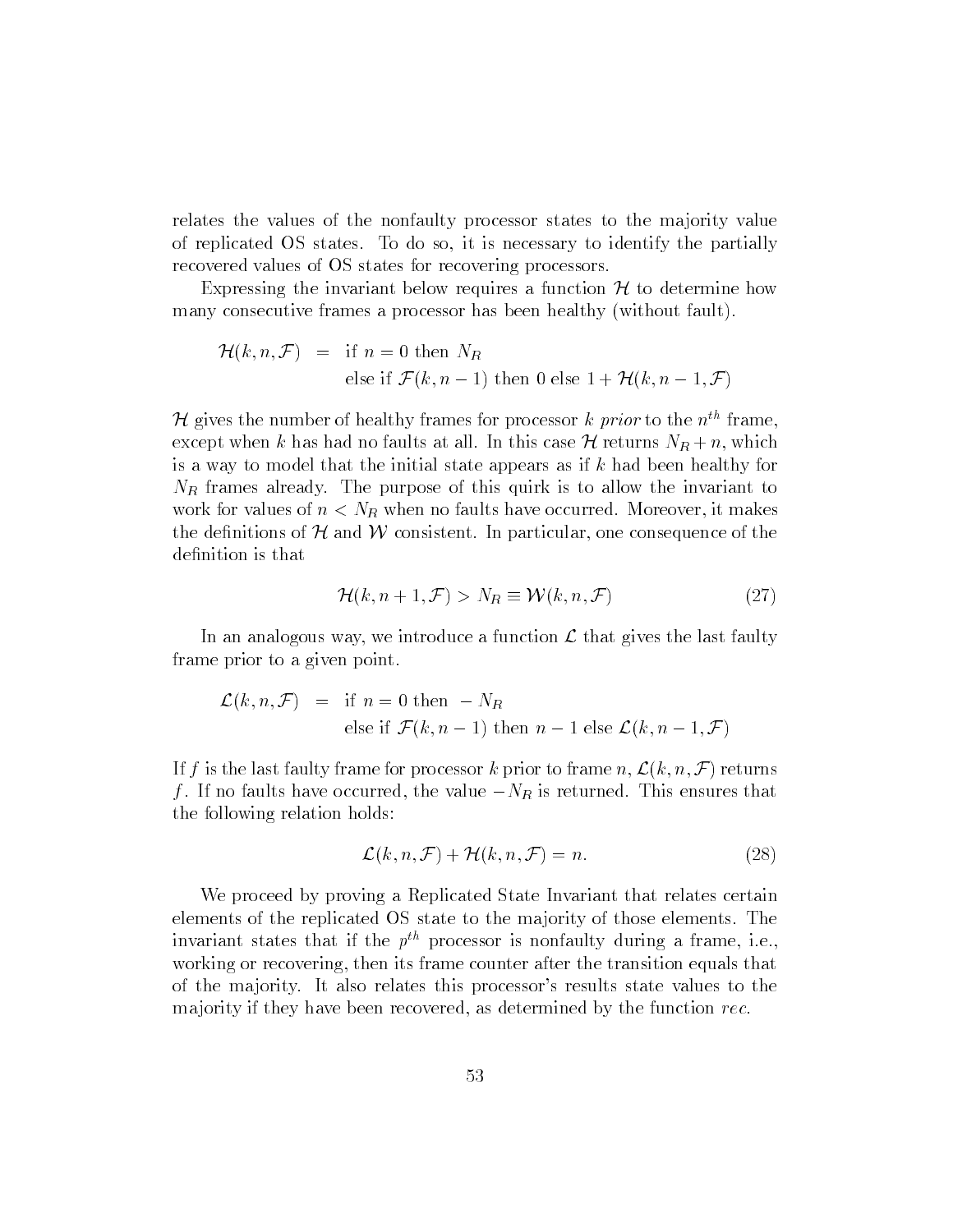relates the values of the nonfaulty processor states to the majority value of replicated OS states. To do so, it is necessary to identify the partially recovered values of OS states for recovering processors.

Expressing the invariant below requires a function $\mathcal{H}$ to determine how many consecutive frames a processor has been healthy (without fault).

$$
\begin{aligned}
\mathcal{H}(k, n, \mathcal{F}) \;\; = \;\; & \text{if } n = 0 \text{ then } N_R \\
& \text{else if } \mathcal{F}(k, n-1) \text{ then } 0 \text{ else } 1 + \mathcal{H}(k, n-1, \mathcal{F})
\end{aligned}
$$

$\mathcal{H}$ gives the number of healthy frames for processor $k$ *prior* to the $n^{th}$ frame, except when $k$ has had no faults at all. In this case $\mathcal{H}$ returns $N_R + n$, which is a way to model that the initial state appears as if $k$ had been healthy for $N_R$ frames already. The purpose of this quirk is to allow the invariant to work for values of $n < N_R$ when no faults have occurred. Moreover, it makes the definitions of $\mathcal{H}$ and $\mathcal{W}$ consistent. In particular, one consequence of the definition is that

$$
\mathcal{H}(k, n+1, \mathcal{F}) > N_R \equiv \mathcal{W}(k, n, \mathcal{F}) \tag{27}
$$

In an analogous way, we introduce a function $\mathcal{L}$ that gives the last faulty frame prior to a given point.

$$
\begin{aligned}
\mathcal{L}(k, n, \mathcal{F}) \;\; = \;\; & \text{if } n = 0 \text{ then } -N_R \\
& \text{else if } \mathcal{F}(k, n-1) \text{ then } n-1 \text{ else } \mathcal{L}(k, n-1, \mathcal{F})
\end{aligned}
$$

If $f$ is the last faulty frame for processor $k$ prior to frame $n$, $\mathcal{L}(k, n, \mathcal{F})$ returns $f$. If no faults have occurred, the value $-N_R$ is returned. This ensures that the following relation holds:

$$
\mathcal{L}(k, n, \mathcal{F}) + \mathcal{H}(k, n, \mathcal{F}) = n. \tag{28}
$$

We proceed by proving a Replicated State Invariant that relates certain elements of the replicated OS state to the majority of those elements. The invariant states that if the $p^{th}$ processor is nonfaulty during a frame, i.e., working or recovering, then its frame counter after the transition equals that of the majority. It also relates this processor's results state values to the majority if they have been recovered, as determined by the function *rec*.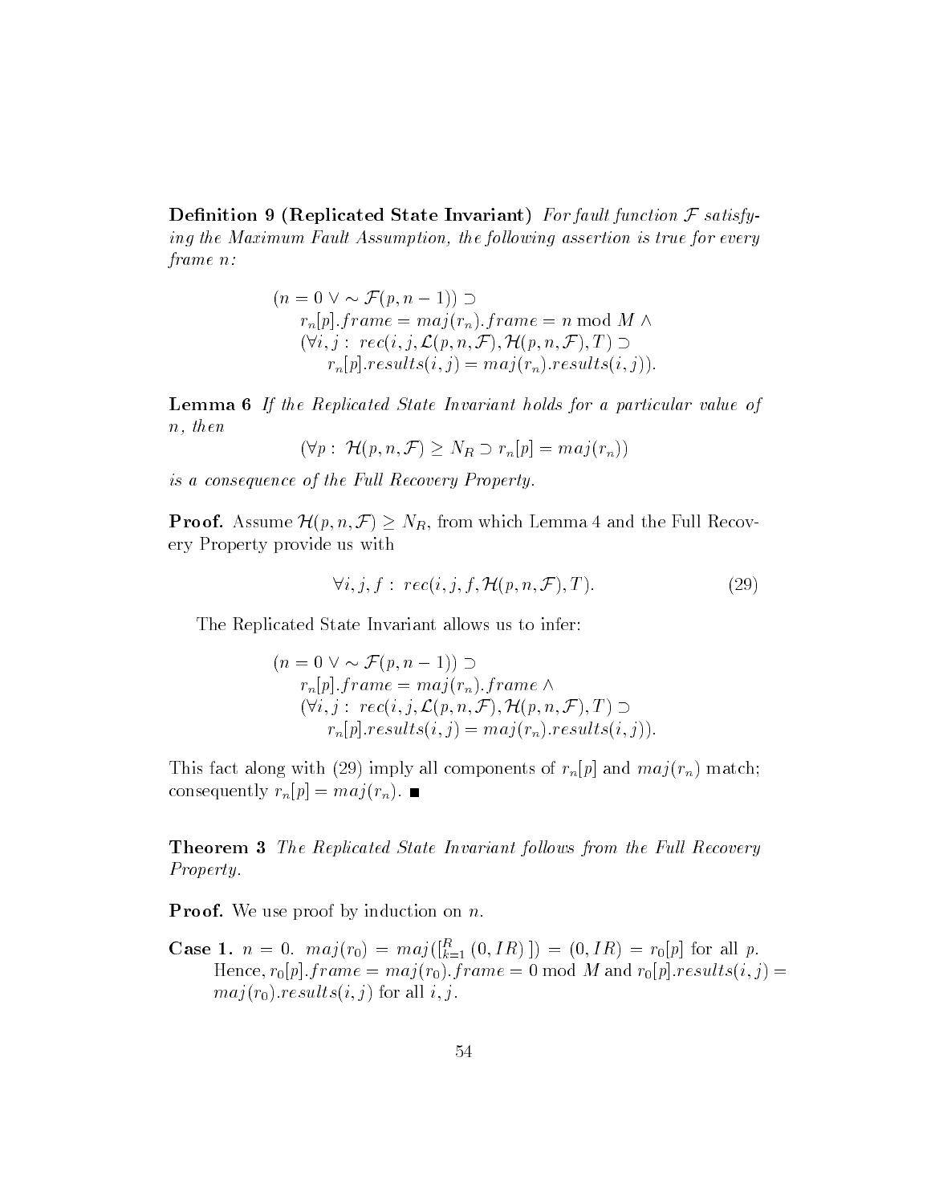**Definition 9 (Replicated State Invariant)** *For fault function $\mathcal{F}$ satisfying the Maximum Fault Assumption, the following assertion is true for every frame $n$:*

$$
\begin{array}{l}
(n = 0 \vee \sim \mathcal{F}(p, n-1)) \supset \\
\quad r_n[p].frame = maj(r_n).frame = n \bmod M \wedge \\
\quad (\forall i, j : \; rec(i, j, \mathcal{L}(p, n, \mathcal{F}), \mathcal{H}(p, n, \mathcal{F}), T) \supset \\
\quad\quad r_n[p].results(i, j) = maj(r_n).results(i, j)).
\end{array}
$$

**Lemma 6** *If the Replicated State Invariant holds for a particular value of $n$, then*

$$(\forall p : \; \mathcal{H}(p, n, \mathcal{F}) \geq N_R \supset r_n[p] = maj(r_n))$$

*is a consequence of the Full Recovery Property.*

**Proof.** Assume $\mathcal{H}(p, n, \mathcal{F}) \geq N_R$, from which Lemma 4 and the Full Recovery Property provide us with

$$\forall i, j, f : \; rec(i, j, f, \mathcal{H}(p, n, \mathcal{F}), T). \tag{29}$$

The Replicated State Invariant allows us to infer:

$$
\begin{array}{l}
(n = 0 \vee \sim \mathcal{F}(p, n-1)) \supset \\
\quad r_n[p].frame = maj(r_n).frame \wedge \\
\quad (\forall i, j : \; rec(i, j, \mathcal{L}(p, n, \mathcal{F}), \mathcal{H}(p, n, \mathcal{F}), T) \supset \\
\quad\quad r_n[p].results(i, j) = maj(r_n).results(i, j)).
\end{array}
$$

This fact along with (29) imply all components of $r_n[p]$ and $maj(r_n)$ match; consequently $r_n[p] = maj(r_n)$. ∎

**Theorem 3** *The Replicated State Invariant follows from the Full Recovery Property.*

**Proof.** We use proof by induction on $n$.

**Case 1.** $n = 0$. $maj(r_0) = maj([_{k=1}^{R} (0, IR)\,]) = (0, IR) = r_0[p]$ for all $p$. Hence, $r_0[p].frame = maj(r_0).frame = 0 \bmod M$ and $r_0[p].results(i, j) = maj(r_0).results(i, j)$ for all $i, j$.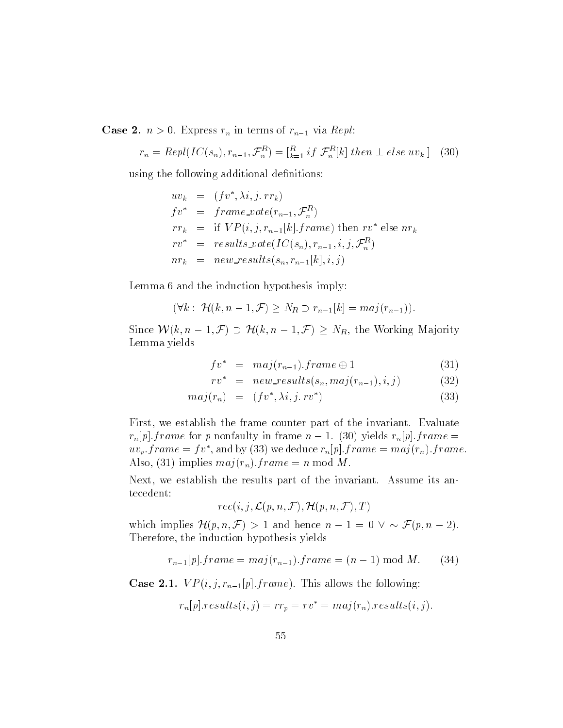**Case 2.** $n > 0$. Express $r_n$ in terms of $r_{n-1}$ via $Repl$:

$$r_n = Repl(IC(s_n), r_{n-1}, \mathcal{F}_n^R) = [_{k=1}^{R} \; if \; \mathcal{F}_n^R[k] \; then \; \perp \; else \; uv_k \,] \quad (30)$$

using the following additional definitions:

$$\begin{aligned}
uv_k &= (fv^*, \lambda i, j.\, rr_k) \\
fv^* &= frame\_vote(r_{n-1}, \mathcal{F}_n^R) \\
rr_k &= \text{if } VP(i, j, r_{n-1}[k].frame) \text{ then } rv^* \text{ else } nr_k \\
rv^* &= results\_vote(IC(s_n), r_{n-1}, i, j, \mathcal{F}_n^R) \\
nr_k &= new\_results(s_n, r_{n-1}[k], i, j)
\end{aligned}$$

Lemma 6 and the induction hypothesis imply:

$$(\forall k : \; \mathcal{H}(k, n-1, \mathcal{F}) \geq N_R \supset r_{n-1}[k] = maj(r_{n-1})).$$

Since $\mathcal{W}(k, n-1, \mathcal{F}) \supset \mathcal{H}(k, n-1, \mathcal{F}) \geq N_R$, the Working Majority Lemma yields

$$\begin{aligned}
fv^* &= maj(r_{n-1}).frame \oplus 1 & (31)\\
rv^* &= new\_results(s_n, maj(r_{n-1}), i, j) & (32)\\
maj(r_n) &= (fv^*, \lambda i, j.\, rv^*) & (33)
\end{aligned}$$

First, we establish the frame counter part of the invariant. Evaluate $r_n[p].frame$ for $p$ nonfaulty in frame $n-1$. (30) yields $r_n[p].frame = uv_p.frame = fv^*$, and by (33) we deduce $r_n[p].frame = maj(r_n).frame$. Also, (31) implies $maj(r_n).frame = n \bmod M$.

Next, we establish the results part of the invariant. Assume its antecedent:

$$rec(i, j, \mathcal{L}(p, n, \mathcal{F}), \mathcal{H}(p, n, \mathcal{F}), T)$$

which implies $\mathcal{H}(p, n, \mathcal{F}) > 1$ and hence $n - 1 = 0 \vee \sim \mathcal{F}(p, n-2)$. Therefore, the induction hypothesis yields

$$r_{n-1}[p].frame = maj(r_{n-1}).frame = (n-1) \bmod M. \quad (34)$$

**Case 2.1.** $VP(i, j, r_{n-1}[p].frame)$. This allows the following:

$$r_n[p].results(i, j) = rr_p = rv^* = maj(r_n).results(i, j).$$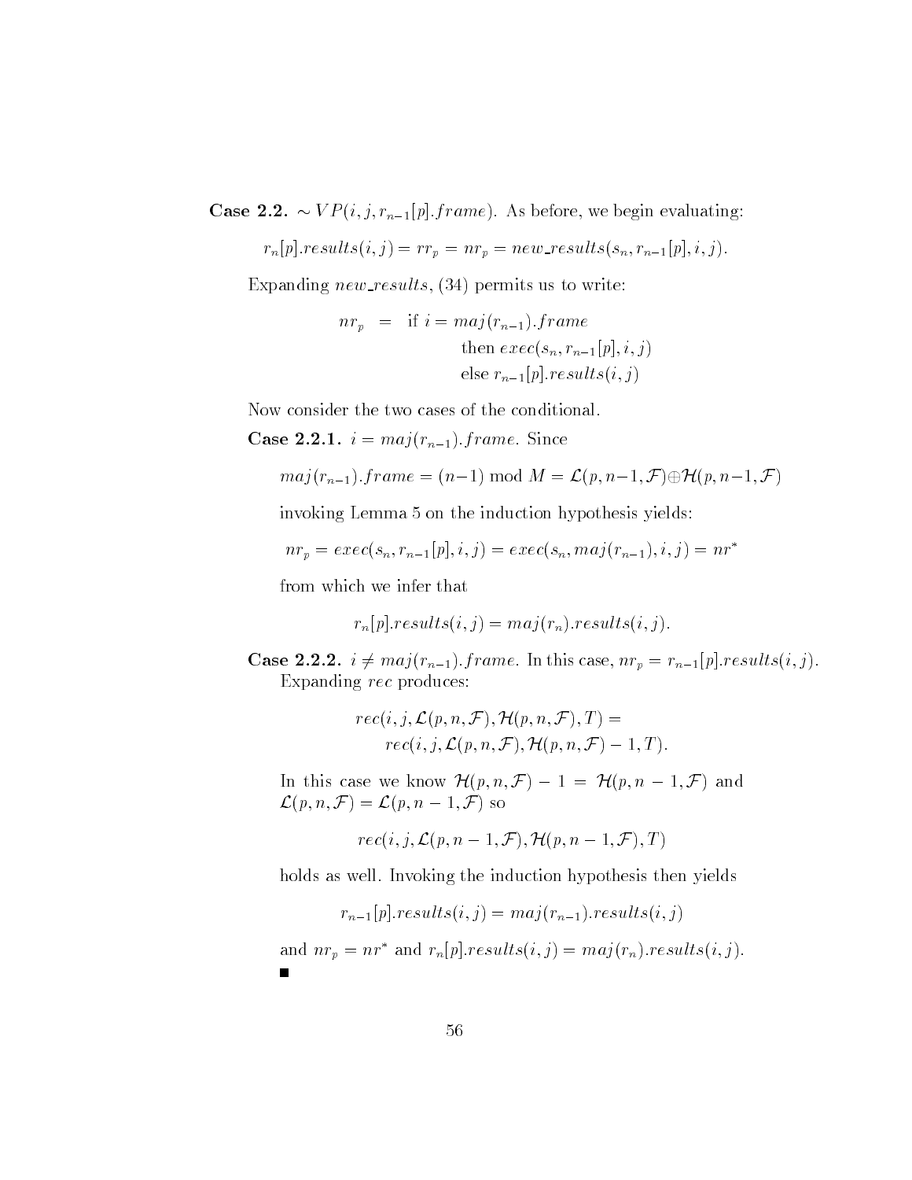**Case 2.2.** $\sim VP(i, j, r_{n-1}[p].frame)$. As before, we begin evaluating:

$$r_n[p].results(i, j) = rr_p = nr_p = new\_results(s_n, r_{n-1}[p], i, j).$$

Expanding $new\_results$, (34) permits us to write:

$$\begin{aligned} nr_p \;\; = \;\; & \text{if } i = maj(r_{n-1}).frame \\ & \quad \text{then } exec(s_n, r_{n-1}[p], i, j) \\ & \quad \text{else } r_{n-1}[p].results(i, j) \end{aligned}$$

Now consider the two cases of the conditional.

**Case 2.2.1.** $i = maj(r_{n-1}).frame$. Since

$$maj(r_{n-1}).frame = (n-1) \bmod M = \mathcal{L}(p, n-1, \mathcal{F}) \oplus \mathcal{H}(p, n-1, \mathcal{F})$$

invoking Lemma 5 on the induction hypothesis yields:

$$nr_p = exec(s_n, r_{n-1}[p], i, j) = exec(s_n, maj(r_{n-1}), i, j) = nr^*$$

from which we infer that

$$r_n[p].results(i, j) = maj(r_n).results(i, j).$$

**Case 2.2.2.** $i \neq maj(r_{n-1}).frame$. In this case, $nr_p = r_{n-1}[p].results(i, j)$. Expanding $rec$ produces:

$$\begin{aligned} & rec(i, j, \mathcal{L}(p, n, \mathcal{F}), \mathcal{H}(p, n, \mathcal{F}), T) = \\ & \quad rec(i, j, \mathcal{L}(p, n, \mathcal{F}), \mathcal{H}(p, n, \mathcal{F}) - 1, T). \end{aligned}$$

In this case we know $\mathcal{H}(p, n, \mathcal{F}) - 1 = \mathcal{H}(p, n-1, \mathcal{F})$ and $\mathcal{L}(p, n, \mathcal{F}) = \mathcal{L}(p, n-1, \mathcal{F})$ so

$$rec(i, j, \mathcal{L}(p, n-1, \mathcal{F}), \mathcal{H}(p, n-1, \mathcal{F}), T)$$

holds as well. Invoking the induction hypothesis then yields

$$r_{n-1}[p].results(i, j) = maj(r_{n-1}).results(i, j)$$

and $nr_p = nr^*$ and $r_n[p].results(i, j) = maj(r_n).results(i, j)$.

■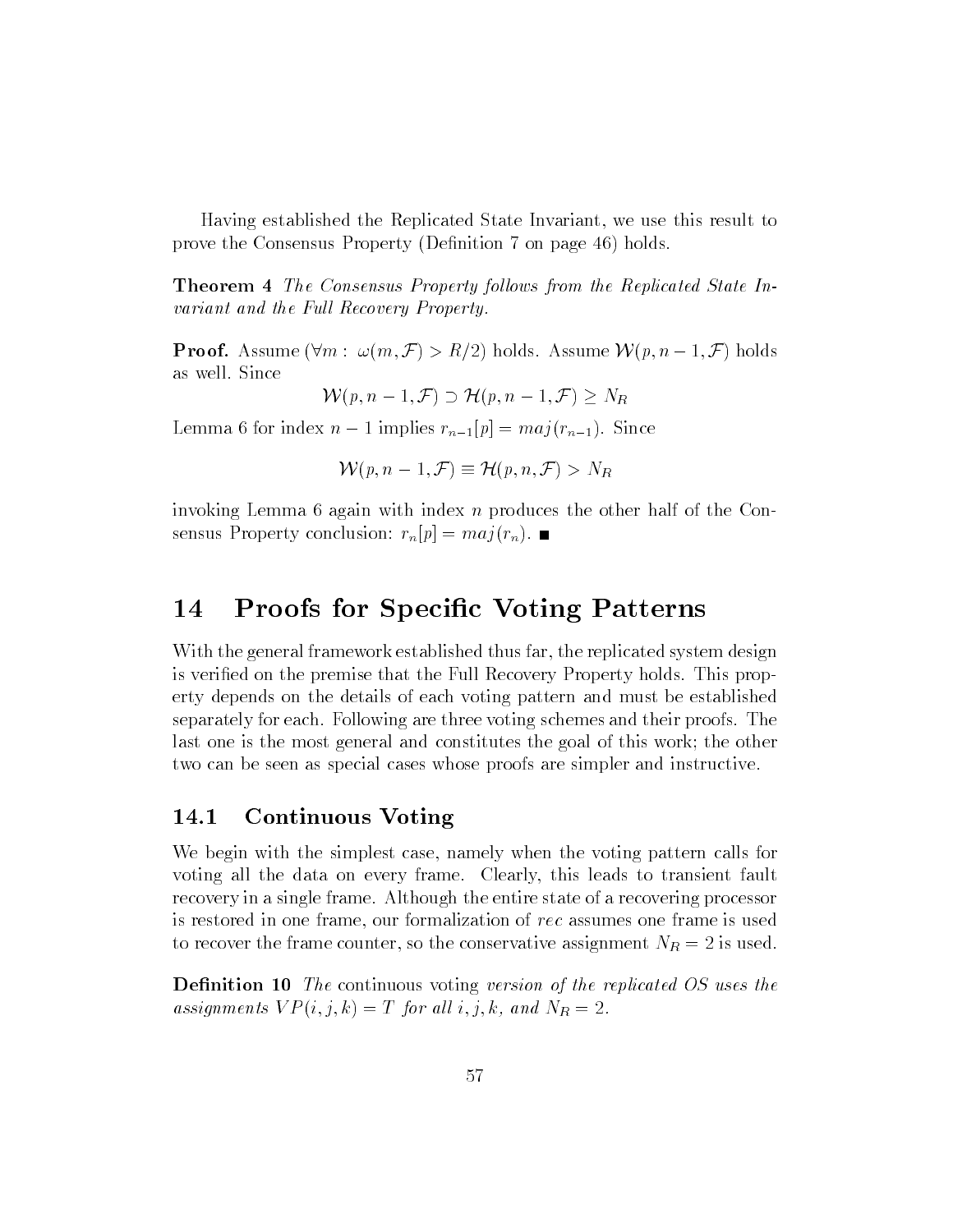Having established the Replicated State Invariant, we use this result to prove the Consensus Property (Definition 7 on page 46) holds.

**Theorem 4** *The Consensus Property follows from the Replicated State Invariant and the Full Recovery Property.*

**Proof.** Assume $(\forall m : \omega(m, \mathcal{F}) > R/2)$ holds. Assume $\mathcal{W}(p, n-1, \mathcal{F})$ holds as well. Since

$$\mathcal{W}(p, n-1, \mathcal{F}) \supset \mathcal{H}(p, n-1, \mathcal{F}) \geq N_R$$

Lemma 6 for index $n-1$ implies $r_{n-1}[p] = maj(r_{n-1})$. Since

$$\mathcal{W}(p, n-1, \mathcal{F}) \equiv \mathcal{H}(p, n, \mathcal{F}) > N_R$$

invoking Lemma 6 again with index $n$ produces the other half of the Consensus Property conclusion: $r_n[p] = maj(r_n)$. ∎

# 14 Proofs for Specific Voting Patterns

With the general framework established thus far, the replicated system design is verified on the premise that the Full Recovery Property holds. This property depends on the details of each voting pattern and must be established separately for each. Following are three voting schemes and their proofs. The last one is the most general and constitutes the goal of this work; the other two can be seen as special cases whose proofs are simpler and instructive.

## 14.1 Continuous Voting

We begin with the simplest case, namely when the voting pattern calls for voting all the data on every frame. Clearly, this leads to transient fault recovery in a single frame. Although the entire state of a recovering processor is restored in one frame, our formalization of *rec* assumes one frame is used to recover the frame counter, so the conservative assignment $N_R = 2$ is used.

**Definition 10** *The* continuous voting *version of the replicated OS uses the assignments* $VP(i, j, k) = T$ *for all* $i, j, k$*, and* $N_R = 2$.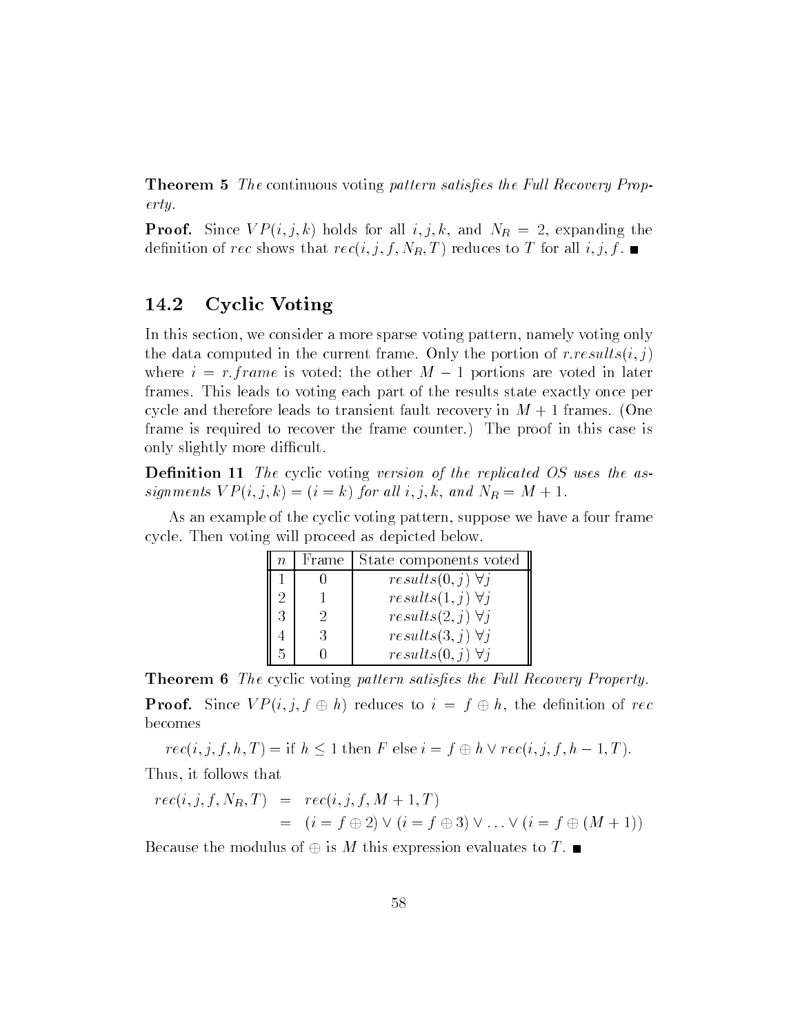**Theorem 5** *The* continuous voting *pattern satisfies the Full Recovery Property.*

**Proof.** Since $VP(i, j, k)$ holds for all $i, j, k$, and $N_R = 2$, expanding the definition of $rec$ shows that $rec(i, j, f, N_R, T)$ reduces to $T$ for all $i, j, f$. ■

## 14.2 Cyclic Voting

In this section, we consider a more sparse voting pattern, namely voting only the data computed in the current frame. Only the portion of $r.results(i, j)$ where $i = r.frame$ is voted; the other $M - 1$ portions are voted in later frames. This leads to voting each part of the results state exactly once per cycle and therefore leads to transient fault recovery in $M + 1$ frames. (One frame is required to recover the frame counter.) The proof in this case is only slightly more difficult.

**Definition 11** *The* cyclic voting *version of the replicated OS uses the assignments* $VP(i, j, k) = (i = k)$ *for all* $i, j, k$*, and* $N_R = M + 1$*.*

As an example of the cyclic voting pattern, suppose we have a four frame cycle. Then voting will proceed as depicted below.

| $n$ | Frame | State components voted |
|---|---|---|
| 1 | 0 | $results(0, j)\ \forall j$ |
| 2 | 1 | $results(1, j)\ \forall j$ |
| 3 | 2 | $results(2, j)\ \forall j$ |
| 4 | 3 | $results(3, j)\ \forall j$ |
| 5 | 0 | $results(0, j)\ \forall j$ |

**Theorem 6** *The* cyclic voting *pattern satisfies the Full Recovery Property.*

**Proof.** Since $VP(i, j, f \oplus h)$ reduces to $i = f \oplus h$, the definition of $rec$ becomes

$$rec(i, j, f, h, T) = \text{if } h \leq 1 \text{ then } F \text{ else } i = f \oplus h \vee rec(i, j, f, h - 1, T).$$

Thus, it follows that

$$\begin{aligned} rec(i, j, f, N_R, T) &= rec(i, j, f, M + 1, T) \\ &= (i = f \oplus 2) \vee (i = f \oplus 3) \vee \ldots \vee (i = f \oplus (M + 1)) \end{aligned}$$

Because the modulus of $\oplus$ is $M$ this expression evaluates to $T$. ■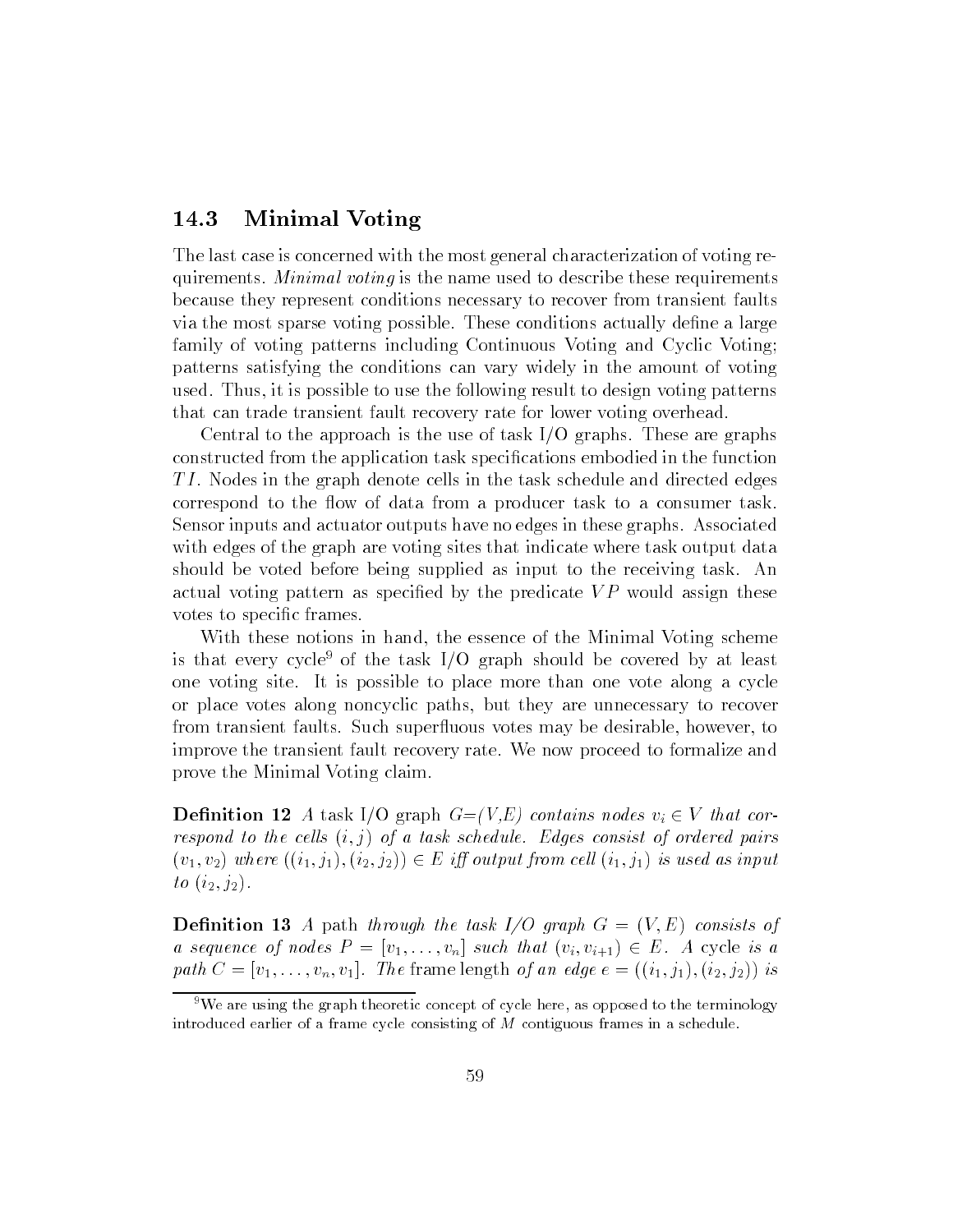## 14.3 Minimal Voting

The last case is concerned with the most general characterization of voting requirements. *Minimal voting* is the name used to describe these requirements because they represent conditions necessary to recover from transient faults via the most sparse voting possible. These conditions actually define a large family of voting patterns including Continuous Voting and Cyclic Voting; patterns satisfying the conditions can vary widely in the amount of voting used. Thus, it is possible to use the following result to design voting patterns that can trade transient fault recovery rate for lower voting overhead.

Central to the approach is the use of task I/O graphs. These are graphs constructed from the application task specifications embodied in the function $TI$. Nodes in the graph denote cells in the task schedule and directed edges correspond to the flow of data from a producer task to a consumer task. Sensor inputs and actuator outputs have no edges in these graphs. Associated with edges of the graph are voting sites that indicate where task output data should be voted before being supplied as input to the receiving task. An actual voting pattern as specified by the predicate $VP$ would assign these votes to specific frames.

With these notions in hand, the essence of the Minimal Voting scheme is that every cycle[9] of the task I/O graph should be covered by at least one voting site. It is possible to place more than one vote along a cycle or place votes along noncyclic paths, but they are unnecessary to recover from transient faults. Such superfluous votes may be desirable, however, to improve the transient fault recovery rate. We now proceed to formalize and prove the Minimal Voting claim.

**Definition 12** *A* task I/O graph *G=(V,E) contains nodes $v_i \in V$ that correspond to the cells $(i, j)$ of a task schedule. Edges consist of ordered pairs $(v_1, v_2)$ where $((i_1, j_1), (i_2, j_2)) \in E$ iff output from cell $(i_1, j_1)$ is used as input to $(i_2, j_2)$.*

**Definition 13** *A* path *through the task I/O graph $G = (V, E)$ consists of a sequence of nodes $P = [v_1, \ldots, v_n]$ such that $(v_i, v_{i+1}) \in E$. A* cycle *is a path $C = [v_1, \ldots, v_n, v_1]$. The* frame length *of an edge $e = ((i_1, j_1), (i_2, j_2))$ is*

[9] We are using the graph theoretic concept of cycle here, as opposed to the terminology introduced earlier of a frame cycle consisting of $M$ contiguous frames in a schedule.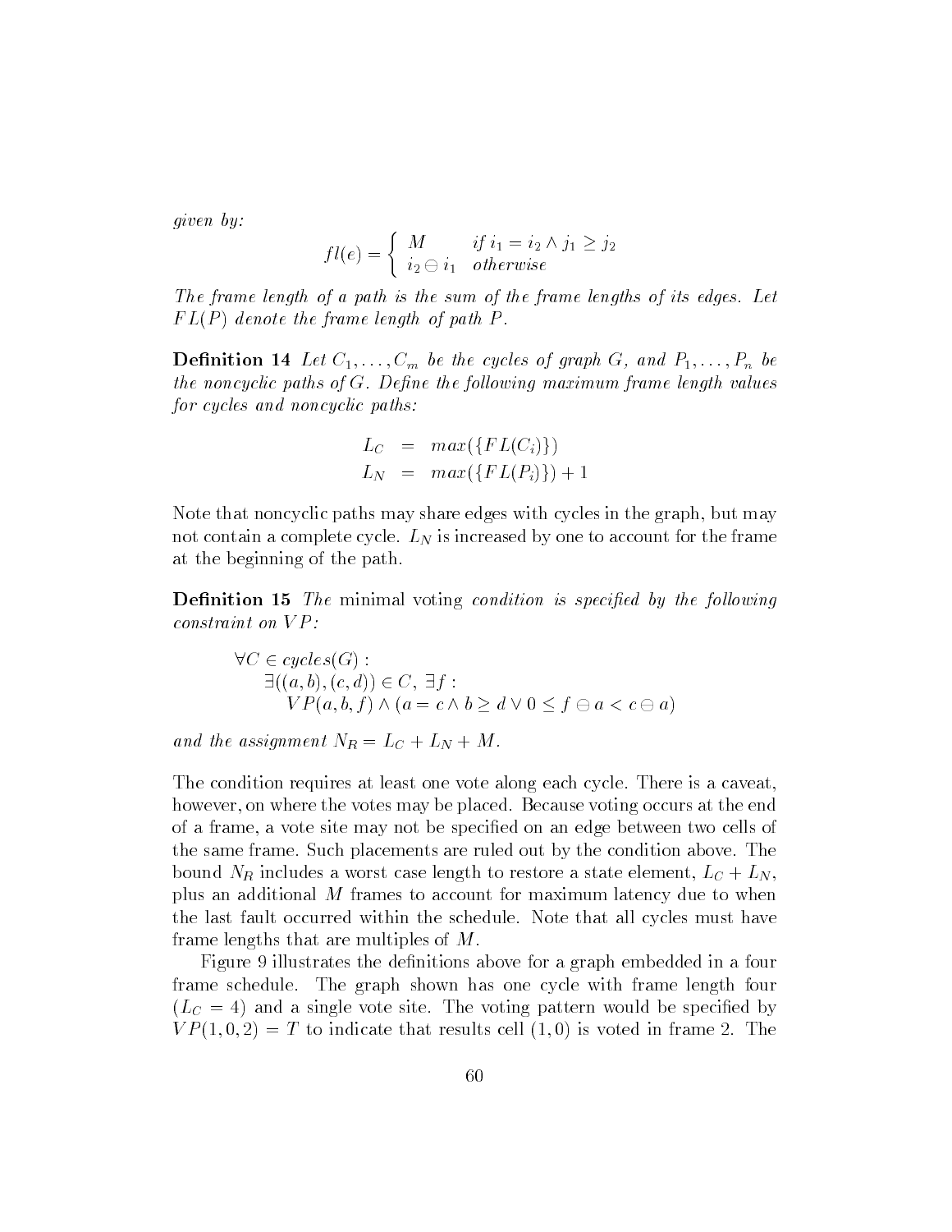*given by:*

$$fl(e) = \begin{cases} M & \text{if } i_1 = i_2 \wedge j_1 \geq j_2 \\ i_2 \ominus i_1 & \text{otherwise} \end{cases}$$

*The frame length of a path is the sum of the frame lengths of its edges. Let $FL(P)$ denote the frame length of path $P$.*

**Definition 14** *Let $C_1, \ldots, C_m$ be the cycles of graph $G$, and $P_1, \ldots, P_n$ be the noncyclic paths of $G$. Define the following maximum frame length values for cycles and noncyclic paths:*

$$\begin{aligned} L_C &= max(\{FL(C_i)\}) \\ L_N &= max(\{FL(P_i)\}) + 1 \end{aligned}$$

Note that noncyclic paths may share edges with cycles in the graph, but may not contain a complete cycle. $L_N$ is increased by one to account for the frame at the beginning of the path.

**Definition 15** *The* minimal voting *condition is specified by the following constraint on $VP$:*

$$\begin{aligned} &\forall C \in cycles(G): \\ &\quad \exists((a,b),(c,d)) \in C,\ \exists f: \\ &\quad\quad VP(a,b,f) \wedge (a = c \wedge b \geq d \vee 0 \leq f \ominus a < c \ominus a) \end{aligned}$$

*and the assignment $N_R = L_C + L_N + M$.*

The condition requires at least one vote along each cycle. There is a caveat, however, on where the votes may be placed. Because voting occurs at the end of a frame, a vote site may not be specified on an edge between two cells of the same frame. Such placements are ruled out by the condition above. The bound $N_R$ includes a worst case length to restore a state element, $L_C + L_N$, plus an additional $M$ frames to account for maximum latency due to when the last fault occurred within the schedule. Note that all cycles must have frame lengths that are multiples of $M$.

Figure 9 illustrates the definitions above for a graph embedded in a four frame schedule. The graph shown has one cycle with frame length four ($L_C = 4$) and a single vote site. The voting pattern would be specified by $VP(1, 0, 2) = T$ to indicate that results cell $(1, 0)$ is voted in frame 2. The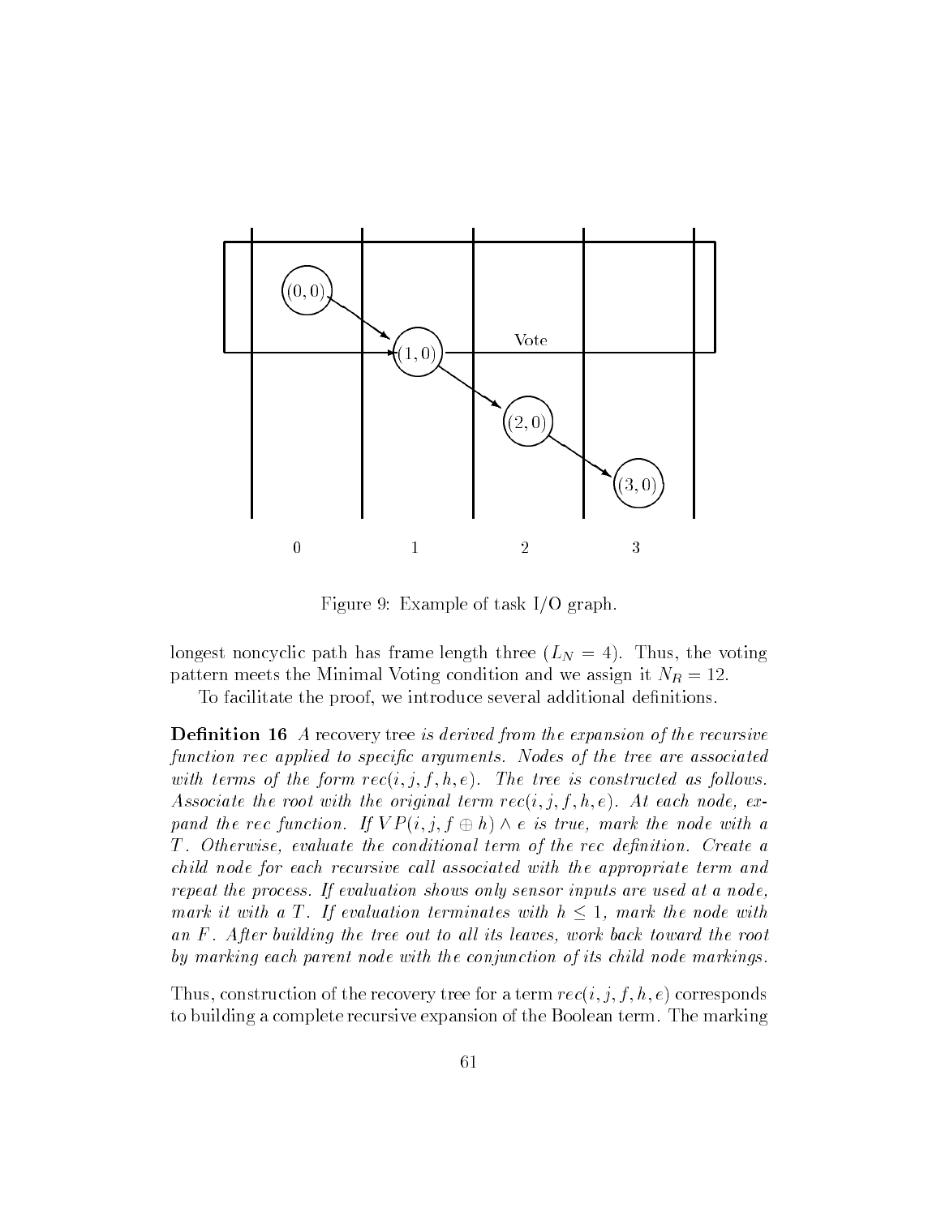Figure 9: Example of task I/O graph.

longest noncyclic path has frame length three ($L_N = 4$). Thus, the voting pattern meets the Minimal Voting condition and we assign it $N_R = 12$.

To facilitate the proof, we introduce several additional definitions.

**Definition 16** *A* recovery tree *is derived from the expansion of the recursive function rec applied to specific arguments. Nodes of the tree are associated with terms of the form $rec(i, j, f, h, e)$. The tree is constructed as follows. Associate the root with the original term $rec(i, j, f, h, e)$. At each node, expand the rec function. If $VP(i, j, f \oplus h) \wedge e$ is true, mark the node with a $T$. Otherwise, evaluate the conditional term of the rec definition. Create a child node for each recursive call associated with the appropriate term and repeat the process. If evaluation shows only sensor inputs are used at a node, mark it with a $T$. If evaluation terminates with $h \leq 1$, mark the node with an $F$. After building the tree out to all its leaves, work back toward the root by marking each parent node with the conjunction of its child node markings.*

Thus, construction of the recovery tree for a term $rec(i, j, f, h, e)$ corresponds to building a complete recursive expansion of the Boolean term. The marking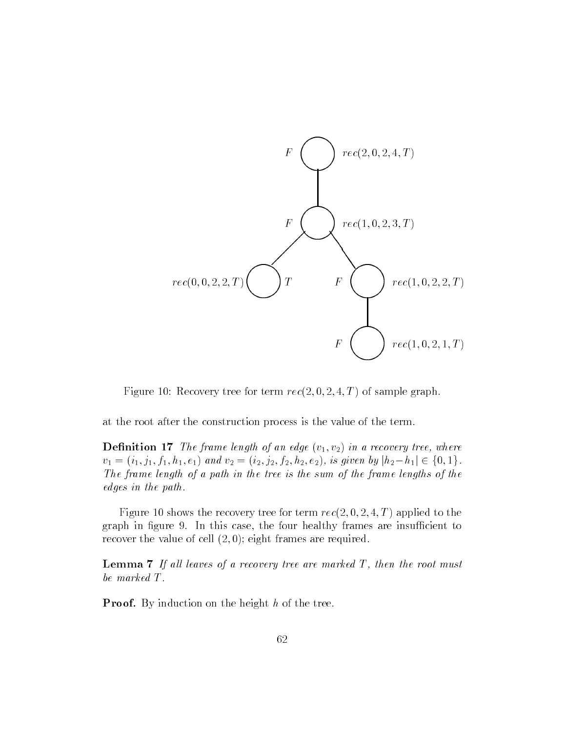Figure 10: Recovery tree for term $rec(2,0,2,4,T)$ of sample graph.

at the root after the construction process is the value of the term.

**Definition 17** *The frame length of an edge $(v_1, v_2)$ in a recovery tree, where $v_1 = (i_1, j_1, f_1, h_1, e_1)$ and $v_2 = (i_2, j_2, f_2, h_2, e_2)$, is given by $|h_2 - h_1| \in \{0, 1\}$. The frame length of a path in the tree is the sum of the frame lengths of the edges in the path.*

Figure 10 shows the recovery tree for term $rec(2,0,2,4,T)$ applied to the graph in figure 9. In this case, the four healthy frames are insufficient to recover the value of cell $(2,0)$; eight frames are required.

**Lemma 7** *If all leaves of a recovery tree are marked $T$, then the root must be marked $T$.*

**Proof.** By induction on the height $h$ of the tree.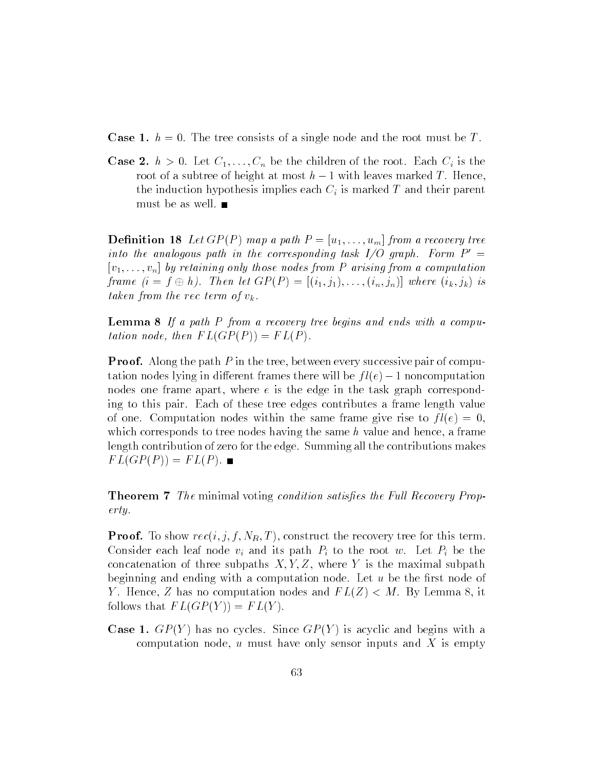**Case 1.** $h = 0$. The tree consists of a single node and the root must be $T$.

**Case 2.** $h > 0$. Let $C_1, \ldots, C_n$ be the children of the root. Each $C_i$ is the root of a subtree of height at most $h - 1$ with leaves marked $T$. Hence, the induction hypothesis implies each $C_i$ is marked $T$ and their parent must be as well. ■

**Definition 18** *Let $GP(P)$ map a path $P = [u_1, \ldots, u_m]$ from a recovery tree into the analogous path in the corresponding task I/O graph. Form $P' = [v_1, \ldots, v_n]$ by retaining only those nodes from $P$ arising from a computation frame ($i = f \oplus h$). Then let $GP(P) = [(i_1, j_1), \ldots, (i_n, j_n)]$ where $(i_k, j_k)$ is taken from the rec term of $v_k$.*

**Lemma 8** *If a path $P$ from a recovery tree begins and ends with a computation node, then $FL(GP(P)) = FL(P)$.*

**Proof.** Along the path $P$ in the tree, between every successive pair of computation nodes lying in different frames there will be $fl(e) - 1$ noncomputation nodes one frame apart, where $e$ is the edge in the task graph corresponding to this pair. Each of these tree edges contributes a frame length value of one. Computation nodes within the same frame give rise to $fl(e) = 0$, which corresponds to tree nodes having the same $h$ value and hence, a frame length contribution of zero for the edge. Summing all the contributions makes $FL(GP(P)) = FL(P)$. ■

**Theorem 7** *The* minimal voting *condition satisfies the Full Recovery Property.*

**Proof.** To show $rec(i, j, f, N_R, T)$, construct the recovery tree for this term. Consider each leaf node $v_i$ and its path $P_i$ to the root $w$. Let $P_i$ be the concatenation of three subpaths $X, Y, Z$, where $Y$ is the maximal subpath beginning and ending with a computation node. Let $u$ be the first node of $Y$. Hence, $Z$ has no computation nodes and $FL(Z) < M$. By Lemma 8, it follows that $FL(GP(Y)) = FL(Y)$.

**Case 1.** $GP(Y)$ has no cycles. Since $GP(Y)$ is acyclic and begins with a computation node, $u$ must have only sensor inputs and $X$ is empty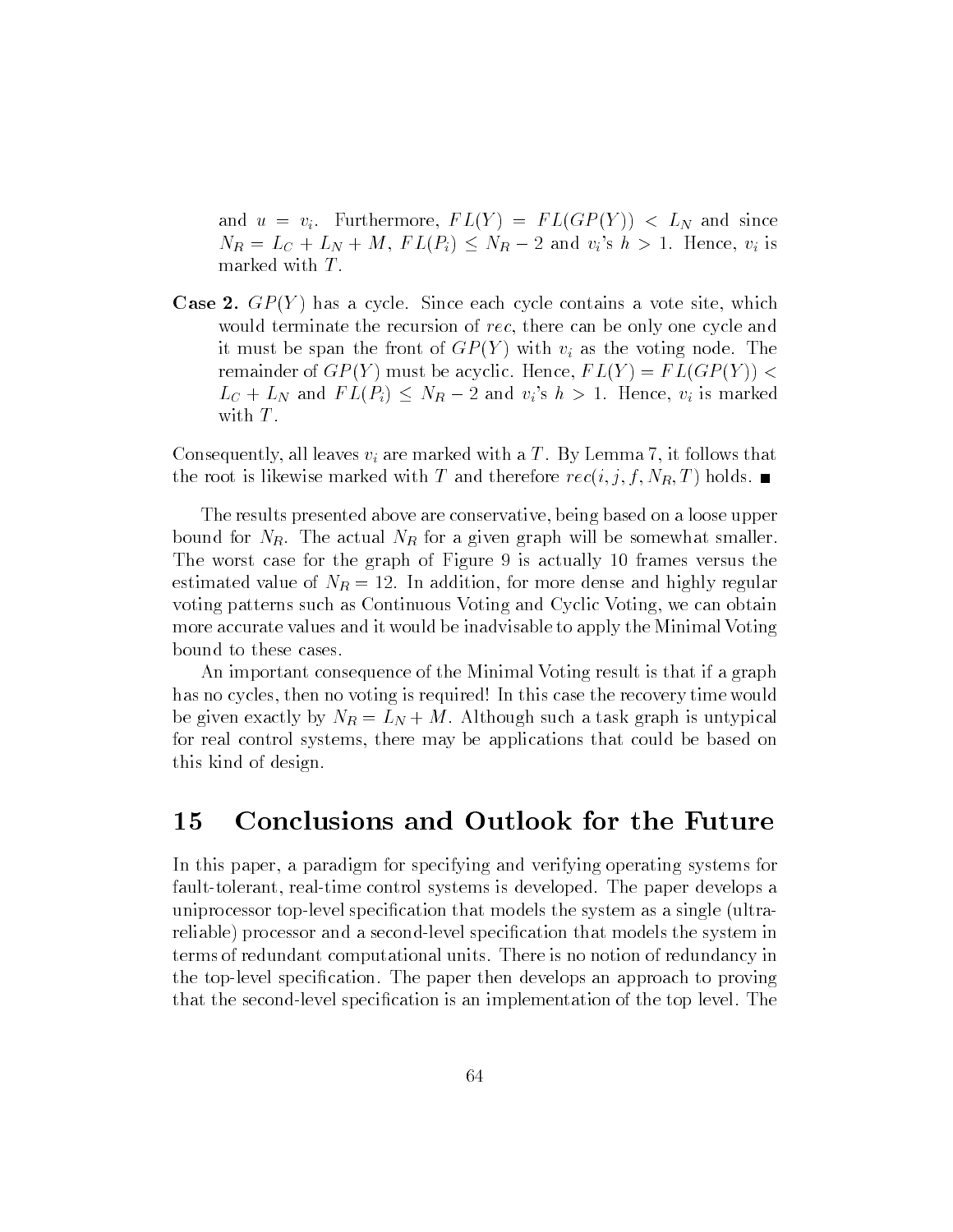and $u = v_i$. Furthermore, $FL(Y) = FL(GP(Y)) < L_N$ and since $N_R = L_C + L_N + M$, $FL(P_i) \leq N_R - 2$ and $v_i$'s $h > 1$. Hence, $v_i$ is marked with $T$.

**Case 2.** $GP(Y)$ has a cycle. Since each cycle contains a vote site, which would terminate the recursion of *rec*, there can be only one cycle and it must be span the front of $GP(Y)$ with $v_i$ as the voting node. The remainder of $GP(Y)$ must be acyclic. Hence, $FL(Y) = FL(GP(Y)) < L_C + L_N$ and $FL(P_i) \leq N_R - 2$ and $v_i$'s $h > 1$. Hence, $v_i$ is marked with $T$.

Consequently, all leaves $v_i$ are marked with a $T$. By Lemma 7, it follows that the root is likewise marked with $T$ and therefore $rec(i, j, f, N_R, T)$ holds. ∎

The results presented above are conservative, being based on a loose upper bound for $N_R$. The actual $N_R$ for a given graph will be somewhat smaller. The worst case for the graph of Figure 9 is actually 10 frames versus the estimated value of $N_R = 12$. In addition, for more dense and highly regular voting patterns such as Continuous Voting and Cyclic Voting, we can obtain more accurate values and it would be inadvisable to apply the Minimal Voting bound to these cases.

An important consequence of the Minimal Voting result is that if a graph has no cycles, then no voting is required! In this case the recovery time would be given exactly by $N_R = L_N + M$. Although such a task graph is untypical for real control systems, there may be applications that could be based on this kind of design.

# 15 Conclusions and Outlook for the Future

In this paper, a paradigm for specifying and verifying operating systems for fault-tolerant, real-time control systems is developed. The paper develops a uniprocessor top-level specification that models the system as a single (ultra-reliable) processor and a second-level specification that models the system in terms of redundant computational units. There is no notion of redundancy in the top-level specification. The paper then develops an approach to proving that the second-level specification is an implementation of the top level. The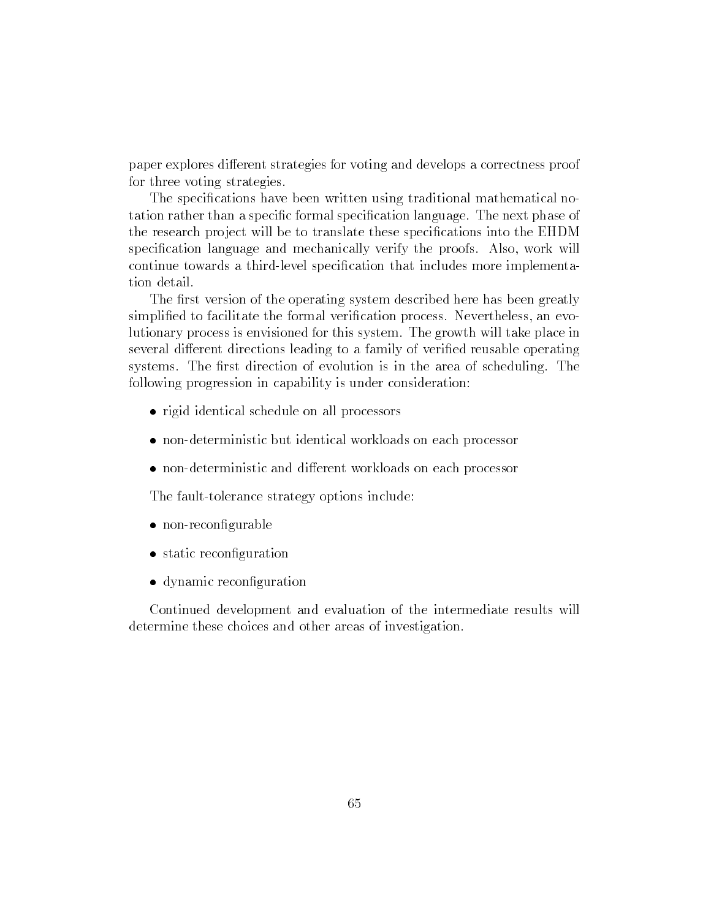paper explores different strategies for voting and develops a correctness proof for three voting strategies.

The specifications have been written using traditional mathematical notation rather than a specific formal specification language. The next phase of the research project will be to translate these specifications into the EHDM specification language and mechanically verify the proofs. Also, work will continue towards a third-level specification that includes more implementation detail.

The first version of the operating system described here has been greatly simplified to facilitate the formal verification process. Nevertheless, an evolutionary process is envisioned for this system. The growth will take place in several different directions leading to a family of verified reusable operating systems. The first direction of evolution is in the area of scheduling. The following progression in capability is under consideration:

- rigid identical schedule on all processors
- non-deterministic but identical workloads on each processor
- non-deterministic and different workloads on each processor

The fault-tolerance strategy options include:

- non-reconfigurable
- static reconfiguration
- dynamic reconfiguration

Continued development and evaluation of the intermediate results will determine these choices and other areas of investigation.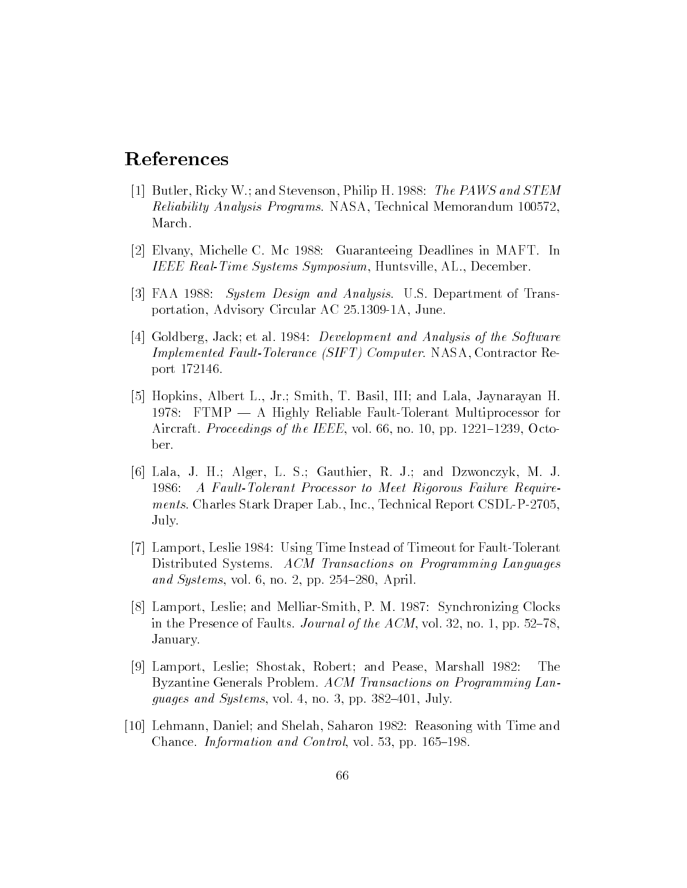# References

[1] Butler, Ricky W.; and Stevenson, Philip H. 1988: *The PAWS and STEM Reliability Analysis Programs*. NASA, Technical Memorandum 100572, March.

[2] Elvany, Michelle C. Mc 1988: Guaranteeing Deadlines in MAFT. In *IEEE Real-Time Systems Symposium*, Huntsville, AL., December.

[3] FAA 1988: *System Design and Analysis*. U.S. Department of Transportation, Advisory Circular AC 25.1309-1A, June.

[4] Goldberg, Jack; et al. 1984: *Development and Analysis of the Software Implemented Fault-Tolerance (SIFT) Computer*. NASA, Contractor Report 172146.

[5] Hopkins, Albert L., Jr.; Smith, T. Basil, III; and Lala, Jaynarayan H. 1978: FTMP — A Highly Reliable Fault-Tolerant Multiprocessor for Aircraft. *Proceedings of the IEEE*, vol. 66, no. 10, pp. 1221–1239, October.

[6] Lala, J. H.; Alger, L. S.; Gauthier, R. J.; and Dzwonczyk, M. J. 1986: *A Fault-Tolerant Processor to Meet Rigorous Failure Requirements*. Charles Stark Draper Lab., Inc., Technical Report CSDL-P-2705, July.

[7] Lamport, Leslie 1984: Using Time Instead of Timeout for Fault-Tolerant Distributed Systems. *ACM Transactions on Programming Languages and Systems*, vol. 6, no. 2, pp. 254–280, April.

[8] Lamport, Leslie; and Melliar-Smith, P. M. 1987: Synchronizing Clocks in the Presence of Faults. *Journal of the ACM*, vol. 32, no. 1, pp. 52–78, January.

[9] Lamport, Leslie; Shostak, Robert; and Pease, Marshall 1982: The Byzantine Generals Problem. *ACM Transactions on Programming Languages and Systems*, vol. 4, no. 3, pp. 382–401, July.

[10] Lehmann, Daniel; and Shelah, Saharon 1982: Reasoning with Time and Chance. *Information and Control*, vol. 53, pp. 165–198.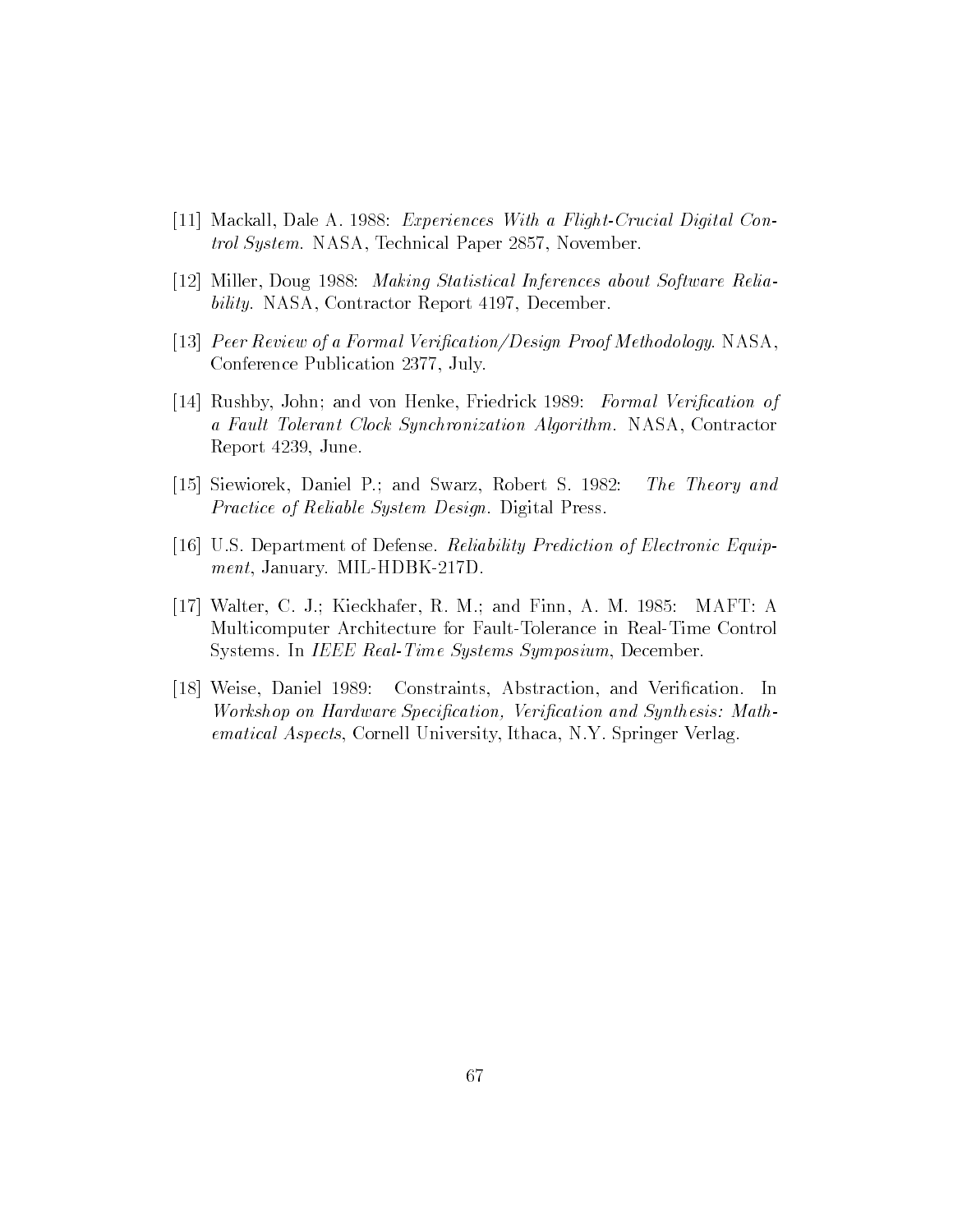[11] Mackall, Dale A. 1988: *Experiences With a Flight-Crucial Digital Control System*. NASA, Technical Paper 2857, November.

[12] Miller, Doug 1988: *Making Statistical Inferences about Software Reliability*. NASA, Contractor Report 4197, December.

[13] *Peer Review of a Formal Verification/Design Proof Methodology*. NASA, Conference Publication 2377, July.

[14] Rushby, John; and von Henke, Friedrick 1989: *Formal Verification of a Fault Tolerant Clock Synchronization Algorithm*. NASA, Contractor Report 4239, June.

[15] Siewiorek, Daniel P.; and Swarz, Robert S. 1982: *The Theory and Practice of Reliable System Design*. Digital Press.

[16] U.S. Department of Defense. *Reliability Prediction of Electronic Equipment*, January. MIL-HDBK-217D.

[17] Walter, C. J.; Kieckhafer, R. M.; and Finn, A. M. 1985: MAFT: A Multicomputer Architecture for Fault-Tolerance in Real-Time Control Systems. In *IEEE Real-Time Systems Symposium*, December.

[18] Weise, Daniel 1989: Constraints, Abstraction, and Verification. In *Workshop on Hardware Specification, Verification and Synthesis: Mathematical Aspects*, Cornell University, Ithaca, N.Y. Springer Verlag.